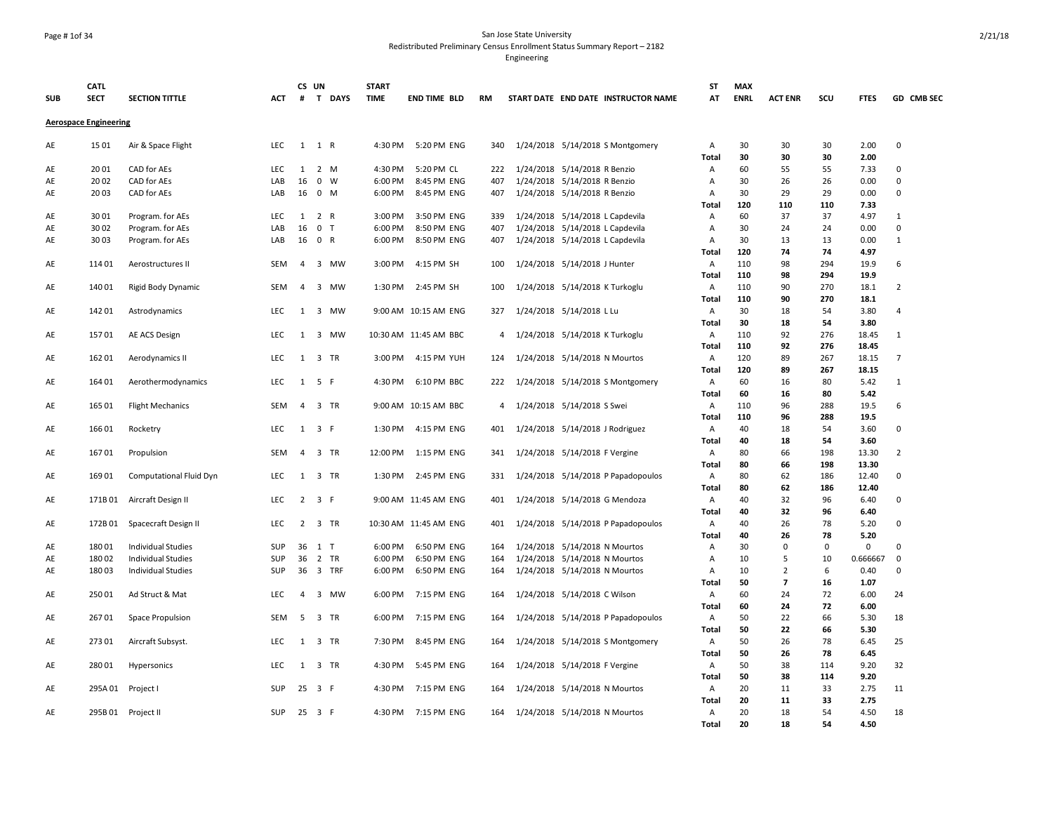San Jose State University

Redistributed Preliminary Census Enrollment Status Summary Report – 2182

Engineering

| SUB | CATL SECT | SECTION TITTLE | ACT | CS # | UN T | DAYS | START TIME | END TIME | BLD | RM | START DATE | END DATE | INSTRUCTOR NAME | ST AT | MAX ENRL | ACT ENR | SCU | FTES | GD | CMB SEC |
|---|---|---|---|---|---|---|---|---|---|---|---|---|---|---|---|---|---|---|---|---|
| **Aerospace Engineering** | | | | | | | | | | | | | | | | | | | | |
| AE | 15 01 | Air & Space Flight | LEC | 1 | 1 | R | 4:30 PM | 5:20 PM | ENG | 340 | 1/24/2018 | 5/14/2018 | S Montgomery | A | 30 | 30 | 30 | 2.00 | 0 | |
| | | | | | | | | | | | | | | **Total** | **30** | **30** | **30** | **2.00** | | |
| AE | 20 01 | CAD for AEs | LEC | 1 | 2 | M | 4:30 PM | 5:20 PM | CL | 222 | 1/24/2018 | 5/14/2018 | R Benzio | A | 60 | 55 | 55 | 7.33 | 0 | |
| AE | 20 02 | CAD for AEs | LAB | 16 | 0 | W | 6:00 PM | 8:45 PM | ENG | 407 | 1/24/2018 | 5/14/2018 | R Benzio | A | 30 | 26 | 26 | 0.00 | 0 | |
| AE | 20 03 | CAD for AEs | LAB | 16 | 0 | M | 6:00 PM | 8:45 PM | ENG | 407 | 1/24/2018 | 5/14/2018 | R Benzio | A | 30 | 29 | 29 | 0.00 | 0 | |
| | | | | | | | | | | | | | | **Total** | **120** | **110** | **110** | **7.33** | | |
| AE | 30 01 | Program. for AEs | LEC | 1 | 2 | R | 3:00 PM | 3:50 PM | ENG | 339 | 1/24/2018 | 5/14/2018 | L Capdevila | A | 60 | 37 | 37 | 4.97 | 1 | |
| AE | 30 02 | Program. for AEs | LAB | 16 | 0 | T | 6:00 PM | 8:50 PM | ENG | 407 | 1/24/2018 | 5/14/2018 | L Capdevila | A | 30 | 24 | 24 | 0.00 | 0 | |
| AE | 30 03 | Program. for AEs | LAB | 16 | 0 | R | 6:00 PM | 8:50 PM | ENG | 407 | 1/24/2018 | 5/14/2018 | L Capdevila | A | 30 | 13 | 13 | 0.00 | 1 | |
| | | | | | | | | | | | | | | **Total** | **120** | **74** | **74** | **4.97** | | |
| AE | 114 01 | Aerostructures II | SEM | 4 | 3 | MW | 3:00 PM | 4:15 PM | SH | 100 | 1/24/2018 | 5/14/2018 | J Hunter | A | 110 | 98 | 294 | 19.9 | 6 | |
| | | | | | | | | | | | | | | **Total** | **110** | **98** | **294** | **19.9** | | |
| AE | 140 01 | Rigid Body Dynamic | SEM | 4 | 3 | MW | 1:30 PM | 2:45 PM | SH | 100 | 1/24/2018 | 5/14/2018 | K Turkoglu | A | 110 | 90 | 270 | 18.1 | 2 | |
| | | | | | | | | | | | | | | **Total** | **110** | **90** | **270** | **18.1** | | |
| AE | 142 01 | Astrodynamics | LEC | 1 | 3 | MW | 9:00 AM | 10:15 AM | ENG | 327 | 1/24/2018 | 5/14/2018 | L Lu | A | 30 | 18 | 54 | 3.80 | 4 | |
| | | | | | | | | | | | | | | **Total** | **30** | **18** | **54** | **3.80** | | |
| AE | 157 01 | AE ACS Design | LEC | 1 | 3 | MW | 10:30 AM | 11:45 AM | BBC | 4 | 1/24/2018 | 5/14/2018 | K Turkoglu | A | 110 | 92 | 276 | 18.45 | 1 | |
| | | | | | | | | | | | | | | **Total** | **110** | **92** | **276** | **18.45** | | |
| AE | 162 01 | Aerodynamics II | LEC | 1 | 3 | TR | 3:00 PM | 4:15 PM | YUH | 124 | 1/24/2018 | 5/14/2018 | N Mourtos | A | 120 | 89 | 267 | 18.15 | 7 | |
| | | | | | | | | | | | | | | **Total** | **120** | **89** | **267** | **18.15** | | |
| AE | 164 01 | Aerothermodynamics | LEC | 1 | 5 | F | 4:30 PM | 6:10 PM | BBC | 222 | 1/24/2018 | 5/14/2018 | S Montgomery | A | 60 | 16 | 80 | 5.42 | 1 | |
| | | | | | | | | | | | | | | **Total** | **60** | **16** | **80** | **5.42** | | |
| AE | 165 01 | Flight Mechanics | SEM | 4 | 3 | TR | 9:00 AM | 10:15 AM | BBC | 4 | 1/24/2018 | 5/14/2018 | S Swei | A | 110 | 96 | 288 | 19.5 | 6 | |
| | | | | | | | | | | | | | | **Total** | **110** | **96** | **288** | **19.5** | | |
| AE | 166 01 | Rocketry | LEC | 1 | 3 | F | 1:30 PM | 4:15 PM | ENG | 401 | 1/24/2018 | 5/14/2018 | J Rodriguez | A | 40 | 18 | 54 | 3.60 | 0 | |
| | | | | | | | | | | | | | | **Total** | **40** | **18** | **54** | **3.60** | | |
| AE | 167 01 | Propulsion | SEM | 4 | 3 | TR | 12:00 PM | 1:15 PM | ENG | 341 | 1/24/2018 | 5/14/2018 | F Vergine | A | 80 | 66 | 198 | 13.30 | 2 | |
| | | | | | | | | | | | | | | **Total** | **80** | **66** | **198** | **13.30** | | |
| AE | 169 01 | Computational Fluid Dyn | LEC | 1 | 3 | TR | 1:30 PM | 2:45 PM | ENG | 331 | 1/24/2018 | 5/14/2018 | P Papadopoulos | A | 80 | 62 | 186 | 12.40 | 0 | |
| | | | | | | | | | | | | | | **Total** | **80** | **62** | **186** | **12.40** | | |
| AE | 171B 01 | Aircraft Design II | LEC | 2 | 3 | F | 9:00 AM | 11:45 AM | ENG | 401 | 1/24/2018 | 5/14/2018 | G Mendoza | A | 40 | 32 | 96 | 6.40 | 0 | |
| | | | | | | | | | | | | | | **Total** | **40** | **32** | **96** | **6.40** | | |
| AE | 172B 01 | Spacecraft Design II | LEC | 2 | 3 | TR | 10:30 AM | 11:45 AM | ENG | 401 | 1/24/2018 | 5/14/2018 | P Papadopoulos | A | 40 | 26 | 78 | 5.20 | 0 | |
| | | | | | | | | | | | | | | **Total** | **40** | **26** | **78** | **5.20** | | |
| AE | 180 01 | Individual Studies | SUP | 36 | 1 | T | 6:00 PM | 6:50 PM | ENG | 164 | 1/24/2018 | 5/14/2018 | N Mourtos | A | 30 | 0 | 0 | 0 | 0 | |
| AE | 180 02 | Individual Studies | SUP | 36 | 2 | TR | 6:00 PM | 6:50 PM | ENG | 164 | 1/24/2018 | 5/14/2018 | N Mourtos | A | 10 | 5 | 10 | 0.666667 | 0 | |
| AE | 180 03 | Individual Studies | SUP | 36 | 3 | TRF | 6:00 PM | 6:50 PM | ENG | 164 | 1/24/2018 | 5/14/2018 | N Mourtos | A | 10 | 2 | 6 | 0.40 | 0 | |
| | | | | | | | | | | | | | | **Total** | **50** | **7** | **16** | **1.07** | | |
| AE | 250 01 | Ad Struct & Mat | LEC | 4 | 3 | MW | 6:00 PM | 7:15 PM | ENG | 164 | 1/24/2018 | 5/14/2018 | C Wilson | A | 60 | 24 | 72 | 6.00 | 24 | |
| | | | | | | | | | | | | | | **Total** | **60** | **24** | **72** | **6.00** | | |
| AE | 267 01 | Space Propulsion | SEM | 5 | 3 | TR | 6:00 PM | 7:15 PM | ENG | 164 | 1/24/2018 | 5/14/2018 | P Papadopoulos | A | 50 | 22 | 66 | 5.30 | 18 | |
| | | | | | | | | | | | | | | **Total** | **50** | **22** | **66** | **5.30** | | |
| AE | 273 01 | Aircraft Subsyst. | LEC | 1 | 3 | TR | 7:30 PM | 8:45 PM | ENG | 164 | 1/24/2018 | 5/14/2018 | S Montgomery | A | 50 | 26 | 78 | 6.45 | 25 | |
| | | | | | | | | | | | | | | **Total** | **50** | **26** | **78** | **6.45** | | |
| AE | 280 01 | Hypersonics | LEC | 1 | 3 | TR | 4:30 PM | 5:45 PM | ENG | 164 | 1/24/2018 | 5/14/2018 | F Vergine | A | 50 | 38 | 114 | 9.20 | 32 | |
| | | | | | | | | | | | | | | **Total** | **50** | **38** | **114** | **9.20** | | |
| AE | 295A 01 | Project I | SUP | 25 | 3 | F | 4:30 PM | 7:15 PM | ENG | 164 | 1/24/2018 | 5/14/2018 | N Mourtos | A | 20 | 11 | 33 | 2.75 | 11 | |
| | | | | | | | | | | | | | | **Total** | **20** | **11** | **33** | **2.75** | | |
| AE | 295B 01 | Project II | SUP | 25 | 3 | F | 4:30 PM | 7:15 PM | ENG | 164 | 1/24/2018 | 5/14/2018 | N Mourtos | A | 20 | 18 | 54 | 4.50 | 18 | |
| | | | | | | | | | | | | | | **Total** | **20** | **18** | **54** | **4.50** | | |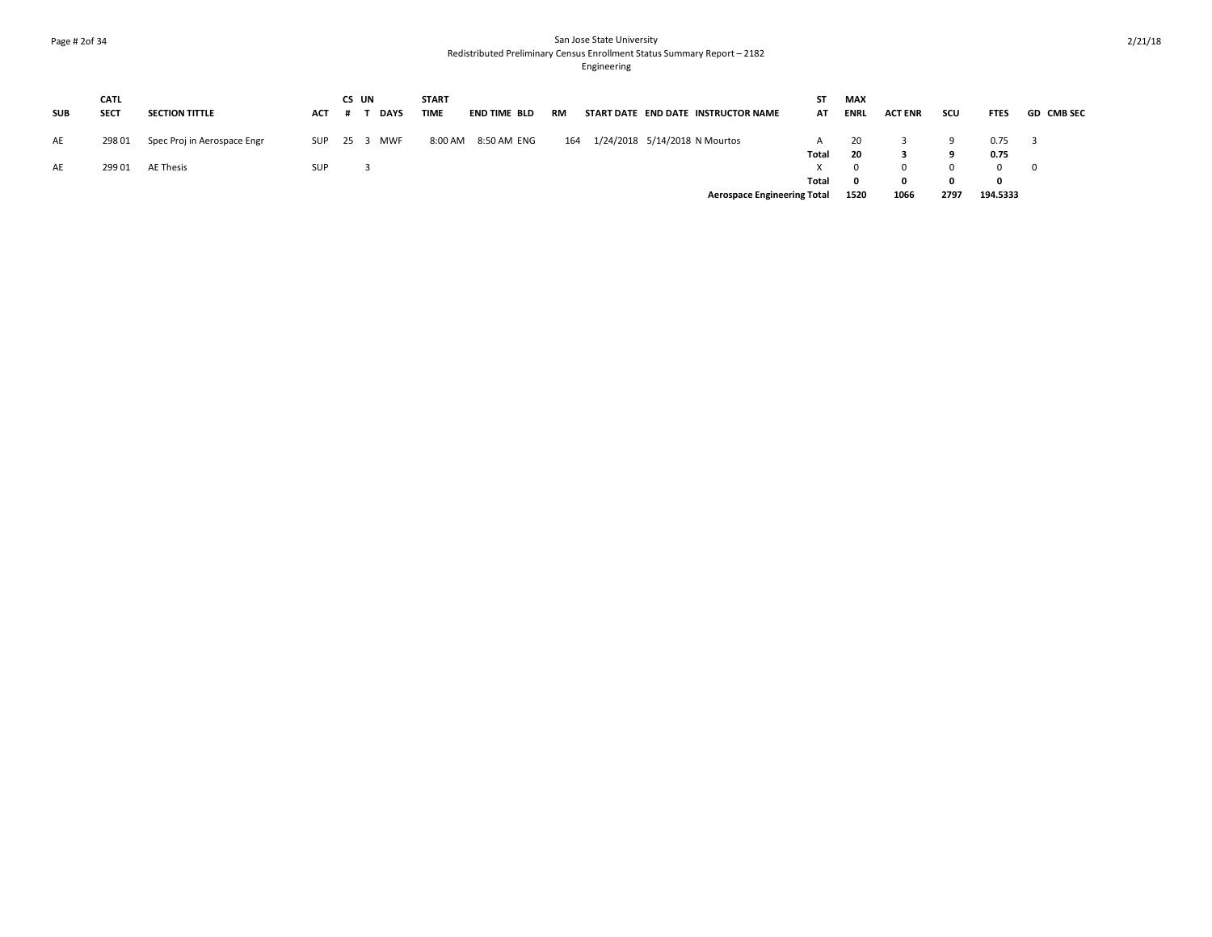# San Jose State University
## Redistributed Preliminary Census Enrollment Status Summary Report – 2182
### Engineering

| SUB | CATL SECT | SECTION TITTLE | ACT | CS # | UN T | DAYS | START TIME | END TIME | BLD | RM | START DATE | END DATE | INSTRUCTOR NAME | ST AT | MAX ENRL | ACT ENR | SCU | FTES | GD | CMB SEC |
|---|---|---|---|---|---|---|---|---|---|---|---|---|---|---|---|---|---|---|---|---|
| AE | 298 01 | Spec Proj in Aerospace Engr | SUP | 25 | 3 | MWF | 8:00 AM | 8:50 AM | ENG | 164 | 1/24/2018 | 5/14/2018 | N Mourtos | A | 20 | 3 | 9 | 0.75 | 3 | |
| | | | | | | | | | | | | | | **Total** | **20** | **3** | **9** | **0.75** | | |
| AE | 299 01 | AE Thesis | SUP | | 3 | | | | | | | | | X | 0 | 0 | 0 | 0 | 0 | |
| | | | | | | | | | | | | | | **Total** | **0** | **0** | **0** | **0** | | |
| | | | | | | | | | | | | | **Aerospace Engineering Total** | | **1520** | **1066** | **2797** | **194.5333** | | |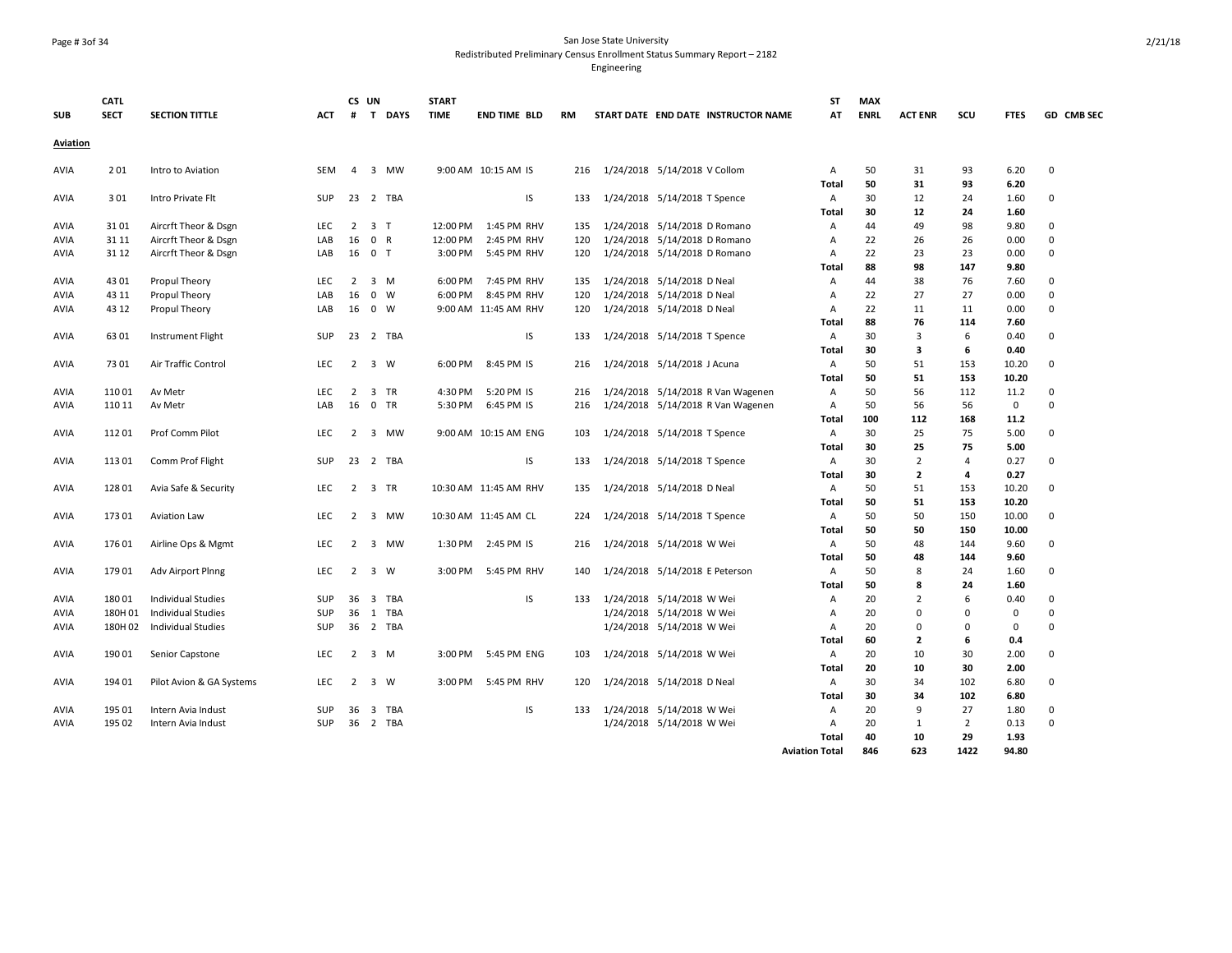San Jose State University
Redistributed Preliminary Census Enrollment Status Summary Report – 2182
Engineering

| SUB | CATL SECT | SECTION TITTLE | ACT | CS # | UN T | DAYS | START TIME | END TIME | BLD | RM | START DATE | END DATE | INSTRUCTOR NAME | ST AT | MAX ENRL | ACT ENR | SCU | FTES | GD | CMB SEC |
|---|---|---|---|---|---|---|---|---|---|---|---|---|---|---|---|---|---|---|---|---|
| **Aviation** | | | | | | | | | | | | | | | | | | | | |
| AVIA | 2 01 | Intro to Aviation | SEM | 4 | 3 | MW | 9:00 AM | 10:15 AM | IS | 216 | 1/24/2018 | 5/14/2018 | V Collom | A | 50 | 31 | 93 | 6.20 | 0 | |
| | | | | | | | | | | | | | | **Total** | **50** | **31** | **93** | **6.20** | | |
| AVIA | 3 01 | Intro Private Flt | SUP | 23 | 2 | TBA | | | IS | 133 | 1/24/2018 | 5/14/2018 | T Spence | A | 30 | 12 | 24 | 1.60 | 0 | |
| | | | | | | | | | | | | | | **Total** | **30** | **12** | **24** | **1.60** | | |
| AVIA | 31 01 | Aircrft Theor & Dsgn | LEC | 2 | 3 | T | 12:00 PM | 1:45 PM | RHV | 135 | 1/24/2018 | 5/14/2018 | D Romano | A | 44 | 49 | 98 | 9.80 | 0 | |
| AVIA | 31 11 | Aircrft Theor & Dsgn | LAB | 16 | 0 | R | 12:00 PM | 2:45 PM | RHV | 120 | 1/24/2018 | 5/14/2018 | D Romano | A | 22 | 26 | 26 | 0.00 | 0 | |
| AVIA | 31 12 | Aircrft Theor & Dsgn | LAB | 16 | 0 | T | 3:00 PM | 5:45 PM | RHV | 120 | 1/24/2018 | 5/14/2018 | D Romano | A | 22 | 23 | 23 | 0.00 | 0 | |
| | | | | | | | | | | | | | | **Total** | **88** | **98** | **147** | **9.80** | | |
| AVIA | 43 01 | Propul Theory | LEC | 2 | 3 | M | 6:00 PM | 7:45 PM | RHV | 135 | 1/24/2018 | 5/14/2018 | D Neal | A | 44 | 38 | 76 | 7.60 | 0 | |
| AVIA | 43 11 | Propul Theory | LAB | 16 | 0 | W | 6:00 PM | 8:45 PM | RHV | 120 | 1/24/2018 | 5/14/2018 | D Neal | A | 22 | 27 | 27 | 0.00 | 0 | |
| AVIA | 43 12 | Propul Theory | LAB | 16 | 0 | W | 9:00 AM | 11:45 AM | RHV | 120 | 1/24/2018 | 5/14/2018 | D Neal | A | 22 | 11 | 11 | 0.00 | 0 | |
| | | | | | | | | | | | | | | **Total** | **88** | **76** | **114** | **7.60** | | |
| AVIA | 63 01 | Instrument Flight | SUP | 23 | 2 | TBA | | | IS | 133 | 1/24/2018 | 5/14/2018 | T Spence | A | 30 | 3 | 6 | 0.40 | 0 | |
| | | | | | | | | | | | | | | **Total** | **30** | **3** | **6** | **0.40** | | |
| AVIA | 73 01 | Air Traffic Control | LEC | 2 | 3 | W | 6:00 PM | 8:45 PM | IS | 216 | 1/24/2018 | 5/14/2018 | J Acuna | A | 50 | 51 | 153 | 10.20 | 0 | |
| | | | | | | | | | | | | | | **Total** | **50** | **51** | **153** | **10.20** | | |
| AVIA | 110 01 | Av Metr | LEC | 2 | 3 | TR | 4:30 PM | 5:20 PM | IS | 216 | 1/24/2018 | 5/14/2018 | R Van Wagenen | A | 50 | 56 | 112 | 11.2 | 0 | |
| AVIA | 110 11 | Av Metr | LAB | 16 | 0 | TR | 5:30 PM | 6:45 PM | IS | 216 | 1/24/2018 | 5/14/2018 | R Van Wagenen | A | 50 | 56 | 56 | 0 | 0 | |
| | | | | | | | | | | | | | | **Total** | **100** | **112** | **168** | **11.2** | | |
| AVIA | 112 01 | Prof Comm Pilot | LEC | 2 | 3 | MW | 9:00 AM | 10:15 AM | ENG | 103 | 1/24/2018 | 5/14/2018 | T Spence | A | 30 | 25 | 75 | 5.00 | 0 | |
| | | | | | | | | | | | | | | **Total** | **30** | **25** | **75** | **5.00** | | |
| AVIA | 113 01 | Comm Prof Flight | SUP | 23 | 2 | TBA | | | IS | 133 | 1/24/2018 | 5/14/2018 | T Spence | A | 30 | 2 | 4 | 0.27 | 0 | |
| | | | | | | | | | | | | | | **Total** | **30** | **2** | **4** | **0.27** | | |
| AVIA | 128 01 | Avia Safe & Security | LEC | 2 | 3 | TR | 10:30 AM | 11:45 AM | RHV | 135 | 1/24/2018 | 5/14/2018 | D Neal | A | 50 | 51 | 153 | 10.20 | 0 | |
| | | | | | | | | | | | | | | **Total** | **50** | **51** | **153** | **10.20** | | |
| AVIA | 173 01 | Aviation Law | LEC | 2 | 3 | MW | 10:30 AM | 11:45 AM | CL | 224 | 1/24/2018 | 5/14/2018 | T Spence | A | 50 | 50 | 150 | 10.00 | 0 | |
| | | | | | | | | | | | | | | **Total** | **50** | **50** | **150** | **10.00** | | |
| AVIA | 176 01 | Airline Ops & Mgmt | LEC | 2 | 3 | MW | 1:30 PM | 2:45 PM | IS | 216 | 1/24/2018 | 5/14/2018 | W Wei | A | 50 | 48 | 144 | 9.60 | 0 | |
| | | | | | | | | | | | | | | **Total** | **50** | **48** | **144** | **9.60** | | |
| AVIA | 179 01 | Adv Airport Plnng | LEC | 2 | 3 | W | 3:00 PM | 5:45 PM | RHV | 140 | 1/24/2018 | 5/14/2018 | E Peterson | A | 50 | 8 | 24 | 1.60 | 0 | |
| | | | | | | | | | | | | | | **Total** | **50** | **8** | **24** | **1.60** | | |
| AVIA | 180 01 | Individual Studies | SUP | 36 | 3 | TBA | | | IS | 133 | 1/24/2018 | 5/14/2018 | W Wei | A | 20 | 2 | 6 | 0.40 | 0 | |
| AVIA | 180H 01 | Individual Studies | SUP | 36 | 1 | TBA | | | | | 1/24/2018 | 5/14/2018 | W Wei | A | 20 | 0 | 0 | 0 | 0 | |
| AVIA | 180H 02 | Individual Studies | SUP | 36 | 2 | TBA | | | | | 1/24/2018 | 5/14/2018 | W Wei | A | 20 | 0 | 0 | 0 | 0 | |
| | | | | | | | | | | | | | | **Total** | **60** | **2** | **6** | **0.4** | | |
| AVIA | 190 01 | Senior Capstone | LEC | 2 | 3 | M | 3:00 PM | 5:45 PM | ENG | 103 | 1/24/2018 | 5/14/2018 | W Wei | A | 20 | 10 | 30 | 2.00 | 0 | |
| | | | | | | | | | | | | | | **Total** | **20** | **10** | **30** | **2.00** | | |
| AVIA | 194 01 | Pilot Avion & GA Systems | LEC | 2 | 3 | W | 3:00 PM | 5:45 PM | RHV | 120 | 1/24/2018 | 5/14/2018 | D Neal | A | 30 | 34 | 102 | 6.80 | 0 | |
| | | | | | | | | | | | | | | **Total** | **30** | **34** | **102** | **6.80** | | |
| AVIA | 195 01 | Intern Avia Indust | SUP | 36 | 3 | TBA | | | IS | 133 | 1/24/2018 | 5/14/2018 | W Wei | A | 20 | 9 | 27 | 1.80 | 0 | |
| AVIA | 195 02 | Intern Avia Indust | SUP | 36 | 2 | TBA | | | | | 1/24/2018 | 5/14/2018 | W Wei | A | 20 | 1 | 2 | 0.13 | 0 | |
| | | | | | | | | | | | | | | **Total** | **40** | **10** | **29** | **1.93** | | |
| | | | | | | | | | | | | | | **Aviation Total** | **846** | **623** | **1422** | **94.80** | | |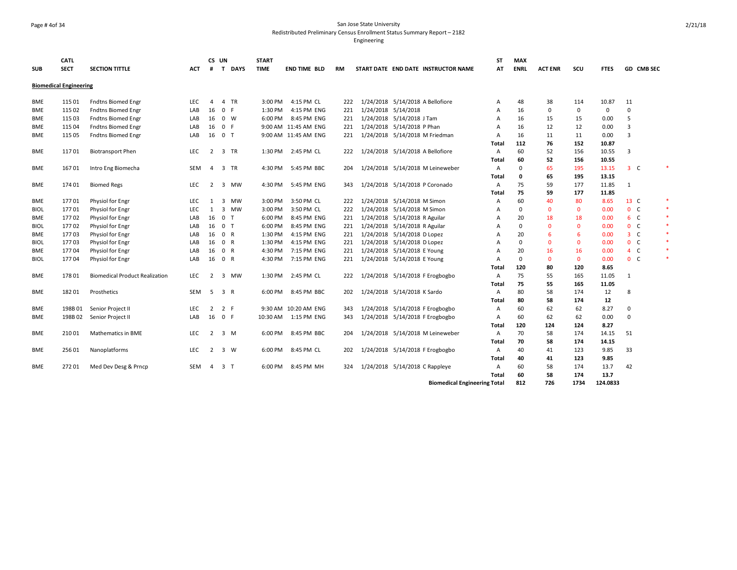San Jose State University
Redistributed Preliminary Census Enrollment Status Summary Report – 2182
Engineering

| SUB | CATL SECT | SECTION TITTLE | ACT | CS # | UN T | DAYS | START TIME | END TIME | BLD | RM | START DATE | END DATE | INSTRUCTOR NAME | ST AT | MAX ENRL | ACT ENR | SCU | FTES | GD | CMB SEC | |
|---|---|---|---|---|---|---|---|---|---|---|---|---|---|---|---|---|---|---|---|---|---|
| **Biomedical Engineering** | | | | | | | | | | | | | | | | | | | | | |
| BME | 115 01 | Fndtns Biomed Engr | LEC | 4 | 4 | TR | 3:00 PM | 4:15 PM | CL | 222 | 1/24/2018 | 5/14/2018 | A Bellofiore | A | 48 | 38 | 114 | 10.87 | 11 | | |
| BME | 115 02 | Fndtns Biomed Engr | LAB | 16 | 0 | F | 1:30 PM | 4:15 PM | ENG | 221 | 1/24/2018 | 5/14/2018 | | A | 16 | 0 | 0 | 0 | 0 | | |
| BME | 115 03 | Fndtns Biomed Engr | LAB | 16 | 0 | W | 6:00 PM | 8:45 PM | ENG | 221 | 1/24/2018 | 5/14/2018 | J Tam | A | 16 | 15 | 15 | 0.00 | 5 | | |
| BME | 115 04 | Fndtns Biomed Engr | LAB | 16 | 0 | F | 9:00 AM | 11:45 AM | ENG | 221 | 1/24/2018 | 5/14/2018 | P Phan | A | 16 | 12 | 12 | 0.00 | 3 | | |
| BME | 115 05 | Fndtns Biomed Engr | LAB | 16 | 0 | T | 9:00 AM | 11:45 AM | ENG | 221 | 1/24/2018 | 5/14/2018 | M Friedman | A | 16 | 11 | 11 | 0.00 | 3 | | |
| | | | | | | | | | | | | | | **Total** | **112** | **76** | **152** | **10.87** | | | |
| BME | 117 01 | Biotransport Phen | LEC | 2 | 3 | TR | 1:30 PM | 2:45 PM | CL | 222 | 1/24/2018 | 5/14/2018 | A Bellofiore | A | 60 | 52 | 156 | 10.55 | 3 | | |
| | | | | | | | | | | | | | | **Total** | **60** | **52** | **156** | **10.55** | | | |
| BME | 167 01 | Intro Eng Biomecha | SEM | 4 | 3 | TR | 4:30 PM | 5:45 PM | BBC | 204 | 1/24/2018 | 5/14/2018 | M Leineweber | A | 0 | 65 | 195 | 13.15 | 3 | C | * |
| | | | | | | | | | | | | | | **Total** | **0** | **65** | **195** | **13.15** | | | |
| BME | 174 01 | Biomed Regs | LEC | 2 | 3 | MW | 4:30 PM | 5:45 PM | ENG | 343 | 1/24/2018 | 5/14/2018 | P Coronado | A | 75 | 59 | 177 | 11.85 | 1 | | |
| | | | | | | | | | | | | | | **Total** | **75** | **59** | **177** | **11.85** | | | |
| BME | 177 01 | Physiol for Engr | LEC | 1 | 3 | MW | 3:00 PM | 3:50 PM | CL | 222 | 1/24/2018 | 5/14/2018 | M Simon | A | 60 | 40 | 80 | 8.65 | 13 | C | * |
| BIOL | 177 01 | Physiol for Engr | LEC | 1 | 3 | MW | 3:00 PM | 3:50 PM | CL | 222 | 1/24/2018 | 5/14/2018 | M Simon | A | 0 | 0 | 0 | 0.00 | 0 | C | * |
| BME | 177 02 | Physiol for Engr | LAB | 16 | 0 | T | 6:00 PM | 8:45 PM | ENG | 221 | 1/24/2018 | 5/14/2018 | R Aguilar | A | 20 | 18 | 18 | 0.00 | 6 | C | * |
| BIOL | 177 02 | Physiol for Engr | LAB | 16 | 0 | T | 6:00 PM | 8:45 PM | ENG | 221 | 1/24/2018 | 5/14/2018 | R Aguilar | A | 0 | 0 | 0 | 0.00 | 0 | C | * |
| BME | 177 03 | Physiol for Engr | LAB | 16 | 0 | R | 1:30 PM | 4:15 PM | ENG | 221 | 1/24/2018 | 5/14/2018 | D Lopez | A | 20 | 6 | 6 | 0.00 | 3 | C | * |
| BIOL | 177 03 | Physiol for Engr | LAB | 16 | 0 | R | 1:30 PM | 4:15 PM | ENG | 221 | 1/24/2018 | 5/14/2018 | D Lopez | A | 0 | 0 | 0 | 0.00 | 0 | C | * |
| BME | 177 04 | Physiol for Engr | LAB | 16 | 0 | R | 4:30 PM | 7:15 PM | ENG | 221 | 1/24/2018 | 5/14/2018 | E Young | A | 20 | 16 | 16 | 0.00 | 4 | C | * |
| BIOL | 177 04 | Physiol for Engr | LAB | 16 | 0 | R | 4:30 PM | 7:15 PM | ENG | 221 | 1/24/2018 | 5/14/2018 | E Young | A | 0 | 0 | 0 | 0.00 | 0 | C | * |
| | | | | | | | | | | | | | | **Total** | **120** | **80** | **120** | **8.65** | | | |
| BME | 178 01 | Biomedical Product Realization | LEC | 2 | 3 | MW | 1:30 PM | 2:45 PM | CL | 222 | 1/24/2018 | 5/14/2018 | F Erogbogbo | A | 75 | 55 | 165 | 11.05 | 1 | | |
| | | | | | | | | | | | | | | **Total** | **75** | **55** | **165** | **11.05** | | | |
| BME | 182 01 | Prosthetics | SEM | 5 | 3 | R | 6:00 PM | 8:45 PM | BBC | 202 | 1/24/2018 | 5/14/2018 | K Sardo | A | 80 | 58 | 174 | 12 | 8 | | |
| | | | | | | | | | | | | | | **Total** | **80** | **58** | **174** | **12** | | | |
| BME | 198B 01 | Senior Project II | LEC | 2 | 2 | F | 9:30 AM | 10:20 AM | ENG | 343 | 1/24/2018 | 5/14/2018 | F Erogbogbo | A | 60 | 62 | 62 | 8.27 | 0 | | |
| BME | 198B 02 | Senior Project II | LAB | 16 | 0 | F | 10:30 AM | 1:15 PM | ENG | 343 | 1/24/2018 | 5/14/2018 | F Erogbogbo | A | 60 | 62 | 62 | 0.00 | 0 | | |
| | | | | | | | | | | | | | | **Total** | **120** | **124** | **124** | **8.27** | | | |
| BME | 210 01 | Mathematics in BME | LEC | 2 | 3 | M | 6:00 PM | 8:45 PM | BBC | 204 | 1/24/2018 | 5/14/2018 | M Leineweber | A | 70 | 58 | 174 | 14.15 | 51 | | |
| | | | | | | | | | | | | | | **Total** | **70** | **58** | **174** | **14.15** | | | |
| BME | 256 01 | Nanoplatforms | LEC | 2 | 3 | W | 6:00 PM | 8:45 PM | CL | 202 | 1/24/2018 | 5/14/2018 | F Erogbogbo | A | 40 | 41 | 123 | 9.85 | 33 | | |
| | | | | | | | | | | | | | | **Total** | **40** | **41** | **123** | **9.85** | | | |
| BME | 272 01 | Med Dev Desg & Prncp | SEM | 4 | 3 | T | 6:00 PM | 8:45 PM | MH | 324 | 1/24/2018 | 5/14/2018 | C Rappleye | A | 60 | 58 | 174 | 13.7 | 42 | | |
| | | | | | | | | | | | | | | **Total** | **60** | **58** | **174** | **13.7** | | | |
| | | | | | | | | | | | | | **Biomedical Engineering Total** | | **812** | **726** | **1734** | **124.0833** | | | |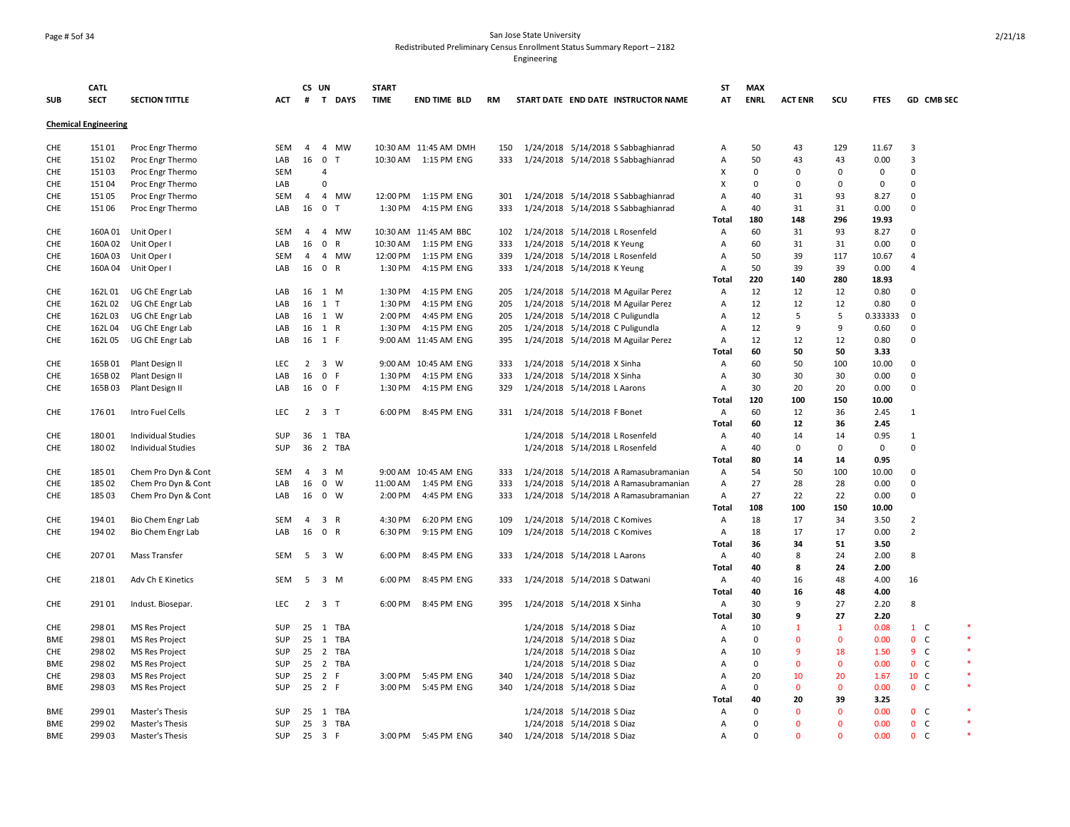San Jose State University
Redistributed Preliminary Census Enrollment Status Summary Report – 2182
Engineering

| SUB | CATL SECT | SECTION TITTLE | ACT | CS # | UN T | DAYS | START TIME | END TIME | BLD | RM | START DATE | END DATE | INSTRUCTOR NAME | ST AT | MAX ENRL | ACT ENR | SCU | FTES | GD | CMB SEC | |
|---|---|---|---|---|---|---|---|---|---|---|---|---|---|---|---|---|---|---|---|---|---|
| **Chemical Engineering** | | | | | | | | | | | | | | | | | | | | | |
| CHE | 151 01 | Proc Engr Thermo | SEM | 4 | 4 | MW | 10:30 AM | 11:45 AM | DMH | 150 | 1/24/2018 | 5/14/2018 | S Sabbaghianrad | A | 50 | 43 | 129 | 11.67 | 3 | | |
| CHE | 151 02 | Proc Engr Thermo | LAB | 16 | 0 | T | 10:30 AM | 1:15 PM | ENG | 333 | 1/24/2018 | 5/14/2018 | S Sabbaghianrad | A | 50 | 43 | 43 | 0.00 | 3 | | |
| CHE | 151 03 | Proc Engr Thermo | SEM | | 4 | | | | | | | | | X | 0 | 0 | 0 | 0 | 0 | | |
| CHE | 151 04 | Proc Engr Thermo | LAB | | 0 | | | | | | | | | X | 0 | 0 | 0 | 0 | 0 | | |
| CHE | 151 05 | Proc Engr Thermo | SEM | 4 | 4 | MW | 12:00 PM | 1:15 PM | ENG | 301 | 1/24/2018 | 5/14/2018 | S Sabbaghianrad | A | 40 | 31 | 93 | 8.27 | 0 | | |
| CHE | 151 06 | Proc Engr Thermo | LAB | 16 | 0 | T | 1:30 PM | 4:15 PM | ENG | 333 | 1/24/2018 | 5/14/2018 | S Sabbaghianrad | A | 40 | 31 | 31 | 0.00 | 0 | | |
| | | | | | | | | | | | | | | **Total** | **180** | **148** | **296** | **19.93** | | | |
| CHE | 160A 01 | Unit Oper I | SEM | 4 | 4 | MW | 10:30 AM | 11:45 AM | BBC | 102 | 1/24/2018 | 5/14/2018 | L Rosenfeld | A | 60 | 31 | 93 | 8.27 | 0 | | |
| CHE | 160A 02 | Unit Oper I | LAB | 16 | 0 | R | 10:30 AM | 1:15 PM | ENG | 333 | 1/24/2018 | 5/14/2018 | K Yeung | A | 60 | 31 | 31 | 0.00 | 0 | | |
| CHE | 160A 03 | Unit Oper I | SEM | 4 | 4 | MW | 12:00 PM | 1:15 PM | ENG | 339 | 1/24/2018 | 5/14/2018 | L Rosenfeld | A | 50 | 39 | 117 | 10.67 | 4 | | |
| CHE | 160A 04 | Unit Oper I | LAB | 16 | 0 | R | 1:30 PM | 4:15 PM | ENG | 333 | 1/24/2018 | 5/14/2018 | K Yeung | A | 50 | 39 | 39 | 0.00 | 4 | | |
| | | | | | | | | | | | | | | **Total** | **220** | **140** | **280** | **18.93** | | | |
| CHE | 162L 01 | UG ChE Engr Lab | LAB | 16 | 1 | M | 1:30 PM | 4:15 PM | ENG | 205 | 1/24/2018 | 5/14/2018 | M Aguilar Perez | A | 12 | 12 | 12 | 0.80 | 0 | | |
| CHE | 162L 02 | UG ChE Engr Lab | LAB | 16 | 1 | T | 1:30 PM | 4:15 PM | ENG | 205 | 1/24/2018 | 5/14/2018 | M Aguilar Perez | A | 12 | 12 | 12 | 0.80 | 0 | | |
| CHE | 162L 03 | UG ChE Engr Lab | LAB | 16 | 1 | W | 2:00 PM | 4:45 PM | ENG | 205 | 1/24/2018 | 5/14/2018 | C Puligundla | A | 12 | 5 | 5 | 0.333333 | 0 | | |
| CHE | 162L 04 | UG ChE Engr Lab | LAB | 16 | 1 | R | 1:30 PM | 4:15 PM | ENG | 205 | 1/24/2018 | 5/14/2018 | C Puligundla | A | 12 | 9 | 9 | 0.60 | 0 | | |
| CHE | 162L 05 | UG ChE Engr Lab | LAB | 16 | 1 | F | 9:00 AM | 11:45 AM | ENG | 395 | 1/24/2018 | 5/14/2018 | M Aguilar Perez | A | 12 | 12 | 12 | 0.80 | 0 | | |
| | | | | | | | | | | | | | | **Total** | **60** | **50** | **50** | **3.33** | | | |
| CHE | 165B 01 | Plant Design II | LEC | 2 | 3 | W | 9:00 AM | 10:45 AM | ENG | 333 | 1/24/2018 | 5/14/2018 | X Sinha | A | 60 | 50 | 100 | 10.00 | 0 | | |
| CHE | 165B 02 | Plant Design II | LAB | 16 | 0 | F | 1:30 PM | 4:15 PM | ENG | 333 | 1/24/2018 | 5/14/2018 | X Sinha | A | 30 | 30 | 30 | 0.00 | 0 | | |
| CHE | 165B 03 | Plant Design II | LAB | 16 | 0 | F | 1:30 PM | 4:15 PM | ENG | 329 | 1/24/2018 | 5/14/2018 | L Aarons | A | 30 | 20 | 20 | 0.00 | 0 | | |
| | | | | | | | | | | | | | | **Total** | **120** | **100** | **150** | **10.00** | | | |
| CHE | 176 01 | Intro Fuel Cells | LEC | 2 | 3 | T | 6:00 PM | 8:45 PM | ENG | 331 | 1/24/2018 | 5/14/2018 | F Bonet | A | 60 | 12 | 36 | 2.45 | 1 | | |
| | | | | | | | | | | | | | | **Total** | **60** | **12** | **36** | **2.45** | | | |
| CHE | 180 01 | Individual Studies | SUP | 36 | 1 | TBA | | | | | 1/24/2018 | 5/14/2018 | L Rosenfeld | A | 40 | 14 | 14 | 0.95 | 1 | | |
| CHE | 180 02 | Individual Studies | SUP | 36 | 2 | TBA | | | | | 1/24/2018 | 5/14/2018 | L Rosenfeld | A | 40 | 0 | 0 | 0 | 0 | | |
| | | | | | | | | | | | | | | **Total** | **80** | **14** | **14** | **0.95** | | | |
| CHE | 185 01 | Chem Pro Dyn & Cont | SEM | 4 | 3 | M | 9:00 AM | 10:45 AM | ENG | 333 | 1/24/2018 | 5/14/2018 | A Ramasubramanian | A | 54 | 50 | 100 | 10.00 | 0 | | |
| CHE | 185 02 | Chem Pro Dyn & Cont | LAB | 16 | 0 | W | 11:00 AM | 1:45 PM | ENG | 333 | 1/24/2018 | 5/14/2018 | A Ramasubramanian | A | 27 | 28 | 28 | 0.00 | 0 | | |
| CHE | 185 03 | Chem Pro Dyn & Cont | LAB | 16 | 0 | W | 2:00 PM | 4:45 PM | ENG | 333 | 1/24/2018 | 5/14/2018 | A Ramasubramanian | A | 27 | 22 | 22 | 0.00 | 0 | | |
| | | | | | | | | | | | | | | **Total** | **108** | **100** | **150** | **10.00** | | | |
| CHE | 194 01 | Bio Chem Engr Lab | SEM | 4 | 3 | R | 4:30 PM | 6:20 PM | ENG | 109 | 1/24/2018 | 5/14/2018 | C Komives | A | 18 | 17 | 34 | 3.50 | 2 | | |
| CHE | 194 02 | Bio Chem Engr Lab | LAB | 16 | 0 | R | 6:30 PM | 9:15 PM | ENG | 109 | 1/24/2018 | 5/14/2018 | C Komives | A | 18 | 17 | 17 | 0.00 | 2 | | |
| | | | | | | | | | | | | | | **Total** | **36** | **34** | **51** | **3.50** | | | |
| CHE | 207 01 | Mass Transfer | SEM | 5 | 3 | W | 6:00 PM | 8:45 PM | ENG | 333 | 1/24/2018 | 5/14/2018 | L Aarons | A | 40 | 8 | 24 | 2.00 | 8 | | |
| | | | | | | | | | | | | | | **Total** | **40** | **8** | **24** | **2.00** | | | |
| CHE | 218 01 | Adv Ch E Kinetics | SEM | 5 | 3 | M | 6:00 PM | 8:45 PM | ENG | 333 | 1/24/2018 | 5/14/2018 | S Datwani | A | 40 | 16 | 48 | 4.00 | 16 | | |
| | | | | | | | | | | | | | | **Total** | **40** | **16** | **48** | **4.00** | | | |
| CHE | 291 01 | Indust. Biosepar. | LEC | 2 | 3 | T | 6:00 PM | 8:45 PM | ENG | 395 | 1/24/2018 | 5/14/2018 | X Sinha | A | 30 | 9 | 27 | 2.20 | 8 | | |
| | | | | | | | | | | | | | | **Total** | **30** | **9** | **27** | **2.20** | | | |
| CHE | 298 01 | MS Res Project | SUP | 25 | 1 | TBA | | | | | 1/24/2018 | 5/14/2018 | S Diaz | A | 10 | 1 | 1 | 0.08 | 1 | C | * |
| BME | 298 01 | MS Res Project | SUP | 25 | 1 | TBA | | | | | 1/24/2018 | 5/14/2018 | S Diaz | A | 0 | 0 | 0 | 0.00 | 0 | C | * |
| CHE | 298 02 | MS Res Project | SUP | 25 | 2 | TBA | | | | | 1/24/2018 | 5/14/2018 | S Diaz | A | 10 | 9 | 18 | 1.50 | 9 | C | * |
| BME | 298 02 | MS Res Project | SUP | 25 | 2 | TBA | | | | | 1/24/2018 | 5/14/2018 | S Diaz | A | 0 | 0 | 0 | 0.00 | 0 | C | * |
| CHE | 298 03 | MS Res Project | SUP | 25 | 2 | F | 3:00 PM | 5:45 PM | ENG | 340 | 1/24/2018 | 5/14/2018 | S Diaz | A | 20 | 10 | 20 | 1.67 | 10 | C | * |
| BME | 298 03 | MS Res Project | SUP | 25 | 2 | F | 3:00 PM | 5:45 PM | ENG | 340 | 1/24/2018 | 5/14/2018 | S Diaz | A | 0 | 0 | 0 | 0.00 | 0 | C | * |
| | | | | | | | | | | | | | | **Total** | **40** | **20** | **39** | **3.25** | | | |
| BME | 299 01 | Master's Thesis | SUP | 25 | 1 | TBA | | | | | 1/24/2018 | 5/14/2018 | S Diaz | A | 0 | 0 | 0 | 0.00 | 0 | C | * |
| BME | 299 02 | Master's Thesis | SUP | 25 | 3 | TBA | | | | | 1/24/2018 | 5/14/2018 | S Diaz | A | 0 | 0 | 0 | 0.00 | 0 | C | * |
| BME | 299 03 | Master's Thesis | SUP | 25 | 3 | F | 3:00 PM | 5:45 PM | ENG | 340 | 1/24/2018 | 5/14/2018 | S Diaz | A | 0 | 0 | 0 | 0.00 | 0 | C | * |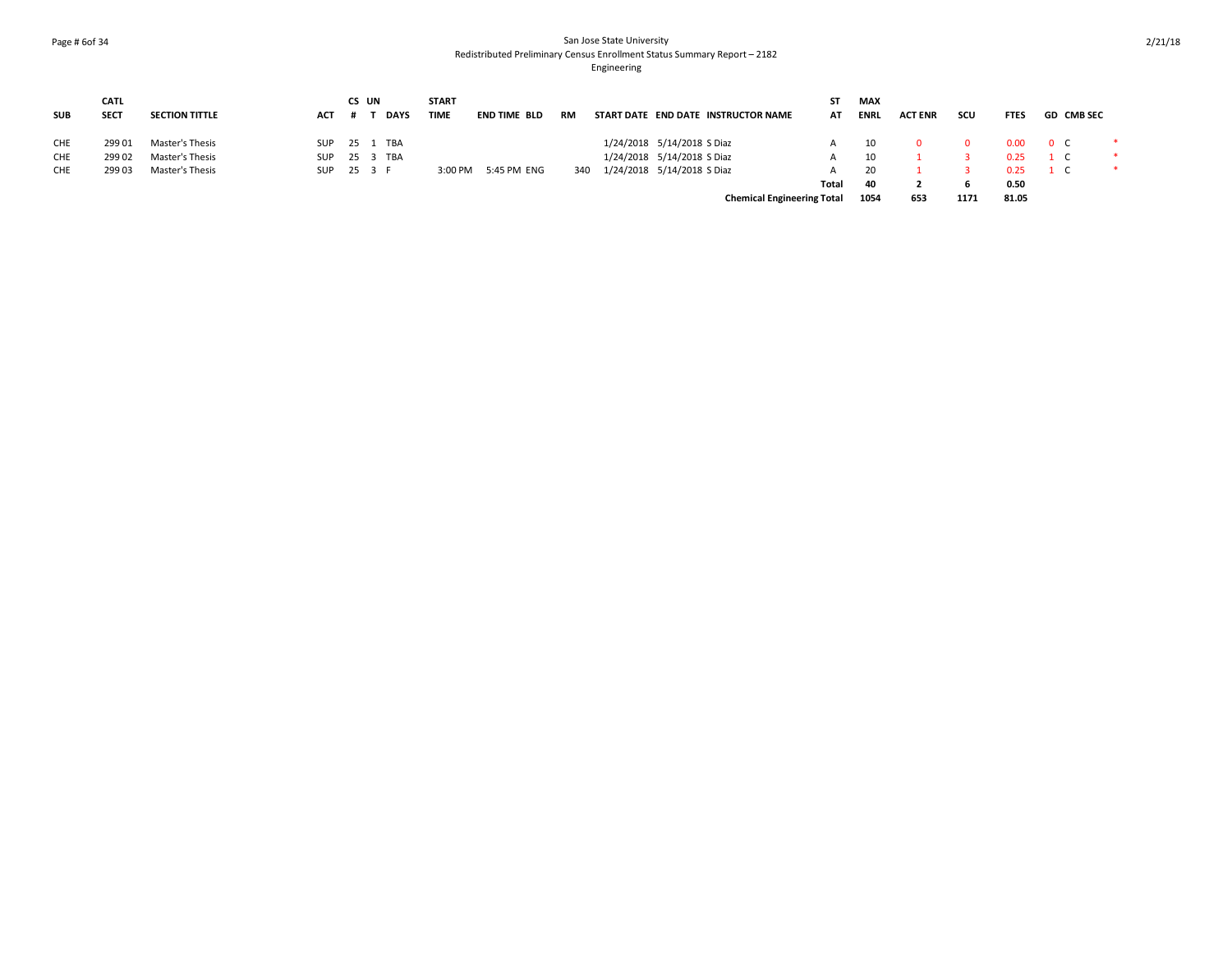San Jose State University
Redistributed Preliminary Census Enrollment Status Summary Report – 2182
Engineering

| SUB | CATL SECT | SECTION TITTLE | ACT | CS # | UN T | DAYS | START TIME | END TIME | BLD | RM | START DATE | END DATE | INSTRUCTOR NAME | ST AT | MAX ENRL | ACT ENR | SCU | FTES | GD | CMB SEC | |
|---|---|---|---|---|---|---|---|---|---|---|---|---|---|---|---|---|---|---|---|---|---|
| CHE | 299 01 | Master's Thesis | SUP | 25 | 1 | TBA | | | | | 1/24/2018 | 5/14/2018 | S Diaz | A | 10 | 0 | 0 | 0.00 | 0 | C | * |
| CHE | 299 02 | Master's Thesis | SUP | 25 | 3 | TBA | | | | | 1/24/2018 | 5/14/2018 | S Diaz | A | 10 | 1 | 3 | 0.25 | 1 | C | * |
| CHE | 299 03 | Master's Thesis | SUP | 25 | 3 | F | 3:00 PM | 5:45 PM | ENG | 340 | 1/24/2018 | 5/14/2018 | S Diaz | A | 20 | 1 | 3 | 0.25 | 1 | C | * |
| | | | | | | | | | | | | | | **Total** | **40** | **2** | **6** | **0.50** | | | |
| | | | | | | | | | | | | | **Chemical Engineering Total** | | **1054** | **653** | **1171** | **81.05** | | | |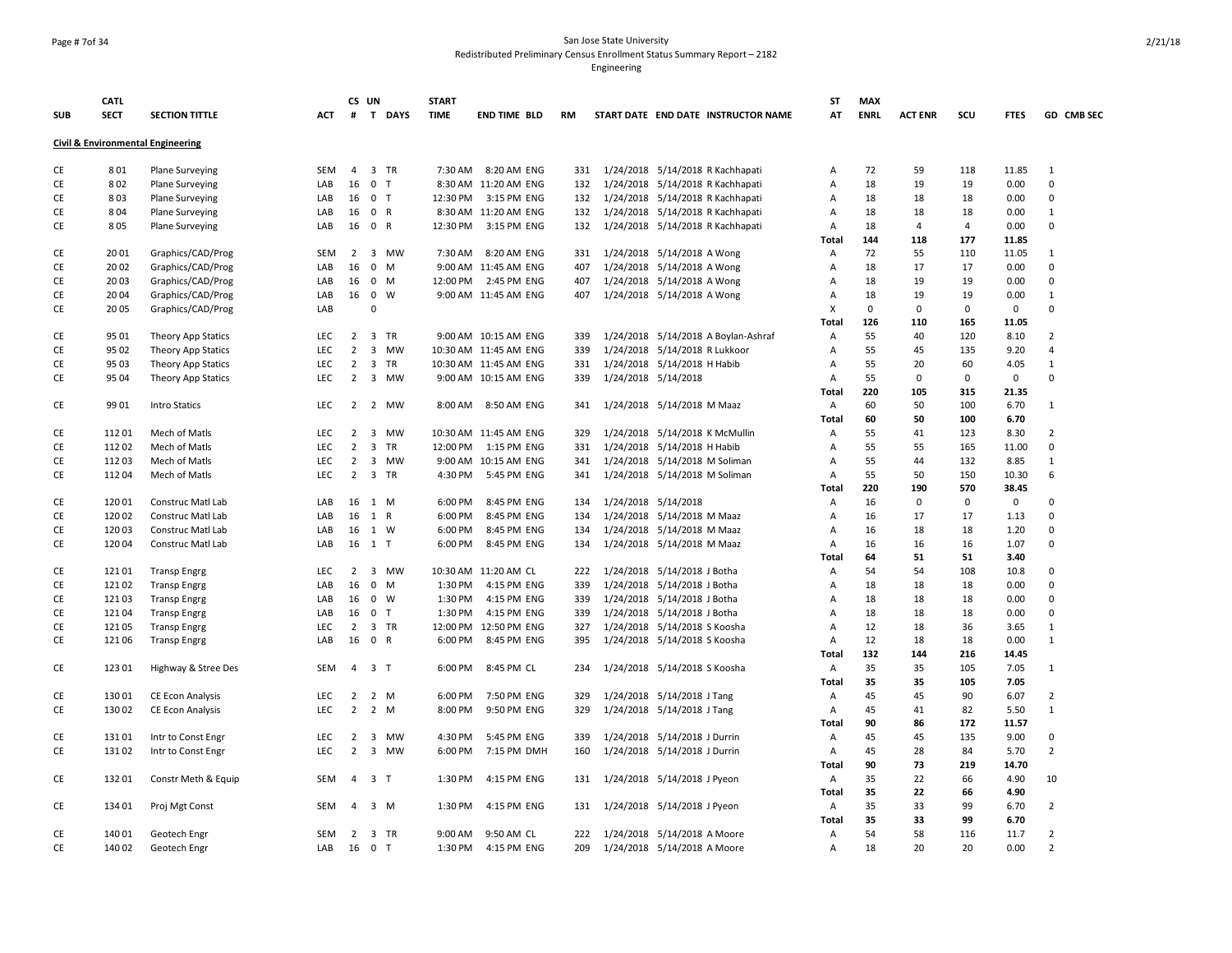San Jose State University
Redistributed Preliminary Census Enrollment Status Summary Report – 2182
Engineering

| SUB | CATL SECT | SECTION TITTLE | ACT | CS # | UN T | DAYS | START TIME | END TIME | BLD | RM | START DATE | END DATE | INSTRUCTOR NAME | ST AT | MAX ENRL | ACT ENR | SCU | FTES | GD | CMB SEC |
|---|---|---|---|---|---|---|---|---|---|---|---|---|---|---|---|---|---|---|---|---|
| **Civil & Environmental Engineering** | | | | | | | | | | | | | | | | | | | | |
| CE | 8 01 | Plane Surveying | SEM | 4 | 3 | TR | 7:30 AM | 8:20 AM | ENG | 331 | 1/24/2018 | 5/14/2018 | R Kachhapati | A | 72 | 59 | 118 | 11.85 | 1 | |
| CE | 8 02 | Plane Surveying | LAB | 16 | 0 | T | 8:30 AM | 11:20 AM | ENG | 132 | 1/24/2018 | 5/14/2018 | R Kachhapati | A | 18 | 19 | 19 | 0.00 | 0 | |
| CE | 8 03 | Plane Surveying | LAB | 16 | 0 | T | 12:30 PM | 3:15 PM | ENG | 132 | 1/24/2018 | 5/14/2018 | R Kachhapati | A | 18 | 18 | 18 | 0.00 | 0 | |
| CE | 8 04 | Plane Surveying | LAB | 16 | 0 | R | 8:30 AM | 11:20 AM | ENG | 132 | 1/24/2018 | 5/14/2018 | R Kachhapati | A | 18 | 18 | 18 | 0.00 | 1 | |
| CE | 8 05 | Plane Surveying | LAB | 16 | 0 | R | 12:30 PM | 3:15 PM | ENG | 132 | 1/24/2018 | 5/14/2018 | R Kachhapati | A | 18 | 4 | 4 | 0.00 | 0 | |
| | | | | | | | | | | | | | | **Total** | **144** | **118** | **177** | **11.85** | | |
| CE | 20 01 | Graphics/CAD/Prog | SEM | 2 | 3 | MW | 7:30 AM | 8:20 AM | ENG | 331 | 1/24/2018 | 5/14/2018 | A Wong | A | 72 | 55 | 110 | 11.05 | 1 | |
| CE | 20 02 | Graphics/CAD/Prog | LAB | 16 | 0 | M | 9:00 AM | 11:45 AM | ENG | 407 | 1/24/2018 | 5/14/2018 | A Wong | A | 18 | 17 | 17 | 0.00 | 0 | |
| CE | 20 03 | Graphics/CAD/Prog | LAB | 16 | 0 | M | 12:00 PM | 2:45 PM | ENG | 407 | 1/24/2018 | 5/14/2018 | A Wong | A | 18 | 19 | 19 | 0.00 | 0 | |
| CE | 20 04 | Graphics/CAD/Prog | LAB | 16 | 0 | W | 9:00 AM | 11:45 AM | ENG | 407 | 1/24/2018 | 5/14/2018 | A Wong | A | 18 | 19 | 19 | 0.00 | 1 | |
| CE | 20 05 | Graphics/CAD/Prog | LAB | | 0 | | | | | | | | | X | 0 | 0 | 0 | 0 | 0 | |
| | | | | | | | | | | | | | | **Total** | **126** | **110** | **165** | **11.05** | | |
| CE | 95 01 | Theory App Statics | LEC | 2 | 3 | TR | 9:00 AM | 10:15 AM | ENG | 339 | 1/24/2018 | 5/14/2018 | A Boylan-Ashraf | A | 55 | 40 | 120 | 8.10 | 2 | |
| CE | 95 02 | Theory App Statics | LEC | 2 | 3 | MW | 10:30 AM | 11:45 AM | ENG | 339 | 1/24/2018 | 5/14/2018 | R Lukkoor | A | 55 | 45 | 135 | 9.20 | 4 | |
| CE | 95 03 | Theory App Statics | LEC | 2 | 3 | TR | 10:30 AM | 11:45 AM | ENG | 331 | 1/24/2018 | 5/14/2018 | H Habib | A | 55 | 20 | 60 | 4.05 | 1 | |
| CE | 95 04 | Theory App Statics | LEC | 2 | 3 | MW | 9:00 AM | 10:15 AM | ENG | 339 | 1/24/2018 | 5/14/2018 | | A | 55 | 0 | 0 | 0 | 0 | |
| | | | | | | | | | | | | | | **Total** | **220** | **105** | **315** | **21.35** | | |
| CE | 99 01 | Intro Statics | LEC | 2 | 2 | MW | 8:00 AM | 8:50 AM | ENG | 341 | 1/24/2018 | 5/14/2018 | M Maaz | A | 60 | 50 | 100 | 6.70 | 1 | |
| | | | | | | | | | | | | | | **Total** | **60** | **50** | **100** | **6.70** | | |
| CE | 112 01 | Mech of Matls | LEC | 2 | 3 | MW | 10:30 AM | 11:45 AM | ENG | 329 | 1/24/2018 | 5/14/2018 | K McMullin | A | 55 | 41 | 123 | 8.30 | 2 | |
| CE | 112 02 | Mech of Matls | LEC | 2 | 3 | TR | 12:00 PM | 1:15 PM | ENG | 331 | 1/24/2018 | 5/14/2018 | H Habib | A | 55 | 55 | 165 | 11.00 | 0 | |
| CE | 112 03 | Mech of Matls | LEC | 2 | 3 | MW | 9:00 AM | 10:15 AM | ENG | 341 | 1/24/2018 | 5/14/2018 | M Soliman | A | 55 | 44 | 132 | 8.85 | 1 | |
| CE | 112 04 | Mech of Matls | LEC | 2 | 3 | TR | 4:30 PM | 5:45 PM | ENG | 341 | 1/24/2018 | 5/14/2018 | M Soliman | A | 55 | 50 | 150 | 10.30 | 6 | |
| | | | | | | | | | | | | | | **Total** | **220** | **190** | **570** | **38.45** | | |
| CE | 120 01 | Construc Matl Lab | LAB | 16 | 1 | M | 6:00 PM | 8:45 PM | ENG | 134 | 1/24/2018 | 5/14/2018 | | A | 16 | 0 | 0 | 0 | 0 | |
| CE | 120 02 | Construc Matl Lab | LAB | 16 | 1 | R | 6:00 PM | 8:45 PM | ENG | 134 | 1/24/2018 | 5/14/2018 | M Maaz | A | 16 | 17 | 17 | 1.13 | 0 | |
| CE | 120 03 | Construc Matl Lab | LAB | 16 | 1 | W | 6:00 PM | 8:45 PM | ENG | 134 | 1/24/2018 | 5/14/2018 | M Maaz | A | 16 | 18 | 18 | 1.20 | 0 | |
| CE | 120 04 | Construc Matl Lab | LAB | 16 | 1 | T | 6:00 PM | 8:45 PM | ENG | 134 | 1/24/2018 | 5/14/2018 | M Maaz | A | 16 | 16 | 16 | 1.07 | 0 | |
| | | | | | | | | | | | | | | **Total** | **64** | **51** | **51** | **3.40** | | |
| CE | 121 01 | Transp Engrg | LEC | 2 | 3 | MW | 10:30 AM | 11:20 AM | CL | 222 | 1/24/2018 | 5/14/2018 | J Botha | A | 54 | 54 | 108 | 10.8 | 0 | |
| CE | 121 02 | Transp Engrg | LAB | 16 | 0 | M | 1:30 PM | 4:15 PM | ENG | 339 | 1/24/2018 | 5/14/2018 | J Botha | A | 18 | 18 | 18 | 0.00 | 0 | |
| CE | 121 03 | Transp Engrg | LAB | 16 | 0 | W | 1:30 PM | 4:15 PM | ENG | 339 | 1/24/2018 | 5/14/2018 | J Botha | A | 18 | 18 | 18 | 0.00 | 0 | |
| CE | 121 04 | Transp Engrg | LAB | 16 | 0 | T | 1:30 PM | 4:15 PM | ENG | 339 | 1/24/2018 | 5/14/2018 | J Botha | A | 18 | 18 | 18 | 0.00 | 0 | |
| CE | 121 05 | Transp Engrg | LEC | 2 | 3 | TR | 12:00 PM | 12:50 PM | ENG | 327 | 1/24/2018 | 5/14/2018 | S Koosha | A | 12 | 18 | 36 | 3.65 | 1 | |
| CE | 121 06 | Transp Engrg | LAB | 16 | 0 | R | 6:00 PM | 8:45 PM | ENG | 395 | 1/24/2018 | 5/14/2018 | S Koosha | A | 12 | 18 | 18 | 0.00 | 1 | |
| | | | | | | | | | | | | | | **Total** | **132** | **144** | **216** | **14.45** | | |
| CE | 123 01 | Highway & Stree Des | SEM | 4 | 3 | T | 6:00 PM | 8:45 PM | CL | 234 | 1/24/2018 | 5/14/2018 | S Koosha | A | 35 | 35 | 105 | 7.05 | 1 | |
| | | | | | | | | | | | | | | **Total** | **35** | **35** | **105** | **7.05** | | |
| CE | 130 01 | CE Econ Analysis | LEC | 2 | 2 | M | 6:00 PM | 7:50 PM | ENG | 329 | 1/24/2018 | 5/14/2018 | J Tang | A | 45 | 45 | 90 | 6.07 | 2 | |
| CE | 130 02 | CE Econ Analysis | LEC | 2 | 2 | M | 8:00 PM | 9:50 PM | ENG | 329 | 1/24/2018 | 5/14/2018 | J Tang | A | 45 | 41 | 82 | 5.50 | 1 | |
| | | | | | | | | | | | | | | **Total** | **90** | **86** | **172** | **11.57** | | |
| CE | 131 01 | Intr to Const Engr | LEC | 2 | 3 | MW | 4:30 PM | 5:45 PM | ENG | 339 | 1/24/2018 | 5/14/2018 | J Durrin | A | 45 | 45 | 135 | 9.00 | 0 | |
| CE | 131 02 | Intr to Const Engr | LEC | 2 | 3 | MW | 6:00 PM | 7:15 PM | DMH | 160 | 1/24/2018 | 5/14/2018 | J Durrin | A | 45 | 28 | 84 | 5.70 | 2 | |
| | | | | | | | | | | | | | | **Total** | **90** | **73** | **219** | **14.70** | | |
| CE | 132 01 | Constr Meth & Equip | SEM | 4 | 3 | T | 1:30 PM | 4:15 PM | ENG | 131 | 1/24/2018 | 5/14/2018 | J Pyeon | A | 35 | 22 | 66 | 4.90 | 10 | |
| | | | | | | | | | | | | | | **Total** | **35** | **22** | **66** | **4.90** | | |
| CE | 134 01 | Proj Mgt Const | SEM | 4 | 3 | M | 1:30 PM | 4:15 PM | ENG | 131 | 1/24/2018 | 5/14/2018 | J Pyeon | A | 35 | 33 | 99 | 6.70 | 2 | |
| | | | | | | | | | | | | | | **Total** | **35** | **33** | **99** | **6.70** | | |
| CE | 140 01 | Geotech Engr | SEM | 2 | 3 | TR | 9:00 AM | 9:50 AM | CL | 222 | 1/24/2018 | 5/14/2018 | A Moore | A | 54 | 58 | 116 | 11.7 | 2 | |
| CE | 140 02 | Geotech Engr | LAB | 16 | 0 | T | 1:30 PM | 4:15 PM | ENG | 209 | 1/24/2018 | 5/14/2018 | A Moore | A | 18 | 20 | 20 | 0.00 | 2 | |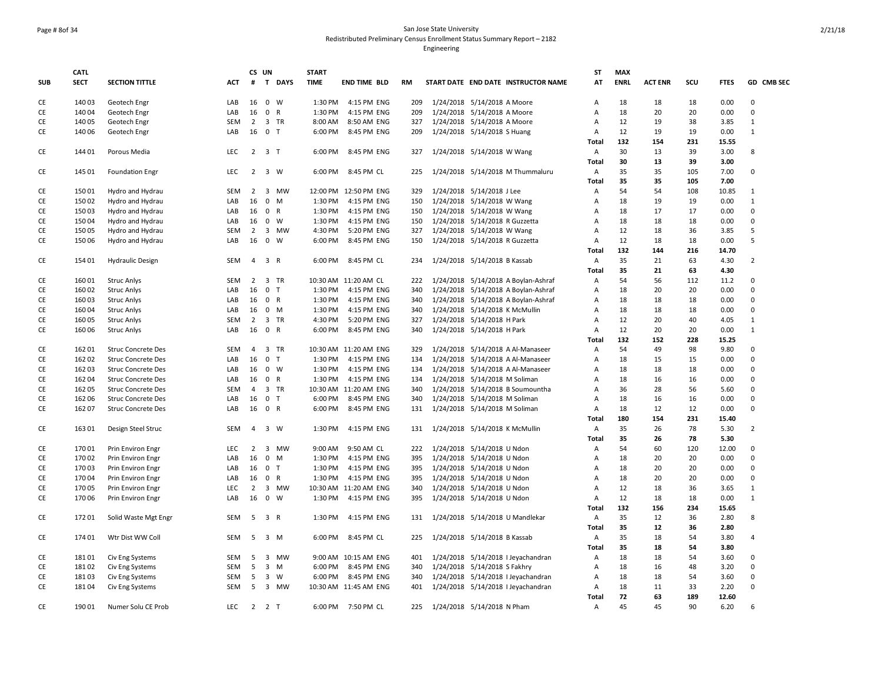San Jose State University
Redistributed Preliminary Census Enrollment Status Summary Report – 2182
Engineering

| SUB | CATL SECT | SECTION TITTLE | ACT | CS # | UN T | DAYS | START TIME | END TIME | BLD | RM | START DATE | END DATE | INSTRUCTOR NAME | ST AT | MAX ENRL | ACT ENR | SCU | FTES | GD | CMB SEC |
|---|---|---|---|---|---|---|---|---|---|---|---|---|---|---|---|---|---|---|---|---|
| CE | 140 03 | Geotech Engr | LAB | 16 | 0 | W | 1:30 PM | 4:15 PM | ENG | 209 | 1/24/2018 | 5/14/2018 | A Moore | A | 18 | 18 | 18 | 0.00 | 0 | |
| CE | 140 04 | Geotech Engr | LAB | 16 | 0 | R | 1:30 PM | 4:15 PM | ENG | 209 | 1/24/2018 | 5/14/2018 | A Moore | A | 18 | 20 | 20 | 0.00 | 0 | |
| CE | 140 05 | Geotech Engr | SEM | 2 | 3 | TR | 8:00 AM | 8:50 AM | ENG | 327 | 1/24/2018 | 5/14/2018 | A Moore | A | 12 | 19 | 38 | 3.85 | 1 | |
| CE | 140 06 | Geotech Engr | LAB | 16 | 0 | T | 6:00 PM | 8:45 PM | ENG | 209 | 1/24/2018 | 5/14/2018 | S Huang | A | 12 | 19 | 19 | 0.00 | 1 | |
| | | | | | | | | | | | | | | Total | 132 | 154 | 231 | 15.55 | | |
| CE | 144 01 | Porous Media | LEC | 2 | 3 | T | 6:00 PM | 8:45 PM | ENG | 327 | 1/24/2018 | 5/14/2018 | W Wang | A | 30 | 13 | 39 | 3.00 | 8 | |
| | | | | | | | | | | | | | | Total | 30 | 13 | 39 | 3.00 | | |
| CE | 145 01 | Foundation Engr | LEC | 2 | 3 | W | 6:00 PM | 8:45 PM | CL | 225 | 1/24/2018 | 5/14/2018 | M Thummaluru | A | 35 | 35 | 105 | 7.00 | 0 | |
| | | | | | | | | | | | | | | Total | 35 | 35 | 105 | 7.00 | | |
| CE | 150 01 | Hydro and Hydrau | SEM | 2 | 3 | MW | 12:00 PM | 12:50 PM | ENG | 329 | 1/24/2018 | 5/14/2018 | J Lee | A | 54 | 54 | 108 | 10.85 | 1 | |
| CE | 150 02 | Hydro and Hydrau | LAB | 16 | 0 | M | 1:30 PM | 4:15 PM | ENG | 150 | 1/24/2018 | 5/14/2018 | W Wang | A | 18 | 19 | 19 | 0.00 | 1 | |
| CE | 150 03 | Hydro and Hydrau | LAB | 16 | 0 | R | 1:30 PM | 4:15 PM | ENG | 150 | 1/24/2018 | 5/14/2018 | W Wang | A | 18 | 17 | 17 | 0.00 | 0 | |
| CE | 150 04 | Hydro and Hydrau | LAB | 16 | 0 | W | 1:30 PM | 4:15 PM | ENG | 150 | 1/24/2018 | 5/14/2018 | R Guzzetta | A | 18 | 18 | 18 | 0.00 | 0 | |
| CE | 150 05 | Hydro and Hydrau | SEM | 2 | 3 | MW | 4:30 PM | 5:20 PM | ENG | 327 | 1/24/2018 | 5/14/2018 | W Wang | A | 12 | 18 | 36 | 3.85 | 5 | |
| CE | 150 06 | Hydro and Hydrau | LAB | 16 | 0 | W | 6:00 PM | 8:45 PM | ENG | 150 | 1/24/2018 | 5/14/2018 | R Guzzetta | A | 12 | 18 | 18 | 0.00 | 5 | |
| | | | | | | | | | | | | | | Total | 132 | 144 | 216 | 14.70 | | |
| CE | 154 01 | Hydraulic Design | SEM | 4 | 3 | R | 6:00 PM | 8:45 PM | CL | 234 | 1/24/2018 | 5/14/2018 | B Kassab | A | 35 | 21 | 63 | 4.30 | 2 | |
| | | | | | | | | | | | | | | Total | 35 | 21 | 63 | 4.30 | | |
| CE | 160 01 | Struc Anlys | SEM | 2 | 3 | TR | 10:30 AM | 11:20 AM | CL | 222 | 1/24/2018 | 5/14/2018 | A Boylan-Ashraf | A | 54 | 56 | 112 | 11.2 | 0 | |
| CE | 160 02 | Struc Anlys | LAB | 16 | 0 | T | 1:30 PM | 4:15 PM | ENG | 340 | 1/24/2018 | 5/14/2018 | A Boylan-Ashraf | A | 18 | 20 | 20 | 0.00 | 0 | |
| CE | 160 03 | Struc Anlys | LAB | 16 | 0 | R | 1:30 PM | 4:15 PM | ENG | 340 | 1/24/2018 | 5/14/2018 | A Boylan-Ashraf | A | 18 | 18 | 18 | 0.00 | 0 | |
| CE | 160 04 | Struc Anlys | LAB | 16 | 0 | M | 1:30 PM | 4:15 PM | ENG | 340 | 1/24/2018 | 5/14/2018 | K McMullin | A | 18 | 18 | 18 | 0.00 | 0 | |
| CE | 160 05 | Struc Anlys | SEM | 2 | 3 | TR | 4:30 PM | 5:20 PM | ENG | 327 | 1/24/2018 | 5/14/2018 | H Park | A | 12 | 20 | 40 | 4.05 | 1 | |
| CE | 160 06 | Struc Anlys | LAB | 16 | 0 | R | 6:00 PM | 8:45 PM | ENG | 340 | 1/24/2018 | 5/14/2018 | H Park | A | 12 | 20 | 20 | 0.00 | 1 | |
| | | | | | | | | | | | | | | Total | 132 | 152 | 228 | 15.25 | | |
| CE | 162 01 | Struc Concrete Des | SEM | 4 | 3 | TR | 10:30 AM | 11:20 AM | ENG | 329 | 1/24/2018 | 5/14/2018 | A Al-Manaseer | A | 54 | 49 | 98 | 9.80 | 0 | |
| CE | 162 02 | Struc Concrete Des | LAB | 16 | 0 | T | 1:30 PM | 4:15 PM | ENG | 134 | 1/24/2018 | 5/14/2018 | A Al-Manaseer | A | 18 | 15 | 15 | 0.00 | 0 | |
| CE | 162 03 | Struc Concrete Des | LAB | 16 | 0 | W | 1:30 PM | 4:15 PM | ENG | 134 | 1/24/2018 | 5/14/2018 | A Al-Manaseer | A | 18 | 18 | 18 | 0.00 | 0 | |
| CE | 162 04 | Struc Concrete Des | LAB | 16 | 0 | R | 1:30 PM | 4:15 PM | ENG | 134 | 1/24/2018 | 5/14/2018 | M Soliman | A | 18 | 16 | 16 | 0.00 | 0 | |
| CE | 162 05 | Struc Concrete Des | SEM | 4 | 3 | TR | 10:30 AM | 11:20 AM | ENG | 340 | 1/24/2018 | 5/14/2018 | B Soumountha | A | 36 | 28 | 56 | 5.60 | 0 | |
| CE | 162 06 | Struc Concrete Des | LAB | 16 | 0 | T | 6:00 PM | 8:45 PM | ENG | 340 | 1/24/2018 | 5/14/2018 | M Soliman | A | 18 | 16 | 16 | 0.00 | 0 | |
| CE | 162 07 | Struc Concrete Des | LAB | 16 | 0 | R | 6:00 PM | 8:45 PM | ENG | 131 | 1/24/2018 | 5/14/2018 | M Soliman | A | 18 | 12 | 12 | 0.00 | 0 | |
| | | | | | | | | | | | | | | Total | 180 | 154 | 231 | 15.40 | | |
| CE | 163 01 | Design Steel Struc | SEM | 4 | 3 | W | 1:30 PM | 4:15 PM | ENG | 131 | 1/24/2018 | 5/14/2018 | K McMullin | A | 35 | 26 | 78 | 5.30 | 2 | |
| | | | | | | | | | | | | | | Total | 35 | 26 | 78 | 5.30 | | |
| CE | 170 01 | Prin Environ Engr | LEC | 2 | 3 | MW | 9:00 AM | 9:50 AM | CL | 222 | 1/24/2018 | 5/14/2018 | U Ndon | A | 54 | 60 | 120 | 12.00 | 0 | |
| CE | 170 02 | Prin Environ Engr | LAB | 16 | 0 | M | 1:30 PM | 4:15 PM | ENG | 395 | 1/24/2018 | 5/14/2018 | U Ndon | A | 18 | 20 | 20 | 0.00 | 0 | |
| CE | 170 03 | Prin Environ Engr | LAB | 16 | 0 | T | 1:30 PM | 4:15 PM | ENG | 395 | 1/24/2018 | 5/14/2018 | U Ndon | A | 18 | 20 | 20 | 0.00 | 0 | |
| CE | 170 04 | Prin Environ Engr | LAB | 16 | 0 | R | 1:30 PM | 4:15 PM | ENG | 395 | 1/24/2018 | 5/14/2018 | U Ndon | A | 18 | 20 | 20 | 0.00 | 0 | |
| CE | 170 05 | Prin Environ Engr | LEC | 2 | 3 | MW | 10:30 AM | 11:20 AM | ENG | 340 | 1/24/2018 | 5/14/2018 | U Ndon | A | 12 | 18 | 36 | 3.65 | 1 | |
| CE | 170 06 | Prin Environ Engr | LAB | 16 | 0 | W | 1:30 PM | 4:15 PM | ENG | 395 | 1/24/2018 | 5/14/2018 | U Ndon | A | 12 | 18 | 18 | 0.00 | 1 | |
| | | | | | | | | | | | | | | Total | 132 | 156 | 234 | 15.65 | | |
| CE | 172 01 | Solid Waste Mgt Engr | SEM | 5 | 3 | R | 1:30 PM | 4:15 PM | ENG | 131 | 1/24/2018 | 5/14/2018 | U Mandlekar | A | 35 | 12 | 36 | 2.80 | 8 | |
| | | | | | | | | | | | | | | Total | 35 | 12 | 36 | 2.80 | | |
| CE | 174 01 | Wtr Dist WW Coll | SEM | 5 | 3 | M | 6:00 PM | 8:45 PM | CL | 225 | 1/24/2018 | 5/14/2018 | B Kassab | A | 35 | 18 | 54 | 3.80 | 4 | |
| | | | | | | | | | | | | | | Total | 35 | 18 | 54 | 3.80 | | |
| CE | 181 01 | Civ Eng Systems | SEM | 5 | 3 | MW | 9:00 AM | 10:15 AM | ENG | 401 | 1/24/2018 | 5/14/2018 | I Jeyachandran | A | 18 | 18 | 54 | 3.60 | 0 | |
| CE | 181 02 | Civ Eng Systems | SEM | 5 | 3 | M | 6:00 PM | 8:45 PM | ENG | 340 | 1/24/2018 | 5/14/2018 | S Fakhry | A | 18 | 16 | 48 | 3.20 | 0 | |
| CE | 181 03 | Civ Eng Systems | SEM | 5 | 3 | W | 6:00 PM | 8:45 PM | ENG | 340 | 1/24/2018 | 5/14/2018 | I Jeyachandran | A | 18 | 18 | 54 | 3.60 | 0 | |
| CE | 181 04 | Civ Eng Systems | SEM | 5 | 3 | MW | 10:30 AM | 11:45 AM | ENG | 401 | 1/24/2018 | 5/14/2018 | I Jeyachandran | A | 18 | 11 | 33 | 2.20 | 0 | |
| | | | | | | | | | | | | | | Total | 72 | 63 | 189 | 12.60 | | |
| CE | 190 01 | Numer Solu CE Prob | LEC | 2 | 2 | T | 6:00 PM | 7:50 PM | CL | 225 | 1/24/2018 | 5/14/2018 | N Pham | A | 45 | 45 | 90 | 6.20 | 6 | |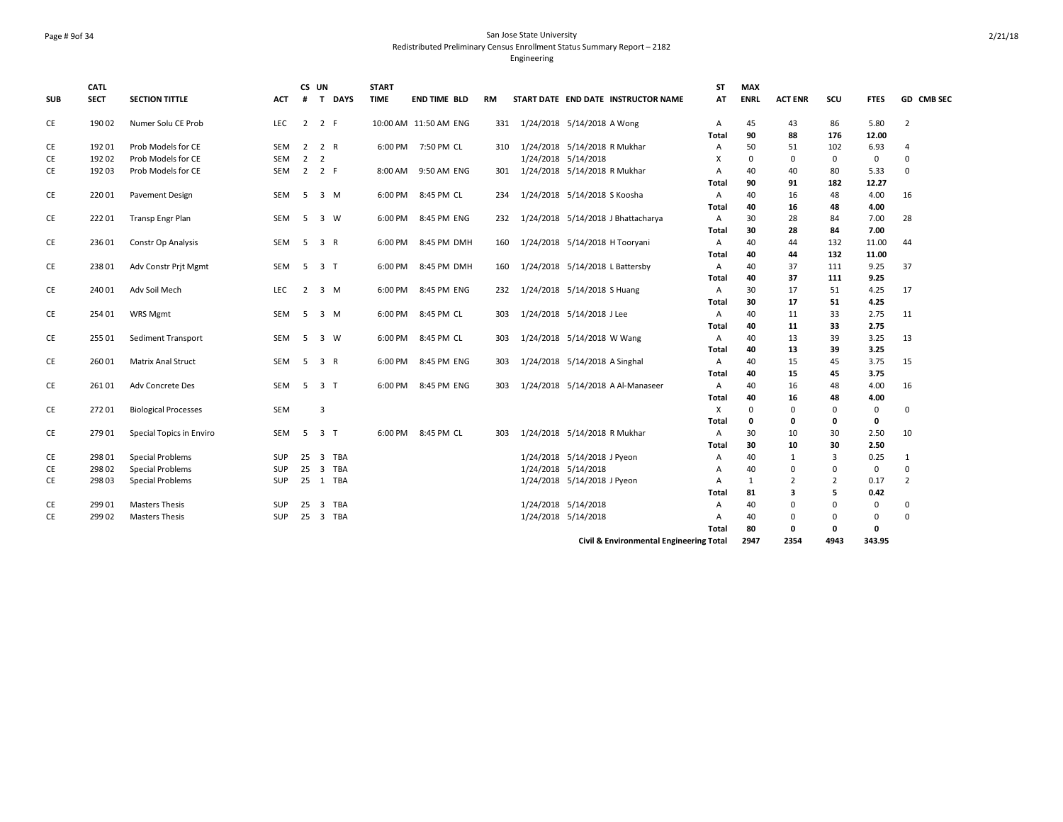San Jose State University
Redistributed Preliminary Census Enrollment Status Summary Report – 2182
Engineering

| SUB | CATL SECT | SECTION TITTLE | ACT | CS # | UN T | DAYS | START TIME | END TIME | BLD | RM | START DATE | END DATE | INSTRUCTOR NAME | ST AT | MAX ENRL | ACT ENR | SCU | FTES | GD | CMB SEC |
|---|---|---|---|---|---|---|---|---|---|---|---|---|---|---|---|---|---|---|---|---|
| CE | 190 02 | Numer Solu CE Prob | LEC | 2 | 2 | F | 10:00 AM | 11:50 AM | ENG | 331 | 1/24/2018 | 5/14/2018 | A Wong | A | 45 | 43 | 86 | 5.80 | 2 | |
| | | | | | | | | | | | | | | **Total** | **90** | **88** | **176** | **12.00** | | |
| CE | 192 01 | Prob Models for CE | SEM | 2 | 2 | R | 6:00 PM | 7:50 PM | CL | 310 | 1/24/2018 | 5/14/2018 | R Mukhar | A | 50 | 51 | 102 | 6.93 | 4 | |
| CE | 192 02 | Prob Models for CE | SEM | 2 | 2 | | | | | | 1/24/2018 | 5/14/2018 | | X | 0 | 0 | 0 | 0 | 0 | |
| CE | 192 03 | Prob Models for CE | SEM | 2 | 2 | F | 8:00 AM | 9:50 AM | ENG | 301 | 1/24/2018 | 5/14/2018 | R Mukhar | A | 40 | 40 | 80 | 5.33 | 0 | |
| | | | | | | | | | | | | | | **Total** | **90** | **91** | **182** | **12.27** | | |
| CE | 220 01 | Pavement Design | SEM | 5 | 3 | M | 6:00 PM | 8:45 PM | CL | 234 | 1/24/2018 | 5/14/2018 | S Koosha | A | 40 | 16 | 48 | 4.00 | 16 | |
| | | | | | | | | | | | | | | **Total** | **40** | **16** | **48** | **4.00** | | |
| CE | 222 01 | Transp Engr Plan | SEM | 5 | 3 | W | 6:00 PM | 8:45 PM | ENG | 232 | 1/24/2018 | 5/14/2018 | J Bhattacharya | A | 30 | 28 | 84 | 7.00 | 28 | |
| | | | | | | | | | | | | | | **Total** | **30** | **28** | **84** | **7.00** | | |
| CE | 236 01 | Constr Op Analysis | SEM | 5 | 3 | R | 6:00 PM | 8:45 PM | DMH | 160 | 1/24/2018 | 5/14/2018 | H Tooryani | A | 40 | 44 | 132 | 11.00 | 44 | |
| | | | | | | | | | | | | | | **Total** | **40** | **44** | **132** | **11.00** | | |
| CE | 238 01 | Adv Constr Prjt Mgmt | SEM | 5 | 3 | T | 6:00 PM | 8:45 PM | DMH | 160 | 1/24/2018 | 5/14/2018 | L Battersby | A | 40 | 37 | 111 | 9.25 | 37 | |
| | | | | | | | | | | | | | | **Total** | **40** | **37** | **111** | **9.25** | | |
| CE | 240 01 | Adv Soil Mech | LEC | 2 | 3 | M | 6:00 PM | 8:45 PM | ENG | 232 | 1/24/2018 | 5/14/2018 | S Huang | A | 30 | 17 | 51 | 4.25 | 17 | |
| | | | | | | | | | | | | | | **Total** | **30** | **17** | **51** | **4.25** | | |
| CE | 254 01 | WRS Mgmt | SEM | 5 | 3 | M | 6:00 PM | 8:45 PM | CL | 303 | 1/24/2018 | 5/14/2018 | J Lee | A | 40 | 11 | 33 | 2.75 | 11 | |
| | | | | | | | | | | | | | | **Total** | **40** | **11** | **33** | **2.75** | | |
| CE | 255 01 | Sediment Transport | SEM | 5 | 3 | W | 6:00 PM | 8:45 PM | CL | 303 | 1/24/2018 | 5/14/2018 | W Wang | A | 40 | 13 | 39 | 3.25 | 13 | |
| | | | | | | | | | | | | | | **Total** | **40** | **13** | **39** | **3.25** | | |
| CE | 260 01 | Matrix Anal Struct | SEM | 5 | 3 | R | 6:00 PM | 8:45 PM | ENG | 303 | 1/24/2018 | 5/14/2018 | A Singhal | A | 40 | 15 | 45 | 3.75 | 15 | |
| | | | | | | | | | | | | | | **Total** | **40** | **15** | **45** | **3.75** | | |
| CE | 261 01 | Adv Concrete Des | SEM | 5 | 3 | T | 6:00 PM | 8:45 PM | ENG | 303 | 1/24/2018 | 5/14/2018 | A Al-Manaseer | A | 40 | 16 | 48 | 4.00 | 16 | |
| | | | | | | | | | | | | | | **Total** | **40** | **16** | **48** | **4.00** | | |
| CE | 272 01 | Biological Processes | SEM | | 3 | | | | | | | | | X | 0 | 0 | 0 | 0 | 0 | |
| | | | | | | | | | | | | | | **Total** | **0** | **0** | **0** | **0** | | |
| CE | 279 01 | Special Topics in Enviro | SEM | 5 | 3 | T | 6:00 PM | 8:45 PM | CL | 303 | 1/24/2018 | 5/14/2018 | R Mukhar | A | 30 | 10 | 30 | 2.50 | 10 | |
| | | | | | | | | | | | | | | **Total** | **30** | **10** | **30** | **2.50** | | |
| CE | 298 01 | Special Problems | SUP | 25 | 3 | TBA | | | | | 1/24/2018 | 5/14/2018 | J Pyeon | A | 40 | 1 | 3 | 0.25 | 1 | |
| CE | 298 02 | Special Problems | SUP | 25 | 3 | TBA | | | | | 1/24/2018 | 5/14/2018 | | A | 40 | 0 | 0 | 0 | 0 | |
| CE | 298 03 | Special Problems | SUP | 25 | 1 | TBA | | | | | 1/24/2018 | 5/14/2018 | J Pyeon | A | 1 | 2 | 2 | 0.17 | 2 | |
| | | | | | | | | | | | | | | **Total** | **81** | **3** | **5** | **0.42** | | |
| CE | 299 01 | Masters Thesis | SUP | 25 | 3 | TBA | | | | | 1/24/2018 | 5/14/2018 | | A | 40 | 0 | 0 | 0 | 0 | |
| CE | 299 02 | Masters Thesis | SUP | 25 | 3 | TBA | | | | | 1/24/2018 | 5/14/2018 | | A | 40 | 0 | 0 | 0 | 0 | |
| | | | | | | | | | | | | | | **Total** | **80** | **0** | **0** | **0** | | |
| | | | | | | | | | | | | | **Civil & Environmental Engineering Total** | | **2947** | **2354** | **4943** | **343.95** | | |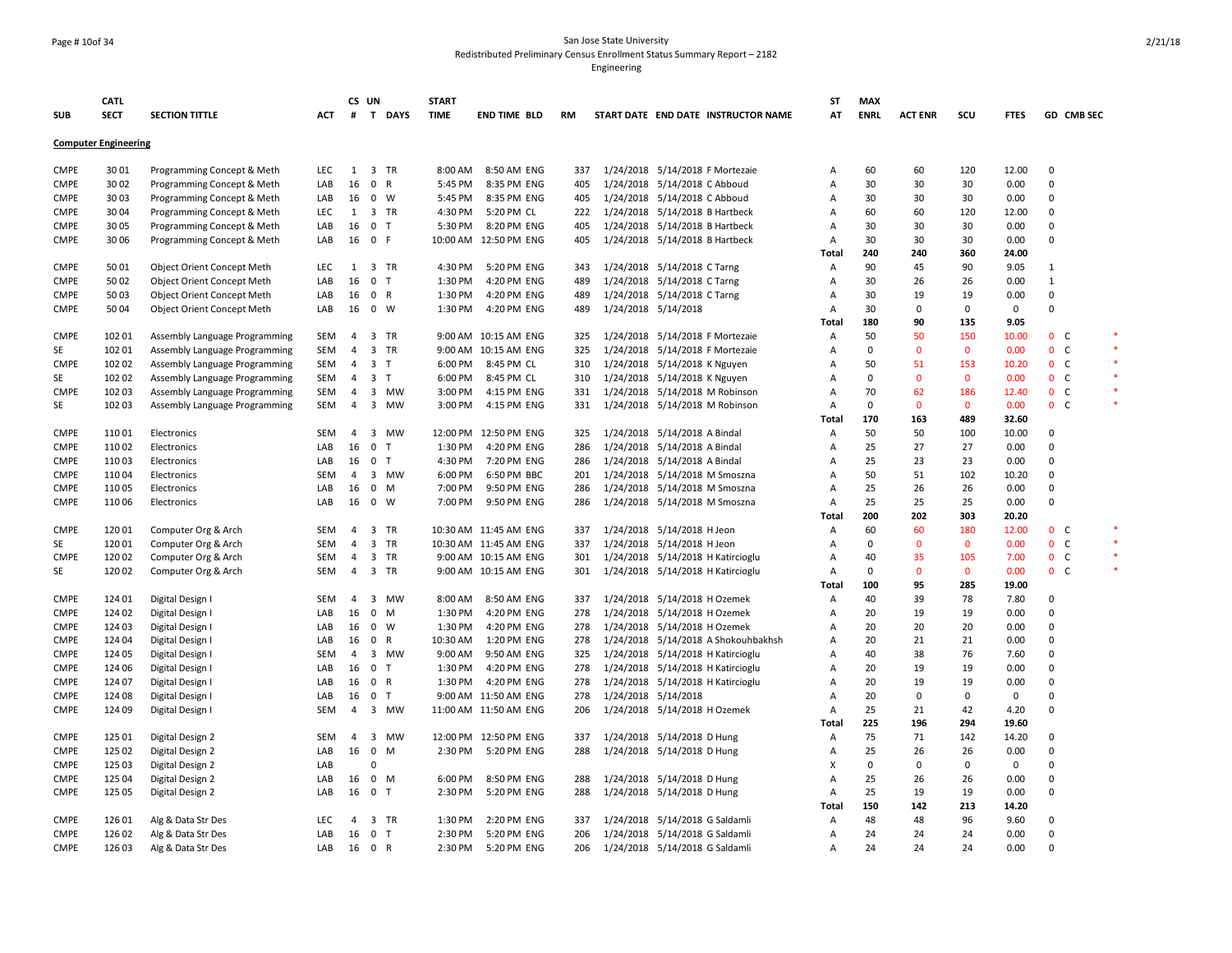San Jose State University
Redistributed Preliminary Census Enrollment Status Summary Report – 2182
Engineering

| SUB | CATL SECT | SECTION TITTLE | ACT | CS # | UN T | DAYS | START TIME | END TIME | BLD | RM | START DATE | END DATE | INSTRUCTOR NAME | ST AT | MAX ENRL | ACT ENR | SCU | FTES | GD | CMB SEC | |
|---|---|---|---|---|---|---|---|---|---|---|---|---|---|---|---|---|---|---|---|---|---|
| **Computer Engineering** | | | | | | | | | | | | | | | | | | | | | |
| CMPE | 30 01 | Programming Concept & Meth | LEC | 1 | 3 | TR | 8:00 AM | 8:50 AM | ENG | 337 | 1/24/2018 | 5/14/2018 | F Mortezaie | A | 60 | 60 | 120 | 12.00 | 0 | | |
| CMPE | 30 02 | Programming Concept & Meth | LAB | 16 | 0 | R | 5:45 PM | 8:35 PM | ENG | 405 | 1/24/2018 | 5/14/2018 | C Abboud | A | 30 | 30 | 30 | 0.00 | 0 | | |
| CMPE | 30 03 | Programming Concept & Meth | LAB | 16 | 0 | W | 5:45 PM | 8:35 PM | ENG | 405 | 1/24/2018 | 5/14/2018 | C Abboud | A | 30 | 30 | 30 | 0.00 | 0 | | |
| CMPE | 30 04 | Programming Concept & Meth | LEC | 1 | 3 | TR | 4:30 PM | 5:20 PM | CL | 222 | 1/24/2018 | 5/14/2018 | B Hartbeck | A | 60 | 60 | 120 | 12.00 | 0 | | |
| CMPE | 30 05 | Programming Concept & Meth | LAB | 16 | 0 | T | 5:30 PM | 8:20 PM | ENG | 405 | 1/24/2018 | 5/14/2018 | B Hartbeck | A | 30 | 30 | 30 | 0.00 | 0 | | |
| CMPE | 30 06 | Programming Concept & Meth | LAB | 16 | 0 | F | 10:00 AM | 12:50 PM | ENG | 405 | 1/24/2018 | 5/14/2018 | B Hartbeck | A | 30 | 30 | 30 | 0.00 | 0 | | |
| | | | | | | | | | | | | | | **Total** | **240** | **240** | **360** | **24.00** | | | |
| CMPE | 50 01 | Object Orient Concept Meth | LEC | 1 | 3 | TR | 4:30 PM | 5:20 PM | ENG | 343 | 1/24/2018 | 5/14/2018 | C Tarng | A | 90 | 45 | 90 | 9.05 | 1 | | |
| CMPE | 50 02 | Object Orient Concept Meth | LAB | 16 | 0 | T | 1:30 PM | 4:20 PM | ENG | 489 | 1/24/2018 | 5/14/2018 | C Tarng | A | 30 | 26 | 26 | 0.00 | 1 | | |
| CMPE | 50 03 | Object Orient Concept Meth | LAB | 16 | 0 | R | 1:30 PM | 4:20 PM | ENG | 489 | 1/24/2018 | 5/14/2018 | C Tarng | A | 30 | 19 | 19 | 0.00 | 0 | | |
| CMPE | 50 04 | Object Orient Concept Meth | LAB | 16 | 0 | W | 1:30 PM | 4:20 PM | ENG | 489 | 1/24/2018 | 5/14/2018 | | A | 30 | 0 | 0 | 0 | 0 | | |
| | | | | | | | | | | | | | | **Total** | **180** | **90** | **135** | **9.05** | | | |
| CMPE | 102 01 | Assembly Language Programming | SEM | 4 | 3 | TR | 9:00 AM | 10:15 AM | ENG | 325 | 1/24/2018 | 5/14/2018 | F Mortezaie | A | 50 | 50 | 150 | 10.00 | 0 | C | * |
| SE | 102 01 | Assembly Language Programming | SEM | 4 | 3 | TR | 9:00 AM | 10:15 AM | ENG | 325 | 1/24/2018 | 5/14/2018 | F Mortezaie | A | 0 | 0 | 0 | 0.00 | 0 | C | * |
| CMPE | 102 02 | Assembly Language Programming | SEM | 4 | 3 | T | 6:00 PM | 8:45 PM | CL | 310 | 1/24/2018 | 5/14/2018 | K Nguyen | A | 50 | 51 | 153 | 10.20 | 0 | C | * |
| SE | 102 02 | Assembly Language Programming | SEM | 4 | 3 | T | 6:00 PM | 8:45 PM | CL | 310 | 1/24/2018 | 5/14/2018 | K Nguyen | A | 0 | 0 | 0 | 0.00 | 0 | C | * |
| CMPE | 102 03 | Assembly Language Programming | SEM | 4 | 3 | MW | 3:00 PM | 4:15 PM | ENG | 331 | 1/24/2018 | 5/14/2018 | M Robinson | A | 70 | 62 | 186 | 12.40 | 0 | C | * |
| SE | 102 03 | Assembly Language Programming | SEM | 4 | 3 | MW | 3:00 PM | 4:15 PM | ENG | 331 | 1/24/2018 | 5/14/2018 | M Robinson | A | 0 | 0 | 0 | 0.00 | 0 | C | * |
| | | | | | | | | | | | | | | **Total** | **170** | **163** | **489** | **32.60** | | | |
| CMPE | 110 01 | Electronics | SEM | 4 | 3 | MW | 12:00 PM | 12:50 PM | ENG | 325 | 1/24/2018 | 5/14/2018 | A Bindal | A | 50 | 50 | 100 | 10.00 | 0 | | |
| CMPE | 110 02 | Electronics | LAB | 16 | 0 | T | 1:30 PM | 4:20 PM | ENG | 286 | 1/24/2018 | 5/14/2018 | A Bindal | A | 25 | 27 | 27 | 0.00 | 0 | | |
| CMPE | 110 03 | Electronics | LAB | 16 | 0 | T | 4:30 PM | 7:20 PM | ENG | 286 | 1/24/2018 | 5/14/2018 | A Bindal | A | 25 | 23 | 23 | 0.00 | 0 | | |
| CMPE | 110 04 | Electronics | SEM | 4 | 3 | MW | 6:00 PM | 6:50 PM | BBC | 201 | 1/24/2018 | 5/14/2018 | M Smoszna | A | 50 | 51 | 102 | 10.20 | 0 | | |
| CMPE | 110 05 | Electronics | LAB | 16 | 0 | M | 7:00 PM | 9:50 PM | ENG | 286 | 1/24/2018 | 5/14/2018 | M Smoszna | A | 25 | 26 | 26 | 0.00 | 0 | | |
| CMPE | 110 06 | Electronics | LAB | 16 | 0 | W | 7:00 PM | 9:50 PM | ENG | 286 | 1/24/2018 | 5/14/2018 | M Smoszna | A | 25 | 25 | 25 | 0.00 | 0 | | |
| | | | | | | | | | | | | | | **Total** | **200** | **202** | **303** | **20.20** | | | |
| CMPE | 120 01 | Computer Org & Arch | SEM | 4 | 3 | TR | 10:30 AM | 11:45 AM | ENG | 337 | 1/24/2018 | 5/14/2018 | H Jeon | A | 60 | 60 | 180 | 12.00 | 0 | C | * |
| SE | 120 01 | Computer Org & Arch | SEM | 4 | 3 | TR | 10:30 AM | 11:45 AM | ENG | 337 | 1/24/2018 | 5/14/2018 | H Jeon | A | 0 | 0 | 0 | 0.00 | 0 | C | * |
| CMPE | 120 02 | Computer Org & Arch | SEM | 4 | 3 | TR | 9:00 AM | 10:15 AM | ENG | 301 | 1/24/2018 | 5/14/2018 | H Katircioglu | A | 40 | 35 | 105 | 7.00 | 0 | C | * |
| SE | 120 02 | Computer Org & Arch | SEM | 4 | 3 | TR | 9:00 AM | 10:15 AM | ENG | 301 | 1/24/2018 | 5/14/2018 | H Katircioglu | A | 0 | 0 | 0 | 0.00 | 0 | C | * |
| | | | | | | | | | | | | | | **Total** | **100** | **95** | **285** | **19.00** | | | |
| CMPE | 124 01 | Digital Design I | SEM | 4 | 3 | MW | 8:00 AM | 8:50 AM | ENG | 337 | 1/24/2018 | 5/14/2018 | H Ozemek | A | 40 | 39 | 78 | 7.80 | 0 | | |
| CMPE | 124 02 | Digital Design I | LAB | 16 | 0 | M | 1:30 PM | 4:20 PM | ENG | 278 | 1/24/2018 | 5/14/2018 | H Ozemek | A | 20 | 19 | 19 | 0.00 | 0 | | |
| CMPE | 124 03 | Digital Design I | LAB | 16 | 0 | W | 1:30 PM | 4:20 PM | ENG | 278 | 1/24/2018 | 5/14/2018 | H Ozemek | A | 20 | 20 | 20 | 0.00 | 0 | | |
| CMPE | 124 04 | Digital Design I | LAB | 16 | 0 | R | 10:30 AM | 1:20 PM | ENG | 278 | 1/24/2018 | 5/14/2018 | A Shokouhbakhsh | A | 20 | 21 | 21 | 0.00 | 0 | | |
| CMPE | 124 05 | Digital Design I | SEM | 4 | 3 | MW | 9:00 AM | 9:50 AM | ENG | 325 | 1/24/2018 | 5/14/2018 | H Katircioglu | A | 40 | 38 | 76 | 7.60 | 0 | | |
| CMPE | 124 06 | Digital Design I | LAB | 16 | 0 | T | 1:30 PM | 4:20 PM | ENG | 278 | 1/24/2018 | 5/14/2018 | H Katircioglu | A | 20 | 19 | 19 | 0.00 | 0 | | |
| CMPE | 124 07 | Digital Design I | LAB | 16 | 0 | R | 1:30 PM | 4:20 PM | ENG | 278 | 1/24/2018 | 5/14/2018 | H Katircioglu | A | 20 | 19 | 19 | 0.00 | 0 | | |
| CMPE | 124 08 | Digital Design I | LAB | 16 | 0 | T | 9:00 AM | 11:50 AM | ENG | 278 | 1/24/2018 | 5/14/2018 | | A | 20 | 0 | 0 | 0 | 0 | | |
| CMPE | 124 09 | Digital Design I | SEM | 4 | 3 | MW | 11:00 AM | 11:50 AM | ENG | 206 | 1/24/2018 | 5/14/2018 | H Ozemek | A | 25 | 21 | 42 | 4.20 | 0 | | |
| | | | | | | | | | | | | | | **Total** | **225** | **196** | **294** | **19.60** | | | |
| CMPE | 125 01 | Digital Design 2 | SEM | 4 | 3 | MW | 12:00 PM | 12:50 PM | ENG | 337 | 1/24/2018 | 5/14/2018 | D Hung | A | 75 | 71 | 142 | 14.20 | 0 | | |
| CMPE | 125 02 | Digital Design 2 | LAB | 16 | 0 | M | 2:30 PM | 5:20 PM | ENG | 288 | 1/24/2018 | 5/14/2018 | D Hung | A | 25 | 26 | 26 | 0.00 | 0 | | |
| CMPE | 125 03 | Digital Design 2 | LAB | | 0 | | | | | | | | | X | 0 | 0 | 0 | 0 | 0 | | |
| CMPE | 125 04 | Digital Design 2 | LAB | 16 | 0 | M | 6:00 PM | 8:50 PM | ENG | 288 | 1/24/2018 | 5/14/2018 | D Hung | A | 25 | 26 | 26 | 0.00 | 0 | | |
| CMPE | 125 05 | Digital Design 2 | LAB | 16 | 0 | T | 2:30 PM | 5:20 PM | ENG | 288 | 1/24/2018 | 5/14/2018 | D Hung | A | 25 | 19 | 19 | 0.00 | 0 | | |
| | | | | | | | | | | | | | | **Total** | **150** | **142** | **213** | **14.20** | | | |
| CMPE | 126 01 | Alg & Data Str Des | LEC | 4 | 3 | TR | 1:30 PM | 2:20 PM | ENG | 337 | 1/24/2018 | 5/14/2018 | G Saldamli | A | 48 | 48 | 96 | 9.60 | 0 | | |
| CMPE | 126 02 | Alg & Data Str Des | LAB | 16 | 0 | T | 2:30 PM | 5:20 PM | ENG | 206 | 1/24/2018 | 5/14/2018 | G Saldamli | A | 24 | 24 | 24 | 0.00 | 0 | | |
| CMPE | 126 03 | Alg & Data Str Des | LAB | 16 | 0 | R | 2:30 PM | 5:20 PM | ENG | 206 | 1/24/2018 | 5/14/2018 | G Saldamli | A | 24 | 24 | 24 | 0.00 | 0 | | |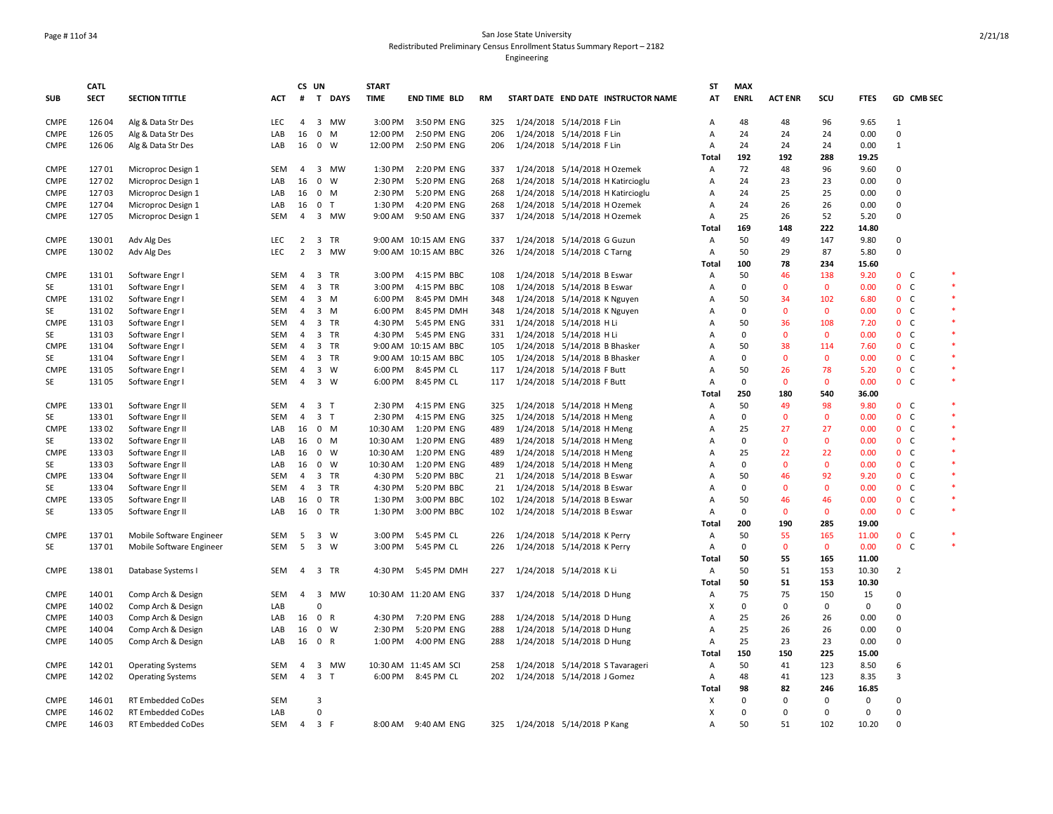San Jose State University
Redistributed Preliminary Census Enrollment Status Summary Report – 2182
Engineering

| SUB | CATL SECT | SECTION TITTLE | ACT | CS # | UN T | DAYS | START TIME | END TIME | BLD | RM | START DATE | END DATE | INSTRUCTOR NAME | ST AT | MAX ENRL | ACT ENR | SCU | FTES | GD | CMB SEC | |
|---|---|---|---|---|---|---|---|---|---|---|---|---|---|---|---|---|---|---|---|---|---|
| CMPE | 126 04 | Alg & Data Str Des | LEC | 4 | 3 | MW | 3:00 PM | 3:50 PM | ENG | 325 | 1/24/2018 | 5/14/2018 | F Lin | A | 48 | 48 | 96 | 9.65 | 1 | | |
| CMPE | 126 05 | Alg & Data Str Des | LAB | 16 | 0 | M | 12:00 PM | 2:50 PM | ENG | 206 | 1/24/2018 | 5/14/2018 | F Lin | A | 24 | 24 | 24 | 0.00 | 0 | | |
| CMPE | 126 06 | Alg & Data Str Des | LAB | 16 | 0 | W | 12:00 PM | 2:50 PM | ENG | 206 | 1/24/2018 | 5/14/2018 | F Lin | A | 24 | 24 | 24 | 0.00 | 1 | | |
| | | | | | | | | | | | | | | Total | 192 | 192 | 288 | 19.25 | | | |
| CMPE | 127 01 | Microproc Design 1 | SEM | 4 | 3 | MW | 1:30 PM | 2:20 PM | ENG | 337 | 1/24/2018 | 5/14/2018 | H Ozemek | A | 72 | 48 | 96 | 9.60 | 0 | | |
| CMPE | 127 02 | Microproc Design 1 | LAB | 16 | 0 | W | 2:30 PM | 5:20 PM | ENG | 268 | 1/24/2018 | 5/14/2018 | H Katircioglu | A | 24 | 23 | 23 | 0.00 | 0 | | |
| CMPE | 127 03 | Microproc Design 1 | LAB | 16 | 0 | M | 2:30 PM | 5:20 PM | ENG | 268 | 1/24/2018 | 5/14/2018 | H Katircioglu | A | 24 | 25 | 25 | 0.00 | 0 | | |
| CMPE | 127 04 | Microproc Design 1 | LAB | 16 | 0 | T | 1:30 PM | 4:20 PM | ENG | 268 | 1/24/2018 | 5/14/2018 | H Ozemek | A | 24 | 26 | 26 | 0.00 | 0 | | |
| CMPE | 127 05 | Microproc Design 1 | SEM | 4 | 3 | MW | 9:00 AM | 9:50 AM | ENG | 337 | 1/24/2018 | 5/14/2018 | H Ozemek | A | 25 | 26 | 52 | 5.20 | 0 | | |
| | | | | | | | | | | | | | | Total | 169 | 148 | 222 | 14.80 | | | |
| CMPE | 130 01 | Adv Alg Des | LEC | 2 | 3 | TR | 9:00 AM | 10:15 AM | ENG | 337 | 1/24/2018 | 5/14/2018 | G Guzun | A | 50 | 49 | 147 | 9.80 | 0 | | |
| CMPE | 130 02 | Adv Alg Des | LEC | 2 | 3 | MW | 9:00 AM | 10:15 AM | BBC | 326 | 1/24/2018 | 5/14/2018 | C Tarng | A | 50 | 29 | 87 | 5.80 | 0 | | |
| | | | | | | | | | | | | | | Total | 100 | 78 | 234 | 15.60 | | | |
| CMPE | 131 01 | Software Engr I | SEM | 4 | 3 | TR | 3:00 PM | 4:15 PM | BBC | 108 | 1/24/2018 | 5/14/2018 | B Eswar | A | 50 | 46 | 138 | 9.20 | 0 | C | * |
| SE | 131 01 | Software Engr I | SEM | 4 | 3 | TR | 3:00 PM | 4:15 PM | BBC | 108 | 1/24/2018 | 5/14/2018 | B Eswar | A | 0 | 0 | 0 | 0.00 | 0 | C | * |
| CMPE | 131 02 | Software Engr I | SEM | 4 | 3 | M | 6:00 PM | 8:45 PM | DMH | 348 | 1/24/2018 | 5/14/2018 | K Nguyen | A | 50 | 34 | 102 | 6.80 | 0 | C | * |
| SE | 131 02 | Software Engr I | SEM | 4 | 3 | M | 6:00 PM | 8:45 PM | DMH | 348 | 1/24/2018 | 5/14/2018 | K Nguyen | A | 0 | 0 | 0 | 0.00 | 0 | C | * |
| CMPE | 131 03 | Software Engr I | SEM | 4 | 3 | TR | 4:30 PM | 5:45 PM | ENG | 331 | 1/24/2018 | 5/14/2018 | H Li | A | 50 | 36 | 108 | 7.20 | 0 | C | * |
| SE | 131 03 | Software Engr I | SEM | 4 | 3 | TR | 4:30 PM | 5:45 PM | ENG | 331 | 1/24/2018 | 5/14/2018 | H Li | A | 0 | 0 | 0 | 0.00 | 0 | C | * |
| CMPE | 131 04 | Software Engr I | SEM | 4 | 3 | TR | 9:00 AM | 10:15 AM | BBC | 105 | 1/24/2018 | 5/14/2018 | B Bhasker | A | 50 | 38 | 114 | 7.60 | 0 | C | * |
| SE | 131 04 | Software Engr I | SEM | 4 | 3 | TR | 9:00 AM | 10:15 AM | BBC | 105 | 1/24/2018 | 5/14/2018 | B Bhasker | A | 0 | 0 | 0 | 0.00 | 0 | C | * |
| CMPE | 131 05 | Software Engr I | SEM | 4 | 3 | W | 6:00 PM | 8:45 PM | CL | 117 | 1/24/2018 | 5/14/2018 | F Butt | A | 50 | 26 | 78 | 5.20 | 0 | C | * |
| SE | 131 05 | Software Engr I | SEM | 4 | 3 | W | 6:00 PM | 8:45 PM | CL | 117 | 1/24/2018 | 5/14/2018 | F Butt | A | 0 | 0 | 0 | 0.00 | 0 | C | * |
| | | | | | | | | | | | | | | Total | 250 | 180 | 540 | 36.00 | | | |
| CMPE | 133 01 | Software Engr II | SEM | 4 | 3 | T | 2:30 PM | 4:15 PM | ENG | 325 | 1/24/2018 | 5/14/2018 | H Meng | A | 50 | 49 | 98 | 9.80 | 0 | C | * |
| SE | 133 01 | Software Engr II | SEM | 4 | 3 | T | 2:30 PM | 4:15 PM | ENG | 325 | 1/24/2018 | 5/14/2018 | H Meng | A | 0 | 0 | 0 | 0.00 | 0 | C | * |
| CMPE | 133 02 | Software Engr II | LAB | 16 | 0 | M | 10:30 AM | 1:20 PM | ENG | 489 | 1/24/2018 | 5/14/2018 | H Meng | A | 25 | 27 | 27 | 0.00 | 0 | C | * |
| SE | 133 02 | Software Engr II | LAB | 16 | 0 | M | 10:30 AM | 1:20 PM | ENG | 489 | 1/24/2018 | 5/14/2018 | H Meng | A | 0 | 0 | 0 | 0.00 | 0 | C | * |
| CMPE | 133 03 | Software Engr II | LAB | 16 | 0 | W | 10:30 AM | 1:20 PM | ENG | 489 | 1/24/2018 | 5/14/2018 | H Meng | A | 25 | 22 | 22 | 0.00 | 0 | C | * |
| SE | 133 03 | Software Engr II | LAB | 16 | 0 | W | 10:30 AM | 1:20 PM | ENG | 489 | 1/24/2018 | 5/14/2018 | H Meng | A | 0 | 0 | 0 | 0.00 | 0 | C | * |
| CMPE | 133 04 | Software Engr II | SEM | 4 | 3 | TR | 4:30 PM | 5:20 PM | BBC | 21 | 1/24/2018 | 5/14/2018 | B Eswar | A | 50 | 46 | 92 | 9.20 | 0 | C | * |
| SE | 133 04 | Software Engr II | SEM | 4 | 3 | TR | 4:30 PM | 5:20 PM | BBC | 21 | 1/24/2018 | 5/14/2018 | B Eswar | A | 0 | 0 | 0 | 0.00 | 0 | C | * |
| CMPE | 133 05 | Software Engr II | LAB | 16 | 0 | TR | 1:30 PM | 3:00 PM | BBC | 102 | 1/24/2018 | 5/14/2018 | B Eswar | A | 50 | 46 | 46 | 0.00 | 0 | C | * |
| SE | 133 05 | Software Engr II | LAB | 16 | 0 | TR | 1:30 PM | 3:00 PM | BBC | 102 | 1/24/2018 | 5/14/2018 | B Eswar | A | 0 | 0 | 0 | 0.00 | 0 | C | * |
| | | | | | | | | | | | | | | Total | 200 | 190 | 285 | 19.00 | | | |
| CMPE | 137 01 | Mobile Software Engineer | SEM | 5 | 3 | W | 3:00 PM | 5:45 PM | CL | 226 | 1/24/2018 | 5/14/2018 | K Perry | A | 50 | 55 | 165 | 11.00 | 0 | C | * |
| SE | 137 01 | Mobile Software Engineer | SEM | 5 | 3 | W | 3:00 PM | 5:45 PM | CL | 226 | 1/24/2018 | 5/14/2018 | K Perry | A | 0 | 0 | 0 | 0.00 | 0 | C | * |
| | | | | | | | | | | | | | | Total | 50 | 55 | 165 | 11.00 | | | |
| CMPE | 138 01 | Database Systems I | SEM | 4 | 3 | TR | 4:30 PM | 5:45 PM | DMH | 227 | 1/24/2018 | 5/14/2018 | K Li | A | 50 | 51 | 153 | 10.30 | 2 | | |
| | | | | | | | | | | | | | | Total | 50 | 51 | 153 | 10.30 | | | |
| CMPE | 140 01 | Comp Arch & Design | SEM | 4 | 3 | MW | 10:30 AM | 11:20 AM | ENG | 337 | 1/24/2018 | 5/14/2018 | D Hung | A | 75 | 75 | 150 | 15 | 0 | | |
| CMPE | 140 02 | Comp Arch & Design | LAB | | 0 | | | | | | | | | X | 0 | 0 | 0 | 0 | 0 | | |
| CMPE | 140 03 | Comp Arch & Design | LAB | 16 | 0 | R | 4:30 PM | 7:20 PM | ENG | 288 | 1/24/2018 | 5/14/2018 | D Hung | A | 25 | 26 | 26 | 0.00 | 0 | | |
| CMPE | 140 04 | Comp Arch & Design | LAB | 16 | 0 | W | 2:30 PM | 5:20 PM | ENG | 288 | 1/24/2018 | 5/14/2018 | D Hung | A | 25 | 26 | 26 | 0.00 | 0 | | |
| CMPE | 140 05 | Comp Arch & Design | LAB | 16 | 0 | R | 1:00 PM | 4:00 PM | ENG | 288 | 1/24/2018 | 5/14/2018 | D Hung | A | 25 | 23 | 23 | 0.00 | 0 | | |
| | | | | | | | | | | | | | | Total | 150 | 150 | 225 | 15.00 | | | |
| CMPE | 142 01 | Operating Systems | SEM | 4 | 3 | MW | 10:30 AM | 11:45 AM | SCI | 258 | 1/24/2018 | 5/14/2018 | S Tavarageri | A | 50 | 41 | 123 | 8.50 | 6 | | |
| CMPE | 142 02 | Operating Systems | SEM | 4 | 3 | T | 6:00 PM | 8:45 PM | CL | 202 | 1/24/2018 | 5/14/2018 | J Gomez | A | 48 | 41 | 123 | 8.35 | 3 | | |
| | | | | | | | | | | | | | | Total | 98 | 82 | 246 | 16.85 | | | |
| CMPE | 146 01 | RT Embedded CoDes | SEM | | 3 | | | | | | | | | X | 0 | 0 | 0 | 0 | 0 | | |
| CMPE | 146 02 | RT Embedded CoDes | LAB | | 0 | | | | | | | | | X | 0 | 0 | 0 | 0 | 0 | | |
| CMPE | 146 03 | RT Embedded CoDes | SEM | 4 | 3 | F | 8:00 AM | 9:40 AM | ENG | 325 | 1/24/2018 | 5/14/2018 | P Kang | A | 50 | 51 | 102 | 10.20 | 0 | | |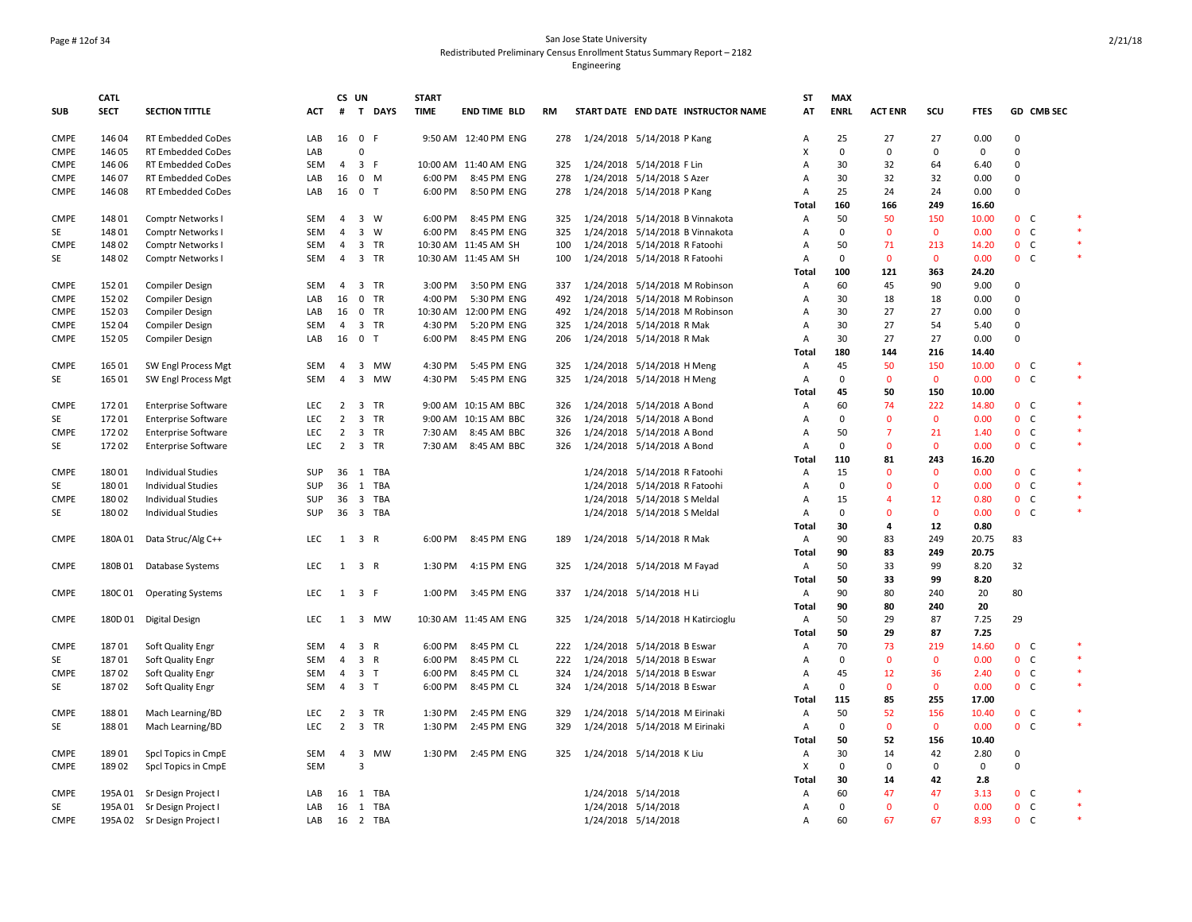San Jose State University
Redistributed Preliminary Census Enrollment Status Summary Report – 2182
Engineering

| SUB | CATL SECT | SECTION TITTLE | ACT | CS # | UN T | DAYS | START TIME | END TIME | BLD | RM | START DATE | END DATE | INSTRUCTOR NAME | ST AT | MAX ENRL | ACT ENR | SCU | FTES | GD | CMB SEC | |
|---|---|---|---|---|---|---|---|---|---|---|---|---|---|---|---|---|---|---|---|---|---|
| CMPE | 146 04 | RT Embedded CoDes | LAB | 16 | 0 | F | 9:50 AM | 12:40 PM | ENG | 278 | 1/24/2018 | 5/14/2018 | P Kang | A | 25 | 27 | 27 | 0.00 | 0 | | |
| CMPE | 146 05 | RT Embedded CoDes | LAB | | 0 | | | | | | | | | X | 0 | 0 | 0 | 0 | 0 | | |
| CMPE | 146 06 | RT Embedded CoDes | SEM | 4 | 3 | F | 10:00 AM | 11:40 AM | ENG | 325 | 1/24/2018 | 5/14/2018 | F Lin | A | 30 | 32 | 64 | 6.40 | 0 | | |
| CMPE | 146 07 | RT Embedded CoDes | LAB | 16 | 0 | M | 6:00 PM | 8:45 PM | ENG | 278 | 1/24/2018 | 5/14/2018 | S Azer | A | 30 | 32 | 32 | 0.00 | 0 | | |
| CMPE | 146 08 | RT Embedded CoDes | LAB | 16 | 0 | T | 6:00 PM | 8:50 PM | ENG | 278 | 1/24/2018 | 5/14/2018 | P Kang | A | 25 | 24 | 24 | 0.00 | 0 | | |
| | | | | | | | | | | | | | | **Total** | **160** | **166** | **249** | **16.60** | | | |
| CMPE | 148 01 | Comptr Networks I | SEM | 4 | 3 | W | 6:00 PM | 8:45 PM | ENG | 325 | 1/24/2018 | 5/14/2018 | B Vinnakota | A | 50 | 50 | 150 | 10.00 | 0 | C | * |
| SE | 148 01 | Comptr Networks I | SEM | 4 | 3 | W | 6:00 PM | 8:45 PM | ENG | 325 | 1/24/2018 | 5/14/2018 | B Vinnakota | A | 0 | 0 | 0 | 0.00 | 0 | C | * |
| CMPE | 148 02 | Comptr Networks I | SEM | 4 | 3 | TR | 10:30 AM | 11:45 AM | SH | 100 | 1/24/2018 | 5/14/2018 | R Fatoohi | A | 50 | 71 | 213 | 14.20 | 0 | C | * |
| SE | 148 02 | Comptr Networks I | SEM | 4 | 3 | TR | 10:30 AM | 11:45 AM | SH | 100 | 1/24/2018 | 5/14/2018 | R Fatoohi | A | 0 | 0 | 0 | 0.00 | 0 | C | * |
| | | | | | | | | | | | | | | **Total** | **100** | **121** | **363** | **24.20** | | | |
| CMPE | 152 01 | Compiler Design | SEM | 4 | 3 | TR | 3:00 PM | 3:50 PM | ENG | 337 | 1/24/2018 | 5/14/2018 | M Robinson | A | 60 | 45 | 90 | 9.00 | 0 | | |
| CMPE | 152 02 | Compiler Design | LAB | 16 | 0 | TR | 4:00 PM | 5:30 PM | ENG | 492 | 1/24/2018 | 5/14/2018 | M Robinson | A | 30 | 18 | 18 | 0.00 | 0 | | |
| CMPE | 152 03 | Compiler Design | LAB | 16 | 0 | TR | 10:30 AM | 12:00 PM | ENG | 492 | 1/24/2018 | 5/14/2018 | M Robinson | A | 30 | 27 | 27 | 0.00 | 0 | | |
| CMPE | 152 04 | Compiler Design | SEM | 4 | 3 | TR | 4:30 PM | 5:20 PM | ENG | 325 | 1/24/2018 | 5/14/2018 | R Mak | A | 30 | 27 | 54 | 5.40 | 0 | | |
| CMPE | 152 05 | Compiler Design | LAB | 16 | 0 | T | 6:00 PM | 8:45 PM | ENG | 206 | 1/24/2018 | 5/14/2018 | R Mak | A | 30 | 27 | 27 | 0.00 | 0 | | |
| | | | | | | | | | | | | | | **Total** | **180** | **144** | **216** | **14.40** | | | |
| CMPE | 165 01 | SW Engl Process Mgt | SEM | 4 | 3 | MW | 4:30 PM | 5:45 PM | ENG | 325 | 1/24/2018 | 5/14/2018 | H Meng | A | 45 | 50 | 150 | 10.00 | 0 | C | * |
| SE | 165 01 | SW Engl Process Mgt | SEM | 4 | 3 | MW | 4:30 PM | 5:45 PM | ENG | 325 | 1/24/2018 | 5/14/2018 | H Meng | A | 0 | 0 | 0 | 0.00 | 0 | C | * |
| | | | | | | | | | | | | | | **Total** | **45** | **50** | **150** | **10.00** | | | |
| CMPE | 172 01 | Enterprise Software | LEC | 2 | 3 | TR | 9:00 AM | 10:15 AM | BBC | 326 | 1/24/2018 | 5/14/2018 | A Bond | A | 60 | 74 | 222 | 14.80 | 0 | C | * |
| SE | 172 01 | Enterprise Software | LEC | 2 | 3 | TR | 9:00 AM | 10:15 AM | BBC | 326 | 1/24/2018 | 5/14/2018 | A Bond | A | 0 | 0 | 0 | 0.00 | 0 | C | * |
| CMPE | 172 02 | Enterprise Software | LEC | 2 | 3 | TR | 7:30 AM | 8:45 AM | BBC | 326 | 1/24/2018 | 5/14/2018 | A Bond | A | 50 | 7 | 21 | 1.40 | 0 | C | * |
| SE | 172 02 | Enterprise Software | LEC | 2 | 3 | TR | 7:30 AM | 8:45 AM | BBC | 326 | 1/24/2018 | 5/14/2018 | A Bond | A | 0 | 0 | 0 | 0.00 | 0 | C | * |
| | | | | | | | | | | | | | | **Total** | **110** | **81** | **243** | **16.20** | | | |
| CMPE | 180 01 | Individual Studies | SUP | 36 | 1 | TBA | | | | | 1/24/2018 | 5/14/2018 | R Fatoohi | A | 15 | 0 | 0 | 0.00 | 0 | C | * |
| SE | 180 01 | Individual Studies | SUP | 36 | 1 | TBA | | | | | 1/24/2018 | 5/14/2018 | R Fatoohi | A | 0 | 0 | 0 | 0.00 | 0 | C | * |
| CMPE | 180 02 | Individual Studies | SUP | 36 | 3 | TBA | | | | | 1/24/2018 | 5/14/2018 | S Meldal | A | 15 | 4 | 12 | 0.80 | 0 | C | * |
| SE | 180 02 | Individual Studies | SUP | 36 | 3 | TBA | | | | | 1/24/2018 | 5/14/2018 | S Meldal | A | 0 | 0 | 0 | 0.00 | 0 | C | * |
| | | | | | | | | | | | | | | **Total** | **30** | **4** | **12** | **0.80** | | | |
| CMPE | 180A 01 | Data Struc/Alg C++ | LEC | 1 | 3 | R | 6:00 PM | 8:45 PM | ENG | 189 | 1/24/2018 | 5/14/2018 | R Mak | A | 90 | 83 | 249 | 20.75 | 83 | | |
| | | | | | | | | | | | | | | **Total** | **90** | **83** | **249** | **20.75** | | | |
| CMPE | 180B 01 | Database Systems | LEC | 1 | 3 | R | 1:30 PM | 4:15 PM | ENG | 325 | 1/24/2018 | 5/14/2018 | M Fayad | A | 50 | 33 | 99 | 8.20 | 32 | | |
| | | | | | | | | | | | | | | **Total** | **50** | **33** | **99** | **8.20** | | | |
| CMPE | 180C 01 | Operating Systems | LEC | 1 | 3 | F | 1:00 PM | 3:45 PM | ENG | 337 | 1/24/2018 | 5/14/2018 | H Li | A | 90 | 80 | 240 | 20 | 80 | | |
| | | | | | | | | | | | | | | **Total** | **90** | **80** | **240** | **20** | | | |
| CMPE | 180D 01 | Digital Design | LEC | 1 | 3 | MW | 10:30 AM | 11:45 AM | ENG | 325 | 1/24/2018 | 5/14/2018 | H Katircioglu | A | 50 | 29 | 87 | 7.25 | 29 | | |
| | | | | | | | | | | | | | | **Total** | **50** | **29** | **87** | **7.25** | | | |
| CMPE | 187 01 | Soft Quality Engr | SEM | 4 | 3 | R | 6:00 PM | 8:45 PM | CL | 222 | 1/24/2018 | 5/14/2018 | B Eswar | A | 70 | 73 | 219 | 14.60 | 0 | C | * |
| SE | 187 01 | Soft Quality Engr | SEM | 4 | 3 | R | 6:00 PM | 8:45 PM | CL | 222 | 1/24/2018 | 5/14/2018 | B Eswar | A | 0 | 0 | 0 | 0.00 | 0 | C | * |
| CMPE | 187 02 | Soft Quality Engr | SEM | 4 | 3 | T | 6:00 PM | 8:45 PM | CL | 324 | 1/24/2018 | 5/14/2018 | B Eswar | A | 45 | 12 | 36 | 2.40 | 0 | C | * |
| SE | 187 02 | Soft Quality Engr | SEM | 4 | 3 | T | 6:00 PM | 8:45 PM | CL | 324 | 1/24/2018 | 5/14/2018 | B Eswar | A | 0 | 0 | 0 | 0.00 | 0 | C | * |
| | | | | | | | | | | | | | | **Total** | **115** | **85** | **255** | **17.00** | | | |
| CMPE | 188 01 | Mach Learning/BD | LEC | 2 | 3 | TR | 1:30 PM | 2:45 PM | ENG | 329 | 1/24/2018 | 5/14/2018 | M Eirinaki | A | 50 | 52 | 156 | 10.40 | 0 | C | * |
| SE | 188 01 | Mach Learning/BD | LEC | 2 | 3 | TR | 1:30 PM | 2:45 PM | ENG | 329 | 1/24/2018 | 5/14/2018 | M Eirinaki | A | 0 | 0 | 0 | 0.00 | 0 | C | * |
| | | | | | | | | | | | | | | **Total** | **50** | **52** | **156** | **10.40** | | | |
| CMPE | 189 01 | Spcl Topics in CmpE | SEM | 4 | 3 | MW | 1:30 PM | 2:45 PM | ENG | 325 | 1/24/2018 | 5/14/2018 | K Liu | A | 30 | 14 | 42 | 2.80 | 0 | | |
| CMPE | 189 02 | Spcl Topics in CmpE | SEM | | 3 | | | | | | | | | X | 0 | 0 | 0 | 0 | 0 | | |
| | | | | | | | | | | | | | | **Total** | **30** | **14** | **42** | **2.8** | | | |
| CMPE | 195A 01 | Sr Design Project I | LAB | 16 | 1 | TBA | | | | | 1/24/2018 | 5/14/2018 | | A | 60 | 47 | 47 | 3.13 | 0 | C | * |
| SE | 195A 01 | Sr Design Project I | LAB | 16 | 1 | TBA | | | | | 1/24/2018 | 5/14/2018 | | A | 0 | 0 | 0 | 0.00 | 0 | C | * |
| CMPE | 195A 02 | Sr Design Project I | LAB | 16 | 2 | TBA | | | | | 1/24/2018 | 5/14/2018 | | A | 60 | 67 | 67 | 8.93 | 0 | C | * |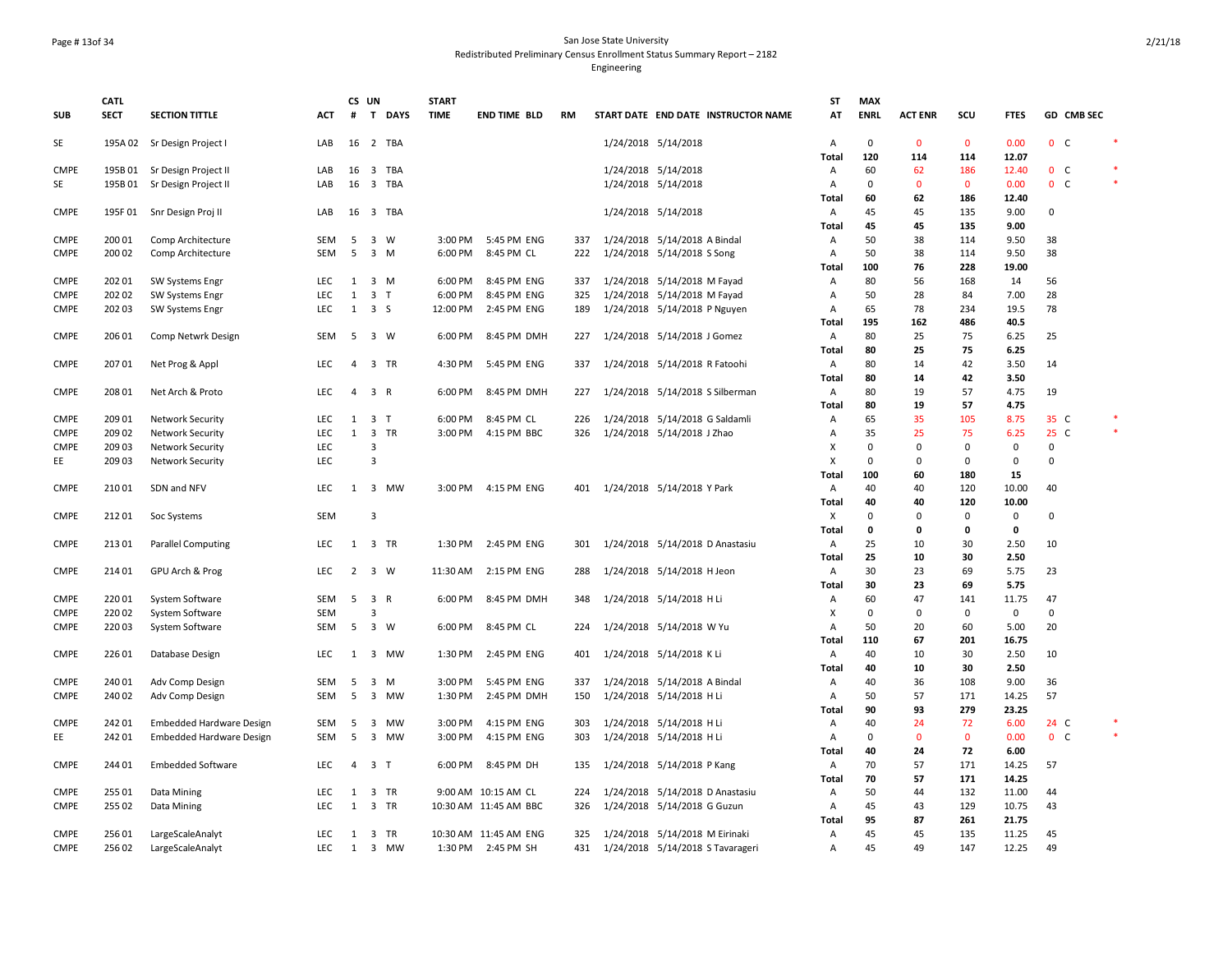San Jose State University
Redistributed Preliminary Census Enrollment Status Summary Report – 2182
Engineering

| SUB | CATL SECT | SECTION TITTLE | ACT | CS # | UN T | DAYS | START TIME | END TIME | BLD | RM | START DATE | END DATE | INSTRUCTOR NAME | ST AT | MAX ENRL | ACT ENR | SCU | FTES | GD | CMB SEC | |
|---|---|---|---|---|---|---|---|---|---|---|---|---|---|---|---|---|---|---|---|---|---|
| SE | 195A 02 | Sr Design Project I | LAB | 16 | 2 | TBA | | | | | 1/24/2018 | 5/14/2018 | | A | 0 | 0 | 0 | 0.00 | 0 | C | * |
| | | | | | | | | | | | | | | Total | 120 | 114 | 114 | 12.07 | | | |
| CMPE | 195B 01 | Sr Design Project II | LAB | 16 | 3 | TBA | | | | | 1/24/2018 | 5/14/2018 | | A | 60 | 62 | 186 | 12.40 | 0 | C | * |
| SE | 195B 01 | Sr Design Project II | LAB | 16 | 3 | TBA | | | | | 1/24/2018 | 5/14/2018 | | A | 0 | 0 | 0 | 0.00 | 0 | C | * |
| | | | | | | | | | | | | | | Total | 60 | 62 | 186 | 12.40 | | | |
| CMPE | 195F 01 | Snr Design Proj II | LAB | 16 | 3 | TBA | | | | | 1/24/2018 | 5/14/2018 | | A | 45 | 45 | 135 | 9.00 | 0 | | |
| | | | | | | | | | | | | | | Total | 45 | 45 | 135 | 9.00 | | | |
| CMPE | 200 01 | Comp Architecture | SEM | 5 | 3 | W | 3:00 PM | 5:45 PM | ENG | 337 | 1/24/2018 | 5/14/2018 | A Bindal | A | 50 | 38 | 114 | 9.50 | 38 | | |
| CMPE | 200 02 | Comp Architecture | SEM | 5 | 3 | M | 6:00 PM | 8:45 PM | CL | 222 | 1/24/2018 | 5/14/2018 | S Song | A | 50 | 38 | 114 | 9.50 | 38 | | |
| | | | | | | | | | | | | | | Total | 100 | 76 | 228 | 19.00 | | | |
| CMPE | 202 01 | SW Systems Engr | LEC | 1 | 3 | M | 6:00 PM | 8:45 PM | ENG | 337 | 1/24/2018 | 5/14/2018 | M Fayad | A | 80 | 56 | 168 | 14 | 56 | | |
| CMPE | 202 02 | SW Systems Engr | LEC | 1 | 3 | T | 6:00 PM | 8:45 PM | ENG | 325 | 1/24/2018 | 5/14/2018 | M Fayad | A | 50 | 28 | 84 | 7.00 | 28 | | |
| CMPE | 202 03 | SW Systems Engr | LEC | 1 | 3 | S | 12:00 PM | 2:45 PM | ENG | 189 | 1/24/2018 | 5/14/2018 | P Nguyen | A | 65 | 78 | 234 | 19.5 | 78 | | |
| | | | | | | | | | | | | | | Total | 195 | 162 | 486 | 40.5 | | | |
| CMPE | 206 01 | Comp Netwrk Design | SEM | 5 | 3 | W | 6:00 PM | 8:45 PM | DMH | 227 | 1/24/2018 | 5/14/2018 | J Gomez | A | 80 | 25 | 75 | 6.25 | 25 | | |
| | | | | | | | | | | | | | | Total | 80 | 25 | 75 | 6.25 | | | |
| CMPE | 207 01 | Net Prog & Appl | LEC | 4 | 3 | TR | 4:30 PM | 5:45 PM | ENG | 337 | 1/24/2018 | 5/14/2018 | R Fatoohi | A | 80 | 14 | 42 | 3.50 | 14 | | |
| | | | | | | | | | | | | | | Total | 80 | 14 | 42 | 3.50 | | | |
| CMPE | 208 01 | Net Arch & Proto | LEC | 4 | 3 | R | 6:00 PM | 8:45 PM | DMH | 227 | 1/24/2018 | 5/14/2018 | S Silberman | A | 80 | 19 | 57 | 4.75 | 19 | | |
| | | | | | | | | | | | | | | Total | 80 | 19 | 57 | 4.75 | | | |
| CMPE | 209 01 | Network Security | LEC | 1 | 3 | T | 6:00 PM | 8:45 PM | CL | 226 | 1/24/2018 | 5/14/2018 | G Saldamli | A | 65 | 35 | 105 | 8.75 | 35 | C | * |
| CMPE | 209 02 | Network Security | LEC | 1 | 3 | TR | 3:00 PM | 4:15 PM | BBC | 326 | 1/24/2018 | 5/14/2018 | J Zhao | A | 35 | 25 | 75 | 6.25 | 25 | C | * |
| CMPE | 209 03 | Network Security | LEC | | 3 | | | | | | | | | X | 0 | 0 | 0 | 0 | 0 | | |
| EE | 209 03 | Network Security | LEC | | 3 | | | | | | | | | X | 0 | 0 | 0 | 0 | 0 | | |
| | | | | | | | | | | | | | | Total | 100 | 60 | 180 | 15 | | | |
| CMPE | 210 01 | SDN and NFV | LEC | 1 | 3 | MW | 3:00 PM | 4:15 PM | ENG | 401 | 1/24/2018 | 5/14/2018 | Y Park | A | 40 | 40 | 120 | 10.00 | 40 | | |
| | | | | | | | | | | | | | | Total | 40 | 40 | 120 | 10.00 | | | |
| CMPE | 212 01 | Soc Systems | SEM | | 3 | | | | | | | | | X | 0 | 0 | 0 | 0 | 0 | | |
| | | | | | | | | | | | | | | Total | 0 | 0 | 0 | 0 | | | |
| CMPE | 213 01 | Parallel Computing | LEC | 1 | 3 | TR | 1:30 PM | 2:45 PM | ENG | 301 | 1/24/2018 | 5/14/2018 | D Anastasiu | A | 25 | 10 | 30 | 2.50 | 10 | | |
| | | | | | | | | | | | | | | Total | 25 | 10 | 30 | 2.50 | | | |
| CMPE | 214 01 | GPU Arch & Prog | LEC | 2 | 3 | W | 11:30 AM | 2:15 PM | ENG | 288 | 1/24/2018 | 5/14/2018 | H Jeon | A | 30 | 23 | 69 | 5.75 | 23 | | |
| | | | | | | | | | | | | | | Total | 30 | 23 | 69 | 5.75 | | | |
| CMPE | 220 01 | System Software | SEM | 5 | 3 | R | 6:00 PM | 8:45 PM | DMH | 348 | 1/24/2018 | 5/14/2018 | H Li | A | 60 | 47 | 141 | 11.75 | 47 | | |
| CMPE | 220 02 | System Software | SEM | | 3 | | | | | | | | | X | 0 | 0 | 0 | 0 | 0 | | |
| CMPE | 220 03 | System Software | SEM | 5 | 3 | W | 6:00 PM | 8:45 PM | CL | 224 | 1/24/2018 | 5/14/2018 | W Yu | A | 50 | 20 | 60 | 5.00 | 20 | | |
| | | | | | | | | | | | | | | Total | 110 | 67 | 201 | 16.75 | | | |
| CMPE | 226 01 | Database Design | LEC | 1 | 3 | MW | 1:30 PM | 2:45 PM | ENG | 401 | 1/24/2018 | 5/14/2018 | K Li | A | 40 | 10 | 30 | 2.50 | 10 | | |
| | | | | | | | | | | | | | | Total | 40 | 10 | 30 | 2.50 | | | |
| CMPE | 240 01 | Adv Comp Design | SEM | 5 | 3 | M | 3:00 PM | 5:45 PM | ENG | 337 | 1/24/2018 | 5/14/2018 | A Bindal | A | 40 | 36 | 108 | 9.00 | 36 | | |
| CMPE | 240 02 | Adv Comp Design | SEM | 5 | 3 | MW | 1:30 PM | 2:45 PM | DMH | 150 | 1/24/2018 | 5/14/2018 | H Li | A | 50 | 57 | 171 | 14.25 | 57 | | |
| | | | | | | | | | | | | | | Total | 90 | 93 | 279 | 23.25 | | | |
| CMPE | 242 01 | Embedded Hardware Design | SEM | 5 | 3 | MW | 3:00 PM | 4:15 PM | ENG | 303 | 1/24/2018 | 5/14/2018 | H Li | A | 40 | 24 | 72 | 6.00 | 24 | C | * |
| EE | 242 01 | Embedded Hardware Design | SEM | 5 | 3 | MW | 3:00 PM | 4:15 PM | ENG | 303 | 1/24/2018 | 5/14/2018 | H Li | A | 0 | 0 | 0 | 0.00 | 0 | C | * |
| | | | | | | | | | | | | | | Total | 40 | 24 | 72 | 6.00 | | | |
| CMPE | 244 01 | Embedded Software | LEC | 4 | 3 | T | 6:00 PM | 8:45 PM | DH | 135 | 1/24/2018 | 5/14/2018 | P Kang | A | 70 | 57 | 171 | 14.25 | 57 | | |
| | | | | | | | | | | | | | | Total | 70 | 57 | 171 | 14.25 | | | |
| CMPE | 255 01 | Data Mining | LEC | 1 | 3 | TR | 9:00 AM | 10:15 AM | CL | 224 | 1/24/2018 | 5/14/2018 | D Anastasiu | A | 50 | 44 | 132 | 11.00 | 44 | | |
| CMPE | 255 02 | Data Mining | LEC | 1 | 3 | TR | 10:30 AM | 11:45 AM | BBC | 326 | 1/24/2018 | 5/14/2018 | G Guzun | A | 45 | 43 | 129 | 10.75 | 43 | | |
| | | | | | | | | | | | | | | Total | 95 | 87 | 261 | 21.75 | | | |
| CMPE | 256 01 | LargeScaleAnalyt | LEC | 1 | 3 | TR | 10:30 AM | 11:45 AM | ENG | 325 | 1/24/2018 | 5/14/2018 | M Eirinaki | A | 45 | 45 | 135 | 11.25 | 45 | | |
| CMPE | 256 02 | LargeScaleAnalyt | LEC | 1 | 3 | MW | 1:30 PM | 2:45 PM | SH | 431 | 1/24/2018 | 5/14/2018 | S Tavarageri | A | 45 | 49 | 147 | 12.25 | 49 | | |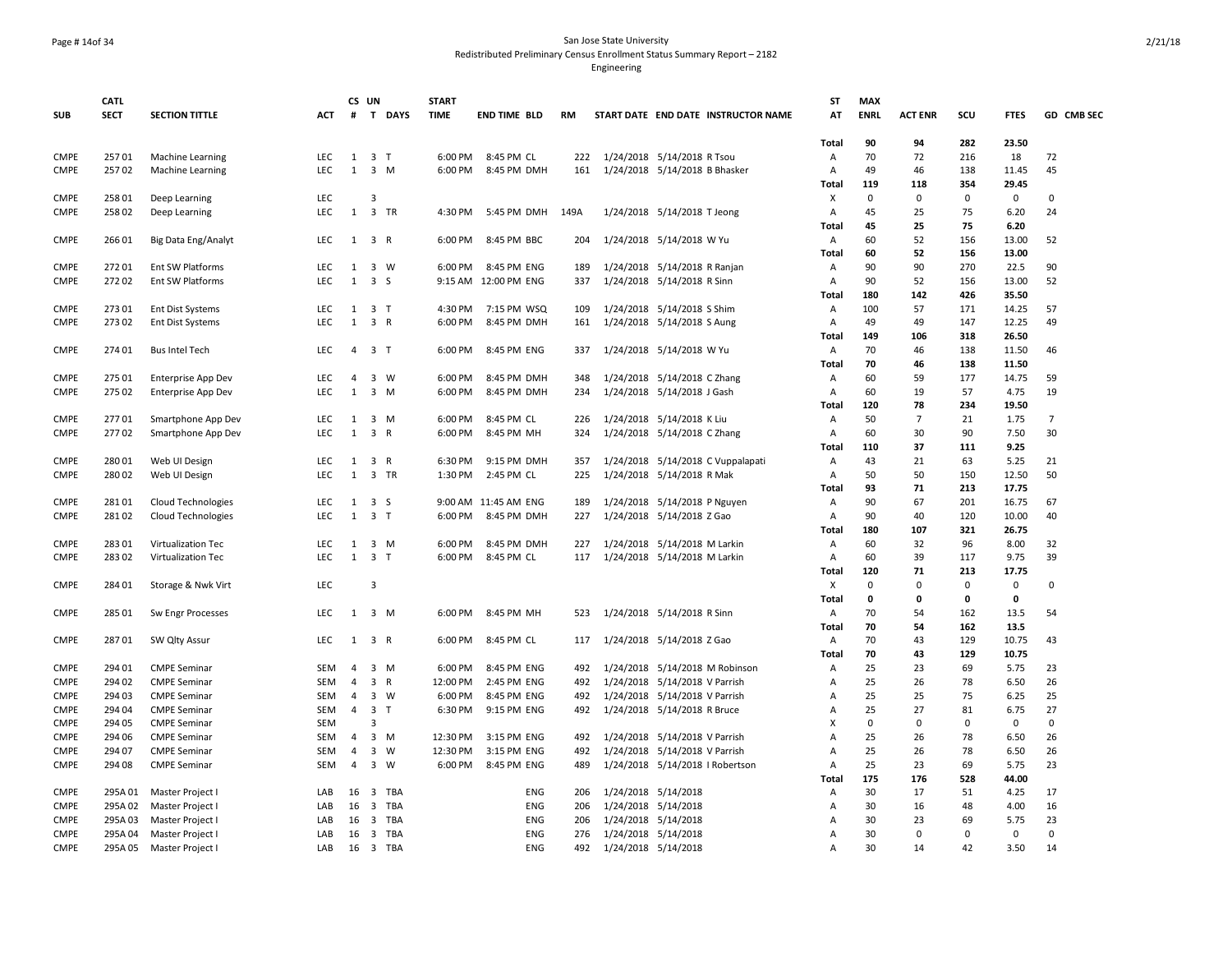San Jose State University
Redistributed Preliminary Census Enrollment Status Summary Report – 2182
Engineering

| SUB | CATL SECT | SECTION TITTLE | ACT | CS # | UN T | DAYS | START TIME | END TIME | BLD | RM | START DATE | END DATE | INSTRUCTOR NAME | ST AT | MAX ENRL | ACT ENR | SCU | FTES | GD | CMB SEC |
|---|---|---|---|---|---|---|---|---|---|---|---|---|---|---|---|---|---|---|---|---|
| | | | | | | | | | | | | | | Total | 90 | 94 | 282 | 23.50 | | |
| CMPE | 257 01 | Machine Learning | LEC | 1 | 3 | T | 6:00 PM | 8:45 PM | CL | 222 | 1/24/2018 | 5/14/2018 | R Tsou | A | 70 | 72 | 216 | 18 | 72 | |
| CMPE | 257 02 | Machine Learning | LEC | 1 | 3 | M | 6:00 PM | 8:45 PM | DMH | 161 | 1/24/2018 | 5/14/2018 | B Bhasker | A | 49 | 46 | 138 | 11.45 | 45 | |
| | | | | | | | | | | | | | | Total | 119 | 118 | 354 | 29.45 | | |
| CMPE | 258 01 | Deep Learning | LEC | | 3 | | | | | | | | | X | 0 | 0 | 0 | 0 | 0 | |
| CMPE | 258 02 | Deep Learning | LEC | 1 | 3 | TR | 4:30 PM | 5:45 PM | DMH | 149A | 1/24/2018 | 5/14/2018 | T Jeong | A | 45 | 25 | 75 | 6.20 | 24 | |
| | | | | | | | | | | | | | | Total | 45 | 25 | 75 | 6.20 | | |
| CMPE | 266 01 | Big Data Eng/Analyt | LEC | 1 | 3 | R | 6:00 PM | 8:45 PM | BBC | 204 | 1/24/2018 | 5/14/2018 | W Yu | A | 60 | 52 | 156 | 13.00 | 52 | |
| | | | | | | | | | | | | | | Total | 60 | 52 | 156 | 13.00 | | |
| CMPE | 272 01 | Ent SW Platforms | LEC | 1 | 3 | W | 6:00 PM | 8:45 PM | ENG | 189 | 1/24/2018 | 5/14/2018 | R Ranjan | A | 90 | 90 | 270 | 22.5 | 90 | |
| CMPE | 272 02 | Ent SW Platforms | LEC | 1 | 3 | S | 9:15 AM | 12:00 PM | ENG | 337 | 1/24/2018 | 5/14/2018 | R Sinn | A | 90 | 52 | 156 | 13.00 | 52 | |
| | | | | | | | | | | | | | | Total | 180 | 142 | 426 | 35.50 | | |
| CMPE | 273 01 | Ent Dist Systems | LEC | 1 | 3 | T | 4:30 PM | 7:15 PM | WSQ | 109 | 1/24/2018 | 5/14/2018 | S Shim | A | 100 | 57 | 171 | 14.25 | 57 | |
| CMPE | 273 02 | Ent Dist Systems | LEC | 1 | 3 | R | 6:00 PM | 8:45 PM | DMH | 161 | 1/24/2018 | 5/14/2018 | S Aung | A | 49 | 49 | 147 | 12.25 | 49 | |
| | | | | | | | | | | | | | | Total | 149 | 106 | 318 | 26.50 | | |
| CMPE | 274 01 | Bus Intel Tech | LEC | 4 | 3 | T | 6:00 PM | 8:45 PM | ENG | 337 | 1/24/2018 | 5/14/2018 | W Yu | A | 70 | 46 | 138 | 11.50 | 46 | |
| | | | | | | | | | | | | | | Total | 70 | 46 | 138 | 11.50 | | |
| CMPE | 275 01 | Enterprise App Dev | LEC | 4 | 3 | W | 6:00 PM | 8:45 PM | DMH | 348 | 1/24/2018 | 5/14/2018 | C Zhang | A | 60 | 59 | 177 | 14.75 | 59 | |
| CMPE | 275 02 | Enterprise App Dev | LEC | 1 | 3 | M | 6:00 PM | 8:45 PM | DMH | 234 | 1/24/2018 | 5/14/2018 | J Gash | A | 60 | 19 | 57 | 4.75 | 19 | |
| | | | | | | | | | | | | | | Total | 120 | 78 | 234 | 19.50 | | |
| CMPE | 277 01 | Smartphone App Dev | LEC | 1 | 3 | M | 6:00 PM | 8:45 PM | CL | 226 | 1/24/2018 | 5/14/2018 | K Liu | A | 50 | 7 | 21 | 1.75 | 7 | |
| CMPE | 277 02 | Smartphone App Dev | LEC | 1 | 3 | R | 6:00 PM | 8:45 PM | MH | 324 | 1/24/2018 | 5/14/2018 | C Zhang | A | 60 | 30 | 90 | 7.50 | 30 | |
| | | | | | | | | | | | | | | Total | 110 | 37 | 111 | 9.25 | | |
| CMPE | 280 01 | Web UI Design | LEC | 1 | 3 | R | 6:30 PM | 9:15 PM | DMH | 357 | 1/24/2018 | 5/14/2018 | C Vuppalapati | A | 43 | 21 | 63 | 5.25 | 21 | |
| CMPE | 280 02 | Web UI Design | LEC | 1 | 3 | TR | 1:30 PM | 2:45 PM | CL | 225 | 1/24/2018 | 5/14/2018 | R Mak | A | 50 | 50 | 150 | 12.50 | 50 | |
| | | | | | | | | | | | | | | Total | 93 | 71 | 213 | 17.75 | | |
| CMPE | 281 01 | Cloud Technologies | LEC | 1 | 3 | S | 9:00 AM | 11:45 AM | ENG | 189 | 1/24/2018 | 5/14/2018 | P Nguyen | A | 90 | 67 | 201 | 16.75 | 67 | |
| CMPE | 281 02 | Cloud Technologies | LEC | 1 | 3 | T | 6:00 PM | 8:45 PM | DMH | 227 | 1/24/2018 | 5/14/2018 | Z Gao | A | 90 | 40 | 120 | 10.00 | 40 | |
| | | | | | | | | | | | | | | Total | 180 | 107 | 321 | 26.75 | | |
| CMPE | 283 01 | Virtualization Tec | LEC | 1 | 3 | M | 6:00 PM | 8:45 PM | DMH | 227 | 1/24/2018 | 5/14/2018 | M Larkin | A | 60 | 32 | 96 | 8.00 | 32 | |
| CMPE | 283 02 | Virtualization Tec | LEC | 1 | 3 | T | 6:00 PM | 8:45 PM | CL | 117 | 1/24/2018 | 5/14/2018 | M Larkin | A | 60 | 39 | 117 | 9.75 | 39 | |
| | | | | | | | | | | | | | | Total | 120 | 71 | 213 | 17.75 | | |
| CMPE | 284 01 | Storage & Nwk Virt | LEC | | 3 | | | | | | | | | X | 0 | 0 | 0 | 0 | 0 | |
| | | | | | | | | | | | | | | Total | 0 | 0 | 0 | 0 | | |
| CMPE | 285 01 | Sw Engr Processes | LEC | 1 | 3 | M | 6:00 PM | 8:45 PM | MH | 523 | 1/24/2018 | 5/14/2018 | R Sinn | A | 70 | 54 | 162 | 13.5 | 54 | |
| | | | | | | | | | | | | | | Total | 70 | 54 | 162 | 13.5 | | |
| CMPE | 287 01 | SW Qlty Assur | LEC | 1 | 3 | R | 6:00 PM | 8:45 PM | CL | 117 | 1/24/2018 | 5/14/2018 | Z Gao | A | 70 | 43 | 129 | 10.75 | 43 | |
| | | | | | | | | | | | | | | Total | 70 | 43 | 129 | 10.75 | | |
| CMPE | 294 01 | CMPE Seminar | SEM | 4 | 3 | M | 6:00 PM | 8:45 PM | ENG | 492 | 1/24/2018 | 5/14/2018 | M Robinson | A | 25 | 23 | 69 | 5.75 | 23 | |
| CMPE | 294 02 | CMPE Seminar | SEM | 4 | 3 | R | 12:00 PM | 2:45 PM | ENG | 492 | 1/24/2018 | 5/14/2018 | V Parrish | A | 25 | 26 | 78 | 6.50 | 26 | |
| CMPE | 294 03 | CMPE Seminar | SEM | 4 | 3 | W | 6:00 PM | 8:45 PM | ENG | 492 | 1/24/2018 | 5/14/2018 | V Parrish | A | 25 | 25 | 75 | 6.25 | 25 | |
| CMPE | 294 04 | CMPE Seminar | SEM | 4 | 3 | T | 6:30 PM | 9:15 PM | ENG | 492 | 1/24/2018 | 5/14/2018 | R Bruce | A | 25 | 27 | 81 | 6.75 | 27 | |
| CMPE | 294 05 | CMPE Seminar | SEM | | 3 | | | | | | | | | X | 0 | 0 | 0 | 0 | 0 | |
| CMPE | 294 06 | CMPE Seminar | SEM | 4 | 3 | M | 12:30 PM | 3:15 PM | ENG | 492 | 1/24/2018 | 5/14/2018 | V Parrish | A | 25 | 26 | 78 | 6.50 | 26 | |
| CMPE | 294 07 | CMPE Seminar | SEM | 4 | 3 | W | 12:30 PM | 3:15 PM | ENG | 492 | 1/24/2018 | 5/14/2018 | V Parrish | A | 25 | 26 | 78 | 6.50 | 26 | |
| CMPE | 294 08 | CMPE Seminar | SEM | 4 | 3 | W | 6:00 PM | 8:45 PM | ENG | 489 | 1/24/2018 | 5/14/2018 | I Robertson | A | 25 | 23 | 69 | 5.75 | 23 | |
| | | | | | | | | | | | | | | Total | 175 | 176 | 528 | 44.00 | | |
| CMPE | 295A 01 | Master Project I | LAB | 16 | 3 | TBA | | | ENG | 206 | 1/24/2018 | 5/14/2018 | | A | 30 | 17 | 51 | 4.25 | 17 | |
| CMPE | 295A 02 | Master Project I | LAB | 16 | 3 | TBA | | | ENG | 206 | 1/24/2018 | 5/14/2018 | | A | 30 | 16 | 48 | 4.00 | 16 | |
| CMPE | 295A 03 | Master Project I | LAB | 16 | 3 | TBA | | | ENG | 206 | 1/24/2018 | 5/14/2018 | | A | 30 | 23 | 69 | 5.75 | 23 | |
| CMPE | 295A 04 | Master Project I | LAB | 16 | 3 | TBA | | | ENG | 276 | 1/24/2018 | 5/14/2018 | | A | 30 | 0 | 0 | 0 | 0 | |
| CMPE | 295A 05 | Master Project I | LAB | 16 | 3 | TBA | | | ENG | 492 | 1/24/2018 | 5/14/2018 | | A | 30 | 14 | 42 | 3.50 | 14 | |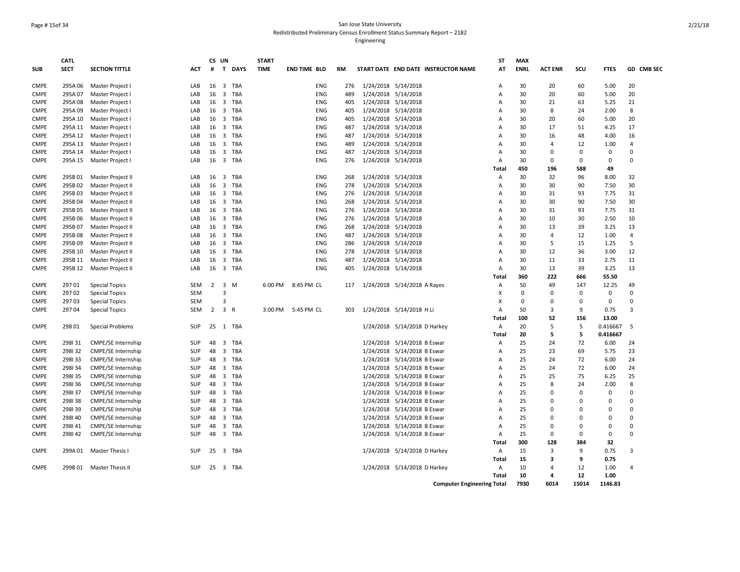San Jose State University
Redistributed Preliminary Census Enrollment Status Summary Report – 2182
Engineering

| SUB | CATL SECT | SECTION TITTLE | ACT | CS # | UN T | DAYS | START TIME | END TIME | BLD | RM | START DATE | END DATE | INSTRUCTOR NAME | ST AT | MAX ENRL | ACT ENR | SCU | FTES | GD | CMB SEC |
|---|---|---|---|---|---|---|---|---|---|---|---|---|---|---|---|---|---|---|---|---|
| CMPE | 295A 06 | Master Project I | LAB | 16 | 3 | TBA | | | ENG | 276 | 1/24/2018 | 5/14/2018 | | A | 30 | 20 | 60 | 5.00 | 20 | |
| CMPE | 295A 07 | Master Project I | LAB | 16 | 3 | TBA | | | ENG | 489 | 1/24/2018 | 5/14/2018 | | A | 30 | 20 | 60 | 5.00 | 20 | |
| CMPE | 295A 08 | Master Project I | LAB | 16 | 3 | TBA | | | ENG | 405 | 1/24/2018 | 5/14/2018 | | A | 30 | 21 | 63 | 5.25 | 21 | |
| CMPE | 295A 09 | Master Project I | LAB | 16 | 3 | TBA | | | ENG | 405 | 1/24/2018 | 5/14/2018 | | A | 30 | 8 | 24 | 2.00 | 8 | |
| CMPE | 295A 10 | Master Project I | LAB | 16 | 3 | TBA | | | ENG | 405 | 1/24/2018 | 5/14/2018 | | A | 30 | 20 | 60 | 5.00 | 20 | |
| CMPE | 295A 11 | Master Project I | LAB | 16 | 3 | TBA | | | ENG | 487 | 1/24/2018 | 5/14/2018 | | A | 30 | 17 | 51 | 4.25 | 17 | |
| CMPE | 295A 12 | Master Project I | LAB | 16 | 3 | TBA | | | ENG | 487 | 1/24/2018 | 5/14/2018 | | A | 30 | 16 | 48 | 4.00 | 16 | |
| CMPE | 295A 13 | Master Project I | LAB | 16 | 3 | TBA | | | ENG | 489 | 1/24/2018 | 5/14/2018 | | A | 30 | 4 | 12 | 1.00 | 4 | |
| CMPE | 295A 14 | Master Project I | LAB | 16 | 3 | TBA | | | ENG | 487 | 1/24/2018 | 5/14/2018 | | A | 30 | 0 | 0 | 0 | 0 | |
| CMPE | 295A 15 | Master Project I | LAB | 16 | 3 | TBA | | | ENG | 276 | 1/24/2018 | 5/14/2018 | | A | 30 | 0 | 0 | 0 | 0 | |
| | | | | | | | | | | | | | | Total | 450 | 196 | 588 | 49 | | |
| CMPE | 295B 01 | Master Project II | LAB | 16 | 3 | TBA | | | ENG | 268 | 1/24/2018 | 5/14/2018 | | A | 30 | 32 | 96 | 8.00 | 32 | |
| CMPE | 295B 02 | Master Project II | LAB | 16 | 3 | TBA | | | ENG | 278 | 1/24/2018 | 5/14/2018 | | A | 30 | 30 | 90 | 7.50 | 30 | |
| CMPE | 295B 03 | Master Project II | LAB | 16 | 3 | TBA | | | ENG | 276 | 1/24/2018 | 5/14/2018 | | A | 30 | 31 | 93 | 7.75 | 31 | |
| CMPE | 295B 04 | Master Project II | LAB | 16 | 3 | TBA | | | ENG | 268 | 1/24/2018 | 5/14/2018 | | A | 30 | 30 | 90 | 7.50 | 30 | |
| CMPE | 295B 05 | Master Project II | LAB | 16 | 3 | TBA | | | ENG | 276 | 1/24/2018 | 5/14/2018 | | A | 30 | 31 | 93 | 7.75 | 31 | |
| CMPE | 295B 06 | Master Project II | LAB | 16 | 3 | TBA | | | ENG | 276 | 1/24/2018 | 5/14/2018 | | A | 30 | 10 | 30 | 2.50 | 10 | |
| CMPE | 295B 07 | Master Project II | LAB | 16 | 3 | TBA | | | ENG | 268 | 1/24/2018 | 5/14/2018 | | A | 30 | 13 | 39 | 3.25 | 13 | |
| CMPE | 295B 08 | Master Project II | LAB | 16 | 3 | TBA | | | ENG | 487 | 1/24/2018 | 5/14/2018 | | A | 30 | 4 | 12 | 1.00 | 4 | |
| CMPE | 295B 09 | Master Project II | LAB | 16 | 3 | TBA | | | ENG | 286 | 1/24/2018 | 5/14/2018 | | A | 30 | 5 | 15 | 1.25 | 5 | |
| CMPE | 295B 10 | Master Project II | LAB | 16 | 3 | TBA | | | ENG | 278 | 1/24/2018 | 5/14/2018 | | A | 30 | 12 | 36 | 3.00 | 12 | |
| CMPE | 295B 11 | Master Project II | LAB | 16 | 3 | TBA | | | ENG | 487 | 1/24/2018 | 5/14/2018 | | A | 30 | 11 | 33 | 2.75 | 11 | |
| CMPE | 295B 12 | Master Project II | LAB | 16 | 3 | TBA | | | ENG | 405 | 1/24/2018 | 5/14/2018 | | A | 30 | 13 | 39 | 3.25 | 13 | |
| | | | | | | | | | | | | | | Total | 360 | 222 | 666 | 55.50 | | |
| CMPE | 297 01 | Special Topics | SEM | 2 | 3 | M | 6:00 PM | 8:45 PM | CL | 117 | 1/24/2018 | 5/14/2018 | A Rayes | A | 50 | 49 | 147 | 12.25 | 49 | |
| CMPE | 297 02 | Special Topics | SEM | | 3 | | | | | | | | | X | 0 | 0 | 0 | 0 | 0 | |
| CMPE | 297 03 | Special Topics | SEM | | 3 | | | | | | | | | X | 0 | 0 | 0 | 0 | 0 | |
| CMPE | 297 04 | Special Topics | SEM | 2 | 3 | R | 3:00 PM | 5:45 PM | CL | 303 | 1/24/2018 | 5/14/2018 | H Li | A | 50 | 3 | 9 | 0.75 | 3 | |
| | | | | | | | | | | | | | | Total | 100 | 52 | 156 | 13.00 | | |
| CMPE | 298 01 | Special Problems | SUP | 25 | 1 | TBA | | | | | 1/24/2018 | 5/14/2018 | D Harkey | A | 20 | 5 | 5 | 0.416667 | 5 | |
| | | | | | | | | | | | | | | Total | 20 | 5 | 5 | 0.416667 | | |
| CMPE | 298I 31 | CMPE/SE Internship | SUP | 48 | 3 | TBA | | | | | 1/24/2018 | 5/14/2018 | B Eswar | A | 25 | 24 | 72 | 6.00 | 24 | |
| CMPE | 298I 32 | CMPE/SE Internship | SUP | 48 | 3 | TBA | | | | | 1/24/2018 | 5/14/2018 | B Eswar | A | 25 | 23 | 69 | 5.75 | 23 | |
| CMPE | 298I 33 | CMPE/SE Internship | SUP | 48 | 3 | TBA | | | | | 1/24/2018 | 5/14/2018 | B Eswar | A | 25 | 24 | 72 | 6.00 | 24 | |
| CMPE | 298I 34 | CMPE/SE Internship | SUP | 48 | 3 | TBA | | | | | 1/24/2018 | 5/14/2018 | B Eswar | A | 25 | 24 | 72 | 6.00 | 24 | |
| CMPE | 298I 35 | CMPE/SE Internship | SUP | 48 | 3 | TBA | | | | | 1/24/2018 | 5/14/2018 | B Eswar | A | 25 | 25 | 75 | 6.25 | 25 | |
| CMPE | 298I 36 | CMPE/SE Internship | SUP | 48 | 3 | TBA | | | | | 1/24/2018 | 5/14/2018 | B Eswar | A | 25 | 8 | 24 | 2.00 | 8 | |
| CMPE | 298I 37 | CMPE/SE Internship | SUP | 48 | 3 | TBA | | | | | 1/24/2018 | 5/14/2018 | B Eswar | A | 25 | 0 | 0 | 0 | 0 | |
| CMPE | 298I 38 | CMPE/SE Internship | SUP | 48 | 3 | TBA | | | | | 1/24/2018 | 5/14/2018 | B Eswar | A | 25 | 0 | 0 | 0 | 0 | |
| CMPE | 298I 39 | CMPE/SE Internship | SUP | 48 | 3 | TBA | | | | | 1/24/2018 | 5/14/2018 | B Eswar | A | 25 | 0 | 0 | 0 | 0 | |
| CMPE | 298I 40 | CMPE/SE Internship | SUP | 48 | 3 | TBA | | | | | 1/24/2018 | 5/14/2018 | B Eswar | A | 25 | 0 | 0 | 0 | 0 | |
| CMPE | 298I 41 | CMPE/SE Internship | SUP | 48 | 3 | TBA | | | | | 1/24/2018 | 5/14/2018 | B Eswar | A | 25 | 0 | 0 | 0 | 0 | |
| CMPE | 298I 42 | CMPE/SE Internship | SUP | 48 | 3 | TBA | | | | | 1/24/2018 | 5/14/2018 | B Eswar | A | 25 | 0 | 0 | 0 | 0 | |
| | | | | | | | | | | | | | | Total | 300 | 128 | 384 | 32 | | |
| CMPE | 299A 01 | Master Thesis I | SUP | 25 | 3 | TBA | | | | | 1/24/2018 | 5/14/2018 | D Harkey | A | 15 | 3 | 9 | 0.75 | 3 | |
| | | | | | | | | | | | | | | Total | 15 | 3 | 9 | 0.75 | | |
| CMPE | 299B 01 | Master Thesis II | SUP | 25 | 3 | TBA | | | | | 1/24/2018 | 5/14/2018 | D Harkey | A | 10 | 4 | 12 | 1.00 | 4 | |
| | | | | | | | | | | | | | | Total | 10 | 4 | 12 | 1.00 | | |
| | | | | | | | | | | | | | Computer Engineering Total | | 7930 | 6014 | 15014 | 1146.83 | | |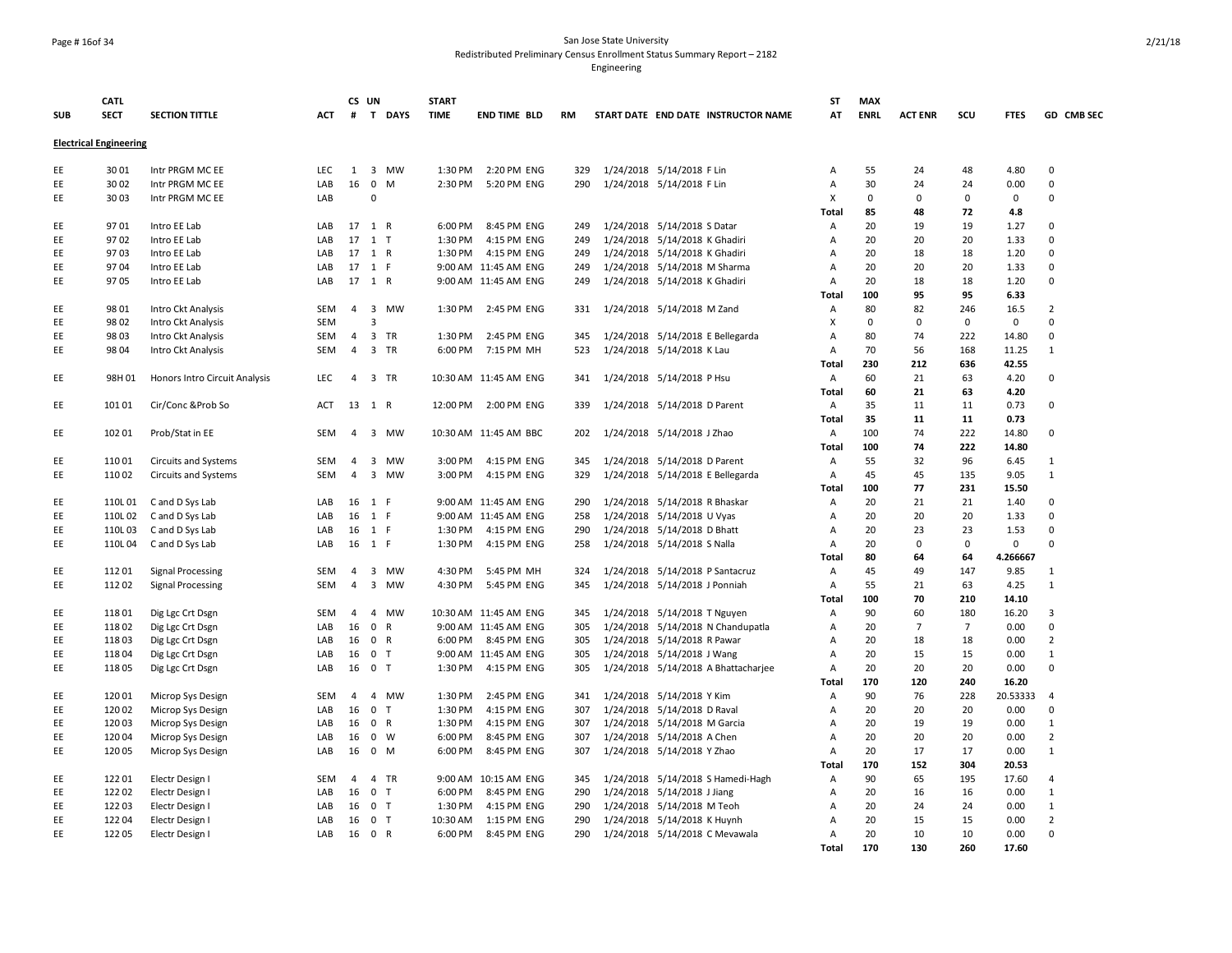San Jose State University
Redistributed Preliminary Census Enrollment Status Summary Report – 2182
Engineering

| SUB | CATL SECT | SECTION TITTLE | ACT | CS # | UN T | DAYS | START TIME | END TIME | BLD | RM | START DATE | END DATE | INSTRUCTOR NAME | ST AT | MAX ENRL | ACT ENR | SCU | FTES | GD | CMB SEC |
|---|---|---|---|---|---|---|---|---|---|---|---|---|---|---|---|---|---|---|---|---|
| **Electrical Engineering** | | | | | | | | | | | | | | | | | | | | |
| EE | 30 01 | Intr PRGM MC EE | LEC | 1 | 3 | MW | 1:30 PM | 2:20 PM | ENG | 329 | 1/24/2018 | 5/14/2018 | F Lin | A | 55 | 24 | 48 | 4.80 | 0 | |
| EE | 30 02 | Intr PRGM MC EE | LAB | 16 | 0 | M | 2:30 PM | 5:20 PM | ENG | 290 | 1/24/2018 | 5/14/2018 | F Lin | A | 30 | 24 | 24 | 0.00 | 0 | |
| EE | 30 03 | Intr PRGM MC EE | LAB | | 0 | | | | | | | | | X | 0 | 0 | 0 | 0 | 0 | |
| | | | | | | | | | | | | | | **Total** | **85** | **48** | **72** | **4.8** | | |
| EE | 97 01 | Intro EE Lab | LAB | 17 | 1 | R | 6:00 PM | 8:45 PM | ENG | 249 | 1/24/2018 | 5/14/2018 | S Datar | A | 20 | 19 | 19 | 1.27 | 0 | |
| EE | 97 02 | Intro EE Lab | LAB | 17 | 1 | T | 1:30 PM | 4:15 PM | ENG | 249 | 1/24/2018 | 5/14/2018 | K Ghadiri | A | 20 | 20 | 20 | 1.33 | 0 | |
| EE | 97 03 | Intro EE Lab | LAB | 17 | 1 | R | 1:30 PM | 4:15 PM | ENG | 249 | 1/24/2018 | 5/14/2018 | K Ghadiri | A | 20 | 18 | 18 | 1.20 | 0 | |
| EE | 97 04 | Intro EE Lab | LAB | 17 | 1 | F | 9:00 AM | 11:45 AM | ENG | 249 | 1/24/2018 | 5/14/2018 | M Sharma | A | 20 | 20 | 20 | 1.33 | 0 | |
| EE | 97 05 | Intro EE Lab | LAB | 17 | 1 | R | 9:00 AM | 11:45 AM | ENG | 249 | 1/24/2018 | 5/14/2018 | K Ghadiri | A | 20 | 18 | 18 | 1.20 | 0 | |
| | | | | | | | | | | | | | | **Total** | **100** | **95** | **95** | **6.33** | | |
| EE | 98 01 | Intro Ckt Analysis | SEM | 4 | 3 | MW | 1:30 PM | 2:45 PM | ENG | 331 | 1/24/2018 | 5/14/2018 | M Zand | A | 80 | 82 | 246 | 16.5 | 2 | |
| EE | 98 02 | Intro Ckt Analysis | SEM | | 3 | | | | | | | | | X | 0 | 0 | 0 | 0 | 0 | |
| EE | 98 03 | Intro Ckt Analysis | SEM | 4 | 3 | TR | 1:30 PM | 2:45 PM | ENG | 345 | 1/24/2018 | 5/14/2018 | E Bellegarda | A | 80 | 74 | 222 | 14.80 | 0 | |
| EE | 98 04 | Intro Ckt Analysis | SEM | 4 | 3 | TR | 6:00 PM | 7:15 PM | MH | 523 | 1/24/2018 | 5/14/2018 | K Lau | A | 70 | 56 | 168 | 11.25 | 1 | |
| | | | | | | | | | | | | | | **Total** | **230** | **212** | **636** | **42.55** | | |
| EE | 98H 01 | Honors Intro Circuit Analysis | LEC | 4 | 3 | TR | 10:30 AM | 11:45 AM | ENG | 341 | 1/24/2018 | 5/14/2018 | P Hsu | A | 60 | 21 | 63 | 4.20 | 0 | |
| | | | | | | | | | | | | | | **Total** | **60** | **21** | **63** | **4.20** | | |
| EE | 101 01 | Cir/Conc &Prob So | ACT | 13 | 1 | R | 12:00 PM | 2:00 PM | ENG | 339 | 1/24/2018 | 5/14/2018 | D Parent | A | 35 | 11 | 11 | 0.73 | 0 | |
| | | | | | | | | | | | | | | **Total** | **35** | **11** | **11** | **0.73** | | |
| EE | 102 01 | Prob/Stat in EE | SEM | 4 | 3 | MW | 10:30 AM | 11:45 AM | BBC | 202 | 1/24/2018 | 5/14/2018 | J Zhao | A | 100 | 74 | 222 | 14.80 | 0 | |
| | | | | | | | | | | | | | | **Total** | **100** | **74** | **222** | **14.80** | | |
| EE | 110 01 | Circuits and Systems | SEM | 4 | 3 | MW | 3:00 PM | 4:15 PM | ENG | 345 | 1/24/2018 | 5/14/2018 | D Parent | A | 55 | 32 | 96 | 6.45 | 1 | |
| EE | 110 02 | Circuits and Systems | SEM | 4 | 3 | MW | 3:00 PM | 4:15 PM | ENG | 329 | 1/24/2018 | 5/14/2018 | E Bellegarda | A | 45 | 45 | 135 | 9.05 | 1 | |
| | | | | | | | | | | | | | | **Total** | **100** | **77** | **231** | **15.50** | | |
| EE | 110L 01 | C and D Sys Lab | LAB | 16 | 1 | F | 9:00 AM | 11:45 AM | ENG | 290 | 1/24/2018 | 5/14/2018 | R Bhaskar | A | 20 | 21 | 21 | 1.40 | 0 | |
| EE | 110L 02 | C and D Sys Lab | LAB | 16 | 1 | F | 9:00 AM | 11:45 AM | ENG | 258 | 1/24/2018 | 5/14/2018 | U Vyas | A | 20 | 20 | 20 | 1.33 | 0 | |
| EE | 110L 03 | C and D Sys Lab | LAB | 16 | 1 | F | 1:30 PM | 4:15 PM | ENG | 290 | 1/24/2018 | 5/14/2018 | D Bhatt | A | 20 | 23 | 23 | 1.53 | 0 | |
| EE | 110L 04 | C and D Sys Lab | LAB | 16 | 1 | F | 1:30 PM | 4:15 PM | ENG | 258 | 1/24/2018 | 5/14/2018 | S Nalla | A | 20 | 0 | 0 | 0 | 0 | |
| | | | | | | | | | | | | | | **Total** | **80** | **64** | **64** | **4.266667** | | |
| EE | 112 01 | Signal Processing | SEM | 4 | 3 | MW | 4:30 PM | 5:45 PM | MH | 324 | 1/24/2018 | 5/14/2018 | P Santacruz | A | 45 | 49 | 147 | 9.85 | 1 | |
| EE | 112 02 | Signal Processing | SEM | 4 | 3 | MW | 4:30 PM | 5:45 PM | ENG | 345 | 1/24/2018 | 5/14/2018 | J Ponniah | A | 55 | 21 | 63 | 4.25 | 1 | |
| | | | | | | | | | | | | | | **Total** | **100** | **70** | **210** | **14.10** | | |
| EE | 118 01 | Dig Lgc Crt Dsgn | SEM | 4 | 4 | MW | 10:30 AM | 11:45 AM | ENG | 345 | 1/24/2018 | 5/14/2018 | T Nguyen | A | 90 | 60 | 180 | 16.20 | 3 | |
| EE | 118 02 | Dig Lgc Crt Dsgn | LAB | 16 | 0 | R | 9:00 AM | 11:45 AM | ENG | 305 | 1/24/2018 | 5/14/2018 | N Chandupatla | A | 20 | 7 | 7 | 0.00 | 0 | |
| EE | 118 03 | Dig Lgc Crt Dsgn | LAB | 16 | 0 | R | 6:00 PM | 8:45 PM | ENG | 305 | 1/24/2018 | 5/14/2018 | R Pawar | A | 20 | 18 | 18 | 0.00 | 2 | |
| EE | 118 04 | Dig Lgc Crt Dsgn | LAB | 16 | 0 | T | 9:00 AM | 11:45 AM | ENG | 305 | 1/24/2018 | 5/14/2018 | J Wang | A | 20 | 15 | 15 | 0.00 | 1 | |
| EE | 118 05 | Dig Lgc Crt Dsgn | LAB | 16 | 0 | T | 1:30 PM | 4:15 PM | ENG | 305 | 1/24/2018 | 5/14/2018 | A Bhattacharjee | A | 20 | 20 | 20 | 0.00 | 0 | |
| | | | | | | | | | | | | | | **Total** | **170** | **120** | **240** | **16.20** | | |
| EE | 120 01 | Microp Sys Design | SEM | 4 | 4 | MW | 1:30 PM | 2:45 PM | ENG | 341 | 1/24/2018 | 5/14/2018 | Y Kim | A | 90 | 76 | 228 | 20.53333 | 4 | |
| EE | 120 02 | Microp Sys Design | LAB | 16 | 0 | T | 1:30 PM | 4:15 PM | ENG | 307 | 1/24/2018 | 5/14/2018 | D Raval | A | 20 | 20 | 20 | 0.00 | 0 | |
| EE | 120 03 | Microp Sys Design | LAB | 16 | 0 | R | 1:30 PM | 4:15 PM | ENG | 307 | 1/24/2018 | 5/14/2018 | M Garcia | A | 20 | 19 | 19 | 0.00 | 1 | |
| EE | 120 04 | Microp Sys Design | LAB | 16 | 0 | W | 6:00 PM | 8:45 PM | ENG | 307 | 1/24/2018 | 5/14/2018 | A Chen | A | 20 | 20 | 20 | 0.00 | 2 | |
| EE | 120 05 | Microp Sys Design | LAB | 16 | 0 | M | 6:00 PM | 8:45 PM | ENG | 307 | 1/24/2018 | 5/14/2018 | Y Zhao | A | 20 | 17 | 17 | 0.00 | 1 | |
| | | | | | | | | | | | | | | **Total** | **170** | **152** | **304** | **20.53** | | |
| EE | 122 01 | Electr Design I | SEM | 4 | 4 | TR | 9:00 AM | 10:15 AM | ENG | 345 | 1/24/2018 | 5/14/2018 | S Hamedi-Hagh | A | 90 | 65 | 195 | 17.60 | 4 | |
| EE | 122 02 | Electr Design I | LAB | 16 | 0 | T | 6:00 PM | 8:45 PM | ENG | 290 | 1/24/2018 | 5/14/2018 | J Jiang | A | 20 | 16 | 16 | 0.00 | 1 | |
| EE | 122 03 | Electr Design I | LAB | 16 | 0 | T | 1:30 PM | 4:15 PM | ENG | 290 | 1/24/2018 | 5/14/2018 | M Teoh | A | 20 | 24 | 24 | 0.00 | 1 | |
| EE | 122 04 | Electr Design I | LAB | 16 | 0 | T | 10:30 AM | 1:15 PM | ENG | 290 | 1/24/2018 | 5/14/2018 | K Huynh | A | 20 | 15 | 15 | 0.00 | 2 | |
| EE | 122 05 | Electr Design I | LAB | 16 | 0 | R | 6:00 PM | 8:45 PM | ENG | 290 | 1/24/2018 | 5/14/2018 | C Mevawala | A | 20 | 10 | 10 | 0.00 | 0 | |
| | | | | | | | | | | | | | | **Total** | **170** | **130** | **260** | **17.60** | | |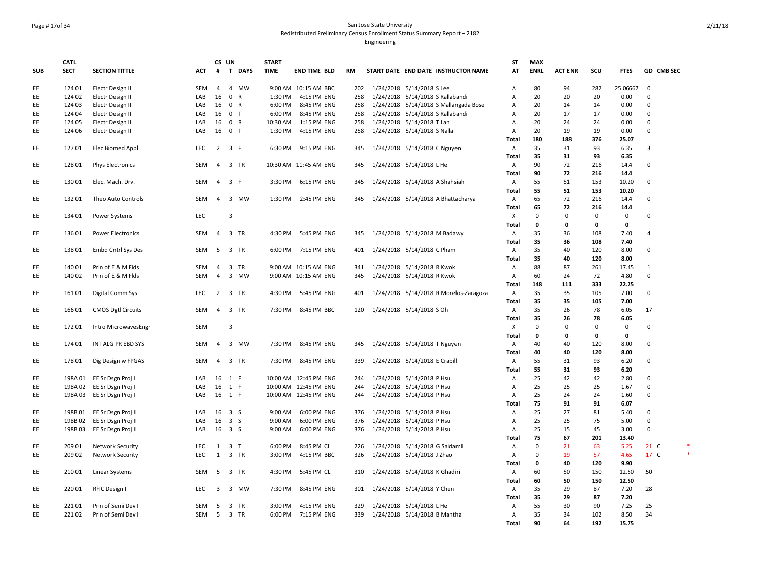San Jose State University
Redistributed Preliminary Census Enrollment Status Summary Report – 2182
Engineering

| SUB | CATL SECT | SECTION TITTLE | ACT | CS # | UN T | DAYS | START TIME | END TIME | BLD | RM | START DATE | END DATE | INSTRUCTOR NAME | ST AT | MAX ENRL | ACT ENR | SCU | FTES | GD | CMB SEC |  |
|---|---|---|---|---|---|---|---|---|---|---|---|---|---|---|---|---|---|---|---|---|---|
| EE | 124 01 | Electr Design II | SEM | 4 | 4 | MW | 9:00 AM | 10:15 AM | BBC | 202 | 1/24/2018 | 5/14/2018 | S Lee | A | 80 | 94 | 282 | 25.06667 | 0 |  |  |
| EE | 124 02 | Electr Design II | LAB | 16 | 0 | R | 1:30 PM | 4:15 PM | ENG | 258 | 1/24/2018 | 5/14/2018 | S Rallabandi | A | 20 | 20 | 20 | 0.00 | 0 |  |  |
| EE | 124 03 | Electr Design II | LAB | 16 | 0 | R | 6:00 PM | 8:45 PM | ENG | 258 | 1/24/2018 | 5/14/2018 | S Mallangada Bose | A | 20 | 14 | 14 | 0.00 | 0 |  |  |
| EE | 124 04 | Electr Design II | LAB | 16 | 0 | T | 6:00 PM | 8:45 PM | ENG | 258 | 1/24/2018 | 5/14/2018 | S Rallabandi | A | 20 | 17 | 17 | 0.00 | 0 |  |  |
| EE | 124 05 | Electr Design II | LAB | 16 | 0 | R | 10:30 AM | 1:15 PM | ENG | 258 | 1/24/2018 | 5/14/2018 | T Lan | A | 20 | 24 | 24 | 0.00 | 0 |  |  |
| EE | 124 06 | Electr Design II | LAB | 16 | 0 | T | 1:30 PM | 4:15 PM | ENG | 258 | 1/24/2018 | 5/14/2018 | S Nalla | A | 20 | 19 | 19 | 0.00 | 0 |  |  |
|  |  |  |  |  |  |  |  |  |  |  |  |  |  | **Total** | **180** | **188** | **376** | **25.07** |  |  |  |
| EE | 127 01 | Elec Biomed Appl | LEC | 2 | 3 | F | 6:30 PM | 9:15 PM | ENG | 345 | 1/24/2018 | 5/14/2018 | C Nguyen | A | 35 | 31 | 93 | 6.35 | 3 |  |  |
|  |  |  |  |  |  |  |  |  |  |  |  |  |  | **Total** | **35** | **31** | **93** | **6.35** |  |  |  |
| EE | 128 01 | Phys Electronics | SEM | 4 | 3 | TR | 10:30 AM | 11:45 AM | ENG | 345 | 1/24/2018 | 5/14/2018 | L He | A | 90 | 72 | 216 | 14.4 | 0 |  |  |
|  |  |  |  |  |  |  |  |  |  |  |  |  |  | **Total** | **90** | **72** | **216** | **14.4** |  |  |  |
| EE | 130 01 | Elec. Mach. Drv. | SEM | 4 | 3 | F | 3:30 PM | 6:15 PM | ENG | 345 | 1/24/2018 | 5/14/2018 | A Shahsiah | A | 55 | 51 | 153 | 10.20 | 0 |  |  |
|  |  |  |  |  |  |  |  |  |  |  |  |  |  | **Total** | **55** | **51** | **153** | **10.20** |  |  |  |
| EE | 132 01 | Theo Auto Controls | SEM | 4 | 3 | MW | 1:30 PM | 2:45 PM | ENG | 345 | 1/24/2018 | 5/14/2018 | A Bhattacharya | A | 65 | 72 | 216 | 14.4 | 0 |  |  |
|  |  |  |  |  |  |  |  |  |  |  |  |  |  | **Total** | **65** | **72** | **216** | **14.4** |  |  |  |
| EE | 134 01 | Power Systems | LEC |  | 3 |  |  |  |  |  |  |  |  | X | 0 | 0 | 0 | 0 | 0 |  |  |
|  |  |  |  |  |  |  |  |  |  |  |  |  |  | **Total** | **0** | **0** | **0** | **0** |  |  |  |
| EE | 136 01 | Power Electronics | SEM | 4 | 3 | TR | 4:30 PM | 5:45 PM | ENG | 345 | 1/24/2018 | 5/14/2018 | M Badawy | A | 35 | 36 | 108 | 7.40 | 4 |  |  |
|  |  |  |  |  |  |  |  |  |  |  |  |  |  | **Total** | **35** | **36** | **108** | **7.40** |  |  |  |
| EE | 138 01 | Embd Cntrl Sys Des | SEM | 5 | 3 | TR | 6:00 PM | 7:15 PM | ENG | 401 | 1/24/2018 | 5/14/2018 | C Pham | A | 35 | 40 | 120 | 8.00 | 0 |  |  |
|  |  |  |  |  |  |  |  |  |  |  |  |  |  | **Total** | **35** | **40** | **120** | **8.00** |  |  |  |
| EE | 140 01 | Prin of E & M Flds | SEM | 4 | 3 | TR | 9:00 AM | 10:15 AM | ENG | 341 | 1/24/2018 | 5/14/2018 | R Kwok | A | 88 | 87 | 261 | 17.45 | 1 |  |  |
| EE | 140 02 | Prin of E & M Flds | SEM | 4 | 3 | MW | 9:00 AM | 10:15 AM | ENG | 345 | 1/24/2018 | 5/14/2018 | R Kwok | A | 60 | 24 | 72 | 4.80 | 0 |  |  |
|  |  |  |  |  |  |  |  |  |  |  |  |  |  | **Total** | **148** | **111** | **333** | **22.25** |  |  |  |
| EE | 161 01 | Digital Comm Sys | LEC | 2 | 3 | TR | 4:30 PM | 5:45 PM | ENG | 401 | 1/24/2018 | 5/14/2018 | R Morelos-Zaragoza | A | 35 | 35 | 105 | 7.00 | 0 |  |  |
|  |  |  |  |  |  |  |  |  |  |  |  |  |  | **Total** | **35** | **35** | **105** | **7.00** |  |  |  |
| EE | 166 01 | CMOS Dgtl Circuits | SEM | 4 | 3 | TR | 7:30 PM | 8:45 PM | BBC | 120 | 1/24/2018 | 5/14/2018 | S Oh | A | 35 | 26 | 78 | 6.05 | 17 |  |  |
|  |  |  |  |  |  |  |  |  |  |  |  |  |  | **Total** | **35** | **26** | **78** | **6.05** |  |  |  |
| EE | 172 01 | Intro MicrowavesEngr | SEM |  | 3 |  |  |  |  |  |  |  |  | X | 0 | 0 | 0 | 0 | 0 |  |  |
|  |  |  |  |  |  |  |  |  |  |  |  |  |  | **Total** | **0** | **0** | **0** | **0** |  |  |  |
| EE | 174 01 | INT ALG PR EBD SYS | SEM | 4 | 3 | MW | 7:30 PM | 8:45 PM | ENG | 345 | 1/24/2018 | 5/14/2018 | T Nguyen | A | 40 | 40 | 120 | 8.00 | 0 |  |  |
|  |  |  |  |  |  |  |  |  |  |  |  |  |  | **Total** | **40** | **40** | **120** | **8.00** |  |  |  |
| EE | 178 01 | Dig Design w FPGAS | SEM | 4 | 3 | TR | 7:30 PM | 8:45 PM | ENG | 339 | 1/24/2018 | 5/14/2018 | E Crabill | A | 55 | 31 | 93 | 6.20 | 0 |  |  |
|  |  |  |  |  |  |  |  |  |  |  |  |  |  | **Total** | **55** | **31** | **93** | **6.20** |  |  |  |
| EE | 198A 01 | EE Sr Dsgn Proj I | LAB | 16 | 1 | F | 10:00 AM | 12:45 PM | ENG | 244 | 1/24/2018 | 5/14/2018 | P Hsu | A | 25 | 42 | 42 | 2.80 | 0 |  |  |
| EE | 198A 02 | EE Sr Dsgn Proj I | LAB | 16 | 1 | F | 10:00 AM | 12:45 PM | ENG | 244 | 1/24/2018 | 5/14/2018 | P Hsu | A | 25 | 25 | 25 | 1.67 | 0 |  |  |
| EE | 198A 03 | EE Sr Dsgn Proj I | LAB | 16 | 1 | F | 10:00 AM | 12:45 PM | ENG | 244 | 1/24/2018 | 5/14/2018 | P Hsu | A | 25 | 24 | 24 | 1.60 | 0 |  |  |
|  |  |  |  |  |  |  |  |  |  |  |  |  |  | **Total** | **75** | **91** | **91** | **6.07** |  |  |  |
| EE | 198B 01 | EE Sr Dsgn Proj II | LAB | 16 | 3 | S | 9:00 AM | 6:00 PM | ENG | 376 | 1/24/2018 | 5/14/2018 | P Hsu | A | 25 | 27 | 81 | 5.40 | 0 |  |  |
| EE | 198B 02 | EE Sr Dsgn Proj II | LAB | 16 | 3 | S | 9:00 AM | 6:00 PM | ENG | 376 | 1/24/2018 | 5/14/2018 | P Hsu | A | 25 | 25 | 75 | 5.00 | 0 |  |  |
| EE | 198B 03 | EE Sr Dsgn Proj II | LAB | 16 | 3 | S | 9:00 AM | 6:00 PM | ENG | 376 | 1/24/2018 | 5/14/2018 | P Hsu | A | 25 | 15 | 45 | 3.00 | 0 |  |  |
|  |  |  |  |  |  |  |  |  |  |  |  |  |  | **Total** | **75** | **67** | **201** | **13.40** |  |  |  |
| EE | 209 01 | Network Security | LEC | 1 | 3 | T | 6:00 PM | 8:45 PM | CL | 226 | 1/24/2018 | 5/14/2018 | G Saldamli | A | 0 | 21 | 63 | 5.25 | 21 | C | * |
| EE | 209 02 | Network Security | LEC | 1 | 3 | TR | 3:00 PM | 4:15 PM | BBC | 326 | 1/24/2018 | 5/14/2018 | J Zhao | A | 0 | 19 | 57 | 4.65 | 17 | C | * |
|  |  |  |  |  |  |  |  |  |  |  |  |  |  | **Total** | **0** | **40** | **120** | **9.90** |  |  |  |
| EE | 210 01 | Linear Systems | SEM | 5 | 3 | TR | 4:30 PM | 5:45 PM | CL | 310 | 1/24/2018 | 5/14/2018 | K Ghadiri | A | 60 | 50 | 150 | 12.50 | 50 |  |  |
|  |  |  |  |  |  |  |  |  |  |  |  |  |  | **Total** | **60** | **50** | **150** | **12.50** |  |  |  |
| EE | 220 01 | RFIC Design I | LEC | 3 | 3 | MW | 7:30 PM | 8:45 PM | ENG | 301 | 1/24/2018 | 5/14/2018 | Y Chen | A | 35 | 29 | 87 | 7.20 | 28 |  |  |
|  |  |  |  |  |  |  |  |  |  |  |  |  |  | **Total** | **35** | **29** | **87** | **7.20** |  |  |  |
| EE | 221 01 | Prin of Semi Dev I | SEM | 5 | 3 | TR | 3:00 PM | 4:15 PM | ENG | 329 | 1/24/2018 | 5/14/2018 | L He | A | 55 | 30 | 90 | 7.25 | 25 |  |  |
| EE | 221 02 | Prin of Semi Dev I | SEM | 5 | 3 | TR | 6:00 PM | 7:15 PM | ENG | 339 | 1/24/2018 | 5/14/2018 | B Mantha | A | 35 | 34 | 102 | 8.50 | 34 |  |  |
|  |  |  |  |  |  |  |  |  |  |  |  |  |  | **Total** | **90** | **64** | **192** | **15.75** |  |  |  |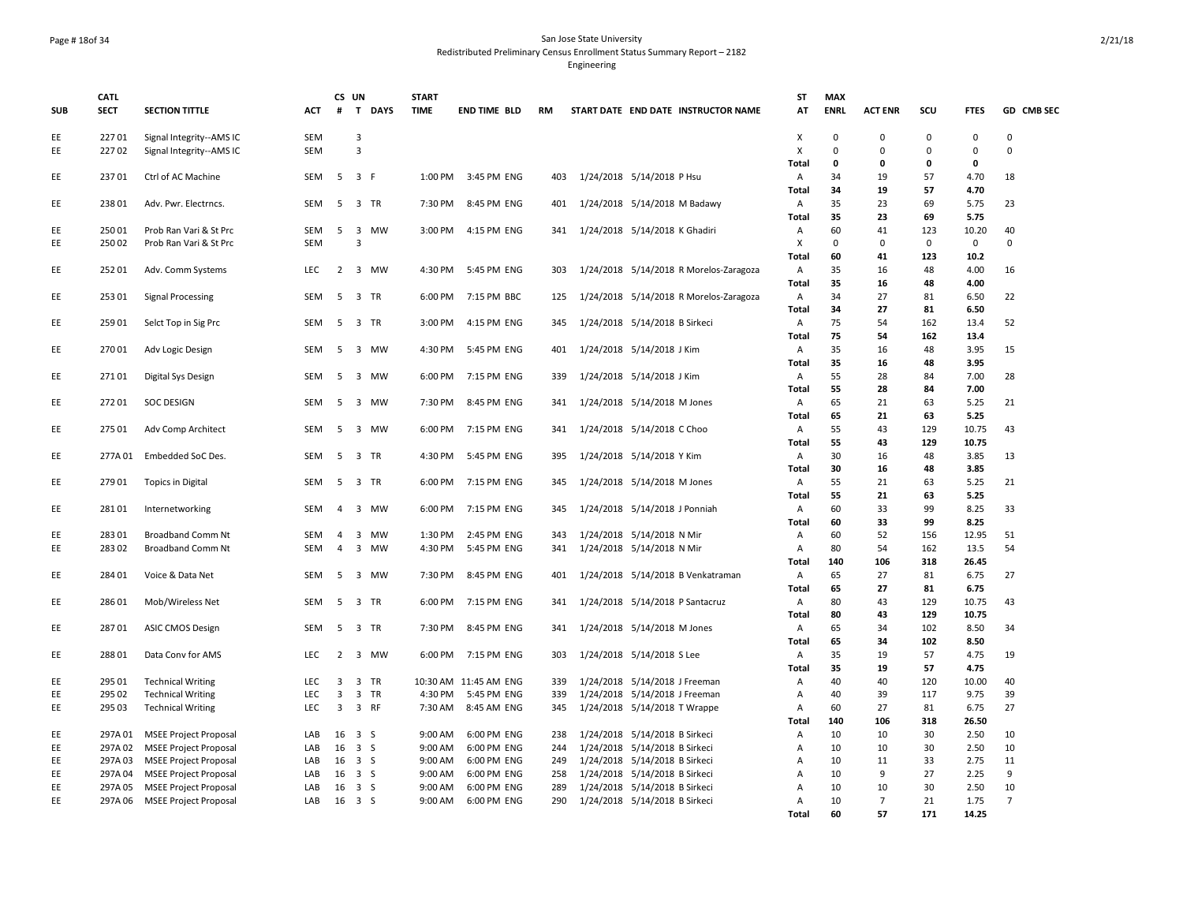San Jose State University
Redistributed Preliminary Census Enrollment Status Summary Report – 2182
Engineering

| SUB | CATL SECT | SECTION TITTLE | ACT | CS # | UN T | DAYS | START TIME | END TIME | BLD | RM | START DATE | END DATE | INSTRUCTOR NAME | ST AT | MAX ENRL | ACT ENR | SCU | FTES | GD | CMB SEC |
|---|---|---|---|---|---|---|---|---|---|---|---|---|---|---|---|---|---|---|---|---|
| EE | 227 01 | Signal Integrity--AMS IC | SEM | | 3 | | | | | | | | | X | 0 | 0 | 0 | 0 | 0 | |
| EE | 227 02 | Signal Integrity--AMS IC | SEM | | 3 | | | | | | | | | X | 0 | 0 | 0 | 0 | 0 | |
| | | | | | | | | | | | | | | **Total** | **0** | **0** | **0** | **0** | | |
| EE | 237 01 | Ctrl of AC Machine | SEM | 5 | 3 | F | 1:00 PM | 3:45 PM | ENG | 403 | 1/24/2018 | 5/14/2018 | P Hsu | A | 34 | 19 | 57 | 4.70 | 18 | |
| | | | | | | | | | | | | | | **Total** | **34** | **19** | **57** | **4.70** | | |
| EE | 238 01 | Adv. Pwr. Electrncs. | SEM | 5 | 3 | TR | 7:30 PM | 8:45 PM | ENG | 401 | 1/24/2018 | 5/14/2018 | M Badawy | A | 35 | 23 | 69 | 5.75 | 23 | |
| | | | | | | | | | | | | | | **Total** | **35** | **23** | **69** | **5.75** | | |
| EE | 250 01 | Prob Ran Vari & St Prc | SEM | 5 | 3 | MW | 3:00 PM | 4:15 PM | ENG | 341 | 1/24/2018 | 5/14/2018 | K Ghadiri | A | 60 | 41 | 123 | 10.20 | 40 | |
| EE | 250 02 | Prob Ran Vari & St Prc | SEM | | 3 | | | | | | | | | X | 0 | 0 | 0 | 0 | 0 | |
| | | | | | | | | | | | | | | **Total** | **60** | **41** | **123** | **10.2** | | |
| EE | 252 01 | Adv. Comm Systems | LEC | 2 | 3 | MW | 4:30 PM | 5:45 PM | ENG | 303 | 1/24/2018 | 5/14/2018 | R Morelos-Zaragoza | A | 35 | 16 | 48 | 4.00 | 16 | |
| | | | | | | | | | | | | | | **Total** | **35** | **16** | **48** | **4.00** | | |
| EE | 253 01 | Signal Processing | SEM | 5 | 3 | TR | 6:00 PM | 7:15 PM | BBC | 125 | 1/24/2018 | 5/14/2018 | R Morelos-Zaragoza | A | 34 | 27 | 81 | 6.50 | 22 | |
| | | | | | | | | | | | | | | **Total** | **34** | **27** | **81** | **6.50** | | |
| EE | 259 01 | Selct Top in Sig Prc | SEM | 5 | 3 | TR | 3:00 PM | 4:15 PM | ENG | 345 | 1/24/2018 | 5/14/2018 | B Sirkeci | A | 75 | 54 | 162 | 13.4 | 52 | |
| | | | | | | | | | | | | | | **Total** | **75** | **54** | **162** | **13.4** | | |
| EE | 270 01 | Adv Logic Design | SEM | 5 | 3 | MW | 4:30 PM | 5:45 PM | ENG | 401 | 1/24/2018 | 5/14/2018 | J Kim | A | 35 | 16 | 48 | 3.95 | 15 | |
| | | | | | | | | | | | | | | **Total** | **35** | **16** | **48** | **3.95** | | |
| EE | 271 01 | Digital Sys Design | SEM | 5 | 3 | MW | 6:00 PM | 7:15 PM | ENG | 339 | 1/24/2018 | 5/14/2018 | J Kim | A | 55 | 28 | 84 | 7.00 | 28 | |
| | | | | | | | | | | | | | | **Total** | **55** | **28** | **84** | **7.00** | | |
| EE | 272 01 | SOC DESIGN | SEM | 5 | 3 | MW | 7:30 PM | 8:45 PM | ENG | 341 | 1/24/2018 | 5/14/2018 | M Jones | A | 65 | 21 | 63 | 5.25 | 21 | |
| | | | | | | | | | | | | | | **Total** | **65** | **21** | **63** | **5.25** | | |
| EE | 275 01 | Adv Comp Architect | SEM | 5 | 3 | MW | 6:00 PM | 7:15 PM | ENG | 341 | 1/24/2018 | 5/14/2018 | C Choo | A | 55 | 43 | 129 | 10.75 | 43 | |
| | | | | | | | | | | | | | | **Total** | **55** | **43** | **129** | **10.75** | | |
| EE | 277A 01 | Embedded SoC Des. | SEM | 5 | 3 | TR | 4:30 PM | 5:45 PM | ENG | 395 | 1/24/2018 | 5/14/2018 | Y Kim | A | 30 | 16 | 48 | 3.85 | 13 | |
| | | | | | | | | | | | | | | **Total** | **30** | **16** | **48** | **3.85** | | |
| EE | 279 01 | Topics in Digital | SEM | 5 | 3 | TR | 6:00 PM | 7:15 PM | ENG | 345 | 1/24/2018 | 5/14/2018 | M Jones | A | 55 | 21 | 63 | 5.25 | 21 | |
| | | | | | | | | | | | | | | **Total** | **55** | **21** | **63** | **5.25** | | |
| EE | 281 01 | Internetworking | SEM | 4 | 3 | MW | 6:00 PM | 7:15 PM | ENG | 345 | 1/24/2018 | 5/14/2018 | J Ponniah | A | 60 | 33 | 99 | 8.25 | 33 | |
| | | | | | | | | | | | | | | **Total** | **60** | **33** | **99** | **8.25** | | |
| EE | 283 01 | Broadband Comm Nt | SEM | 4 | 3 | MW | 1:30 PM | 2:45 PM | ENG | 343 | 1/24/2018 | 5/14/2018 | N Mir | A | 60 | 52 | 156 | 12.95 | 51 | |
| EE | 283 02 | Broadband Comm Nt | SEM | 4 | 3 | MW | 4:30 PM | 5:45 PM | ENG | 341 | 1/24/2018 | 5/14/2018 | N Mir | A | 80 | 54 | 162 | 13.5 | 54 | |
| | | | | | | | | | | | | | | **Total** | **140** | **106** | **318** | **26.45** | | |
| EE | 284 01 | Voice & Data Net | SEM | 5 | 3 | MW | 7:30 PM | 8:45 PM | ENG | 401 | 1/24/2018 | 5/14/2018 | B Venkatraman | A | 65 | 27 | 81 | 6.75 | 27 | |
| | | | | | | | | | | | | | | **Total** | **65** | **27** | **81** | **6.75** | | |
| EE | 286 01 | Mob/Wireless Net | SEM | 5 | 3 | TR | 6:00 PM | 7:15 PM | ENG | 341 | 1/24/2018 | 5/14/2018 | P Santacruz | A | 80 | 43 | 129 | 10.75 | 43 | |
| | | | | | | | | | | | | | | **Total** | **80** | **43** | **129** | **10.75** | | |
| EE | 287 01 | ASIC CMOS Design | SEM | 5 | 3 | TR | 7:30 PM | 8:45 PM | ENG | 341 | 1/24/2018 | 5/14/2018 | M Jones | A | 65 | 34 | 102 | 8.50 | 34 | |
| | | | | | | | | | | | | | | **Total** | **65** | **34** | **102** | **8.50** | | |
| EE | 288 01 | Data Conv for AMS | LEC | 2 | 3 | MW | 6:00 PM | 7:15 PM | ENG | 303 | 1/24/2018 | 5/14/2018 | S Lee | A | 35 | 19 | 57 | 4.75 | 19 | |
| | | | | | | | | | | | | | | **Total** | **35** | **19** | **57** | **4.75** | | |
| EE | 295 01 | Technical Writing | LEC | 3 | 3 | TR | 10:30 AM | 11:45 AM | ENG | 339 | 1/24/2018 | 5/14/2018 | J Freeman | A | 40 | 40 | 120 | 10.00 | 40 | |
| EE | 295 02 | Technical Writing | LEC | 3 | 3 | TR | 4:30 PM | 5:45 PM | ENG | 339 | 1/24/2018 | 5/14/2018 | J Freeman | A | 40 | 39 | 117 | 9.75 | 39 | |
| EE | 295 03 | Technical Writing | LEC | 3 | 3 | RF | 7:30 AM | 8:45 AM | ENG | 345 | 1/24/2018 | 5/14/2018 | T Wrappe | A | 60 | 27 | 81 | 6.75 | 27 | |
| | | | | | | | | | | | | | | **Total** | **140** | **106** | **318** | **26.50** | | |
| EE | 297A 01 | MSEE Project Proposal | LAB | 16 | 3 | S | 9:00 AM | 6:00 PM | ENG | 238 | 1/24/2018 | 5/14/2018 | B Sirkeci | A | 10 | 10 | 30 | 2.50 | 10 | |
| EE | 297A 02 | MSEE Project Proposal | LAB | 16 | 3 | S | 9:00 AM | 6:00 PM | ENG | 244 | 1/24/2018 | 5/14/2018 | B Sirkeci | A | 10 | 10 | 30 | 2.50 | 10 | |
| EE | 297A 03 | MSEE Project Proposal | LAB | 16 | 3 | S | 9:00 AM | 6:00 PM | ENG | 249 | 1/24/2018 | 5/14/2018 | B Sirkeci | A | 10 | 11 | 33 | 2.75 | 11 | |
| EE | 297A 04 | MSEE Project Proposal | LAB | 16 | 3 | S | 9:00 AM | 6:00 PM | ENG | 258 | 1/24/2018 | 5/14/2018 | B Sirkeci | A | 10 | 9 | 27 | 2.25 | 9 | |
| EE | 297A 05 | MSEE Project Proposal | LAB | 16 | 3 | S | 9:00 AM | 6:00 PM | ENG | 289 | 1/24/2018 | 5/14/2018 | B Sirkeci | A | 10 | 10 | 30 | 2.50 | 10 | |
| EE | 297A 06 | MSEE Project Proposal | LAB | 16 | 3 | S | 9:00 AM | 6:00 PM | ENG | 290 | 1/24/2018 | 5/14/2018 | B Sirkeci | A | 10 | 7 | 21 | 1.75 | 7 | |
| | | | | | | | | | | | | | | **Total** | **60** | **57** | **171** | **14.25** | | |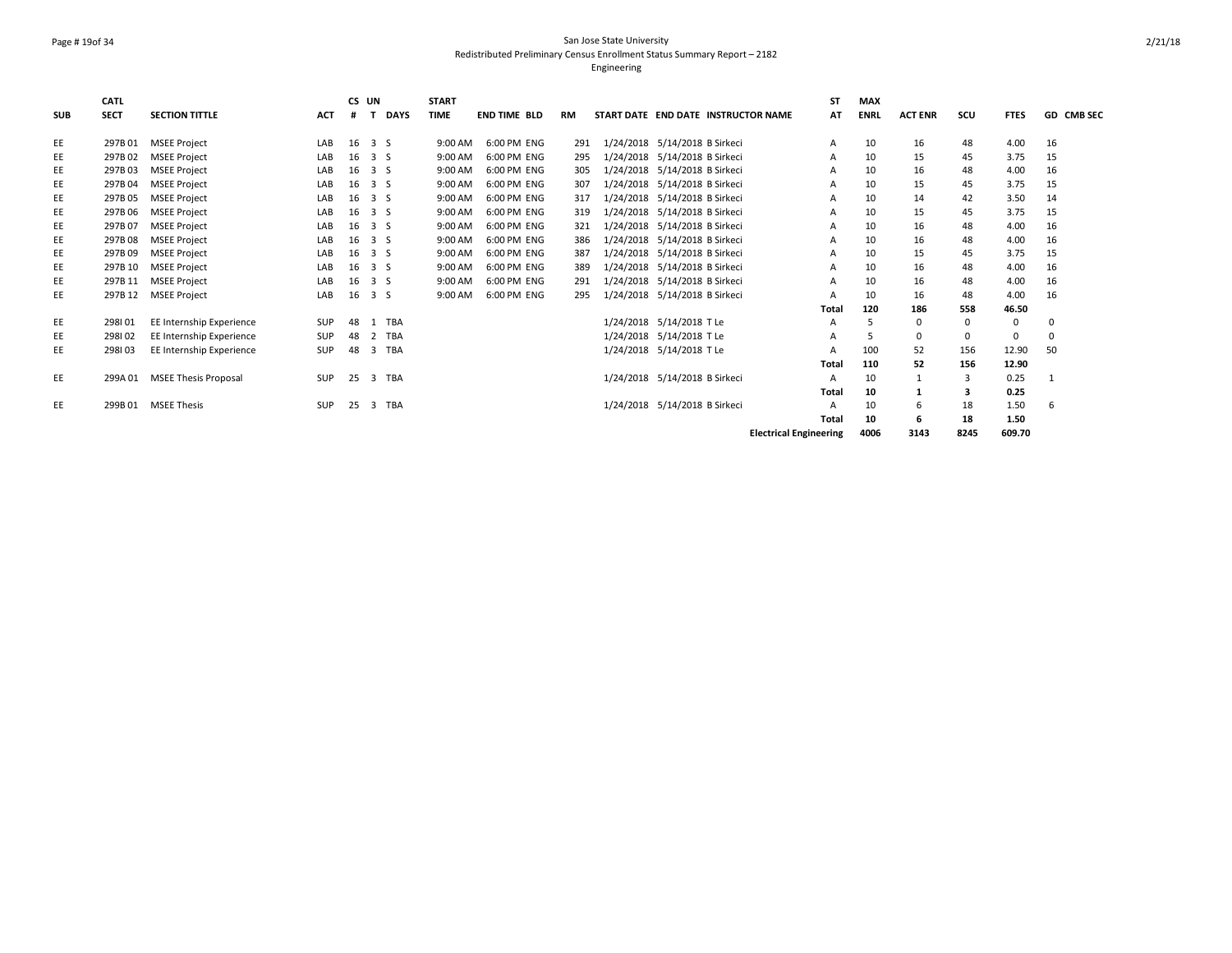| SUB | CATL SECT | SECTION TITTLE | ACT | CS # | UN T | DAYS | START TIME | END TIME | BLD | RM | START DATE | END DATE | INSTRUCTOR NAME | ST AT | MAX ENRL | ACT ENR | SCU | FTES | GD | CMB SEC |
|---|---|---|---|---|---|---|---|---|---|---|---|---|---|---|---|---|---|---|---|---|
| EE | 297B 01 | MSEE Project | LAB | 16 | 3 | S | 9:00 AM | 6:00 PM | ENG | 291 | 1/24/2018 | 5/14/2018 | B Sirkeci | A | 10 | 16 | 48 | 4.00 | 16 | |
| EE | 297B 02 | MSEE Project | LAB | 16 | 3 | S | 9:00 AM | 6:00 PM | ENG | 295 | 1/24/2018 | 5/14/2018 | B Sirkeci | A | 10 | 15 | 45 | 3.75 | 15 | |
| EE | 297B 03 | MSEE Project | LAB | 16 | 3 | S | 9:00 AM | 6:00 PM | ENG | 305 | 1/24/2018 | 5/14/2018 | B Sirkeci | A | 10 | 16 | 48 | 4.00 | 16 | |
| EE | 297B 04 | MSEE Project | LAB | 16 | 3 | S | 9:00 AM | 6:00 PM | ENG | 307 | 1/24/2018 | 5/14/2018 | B Sirkeci | A | 10 | 15 | 45 | 3.75 | 15 | |
| EE | 297B 05 | MSEE Project | LAB | 16 | 3 | S | 9:00 AM | 6:00 PM | ENG | 317 | 1/24/2018 | 5/14/2018 | B Sirkeci | A | 10 | 14 | 42 | 3.50 | 14 | |
| EE | 297B 06 | MSEE Project | LAB | 16 | 3 | S | 9:00 AM | 6:00 PM | ENG | 319 | 1/24/2018 | 5/14/2018 | B Sirkeci | A | 10 | 15 | 45 | 3.75 | 15 | |
| EE | 297B 07 | MSEE Project | LAB | 16 | 3 | S | 9:00 AM | 6:00 PM | ENG | 321 | 1/24/2018 | 5/14/2018 | B Sirkeci | A | 10 | 16 | 48 | 4.00 | 16 | |
| EE | 297B 08 | MSEE Project | LAB | 16 | 3 | S | 9:00 AM | 6:00 PM | ENG | 386 | 1/24/2018 | 5/14/2018 | B Sirkeci | A | 10 | 16 | 48 | 4.00 | 16 | |
| EE | 297B 09 | MSEE Project | LAB | 16 | 3 | S | 9:00 AM | 6:00 PM | ENG | 387 | 1/24/2018 | 5/14/2018 | B Sirkeci | A | 10 | 15 | 45 | 3.75 | 15 | |
| EE | 297B 10 | MSEE Project | LAB | 16 | 3 | S | 9:00 AM | 6:00 PM | ENG | 389 | 1/24/2018 | 5/14/2018 | B Sirkeci | A | 10 | 16 | 48 | 4.00 | 16 | |
| EE | 297B 11 | MSEE Project | LAB | 16 | 3 | S | 9:00 AM | 6:00 PM | ENG | 291 | 1/24/2018 | 5/14/2018 | B Sirkeci | A | 10 | 16 | 48 | 4.00 | 16 | |
| EE | 297B 12 | MSEE Project | LAB | 16 | 3 | S | 9:00 AM | 6:00 PM | ENG | 295 | 1/24/2018 | 5/14/2018 | B Sirkeci | A | 10 | 16 | 48 | 4.00 | 16 | |
| | | | | | | | | | | | | | | **Total** | **120** | **186** | **558** | **46.50** | | |
| EE | 298I 01 | EE Internship Experience | SUP | 48 | 1 | TBA | | | | | 1/24/2018 | 5/14/2018 | T Le | A | 5 | 0 | 0 | 0 | 0 | |
| EE | 298I 02 | EE Internship Experience | SUP | 48 | 2 | TBA | | | | | 1/24/2018 | 5/14/2018 | T Le | A | 5 | 0 | 0 | 0 | 0 | |
| EE | 298I 03 | EE Internship Experience | SUP | 48 | 3 | TBA | | | | | 1/24/2018 | 5/14/2018 | T Le | A | 100 | 52 | 156 | 12.90 | 50 | |
| | | | | | | | | | | | | | | **Total** | **110** | **52** | **156** | **12.90** | | |
| EE | 299A 01 | MSEE Thesis Proposal | SUP | 25 | 3 | TBA | | | | | 1/24/2018 | 5/14/2018 | B Sirkeci | A | 10 | 1 | 3 | 0.25 | 1 | |
| | | | | | | | | | | | | | | **Total** | **10** | **1** | **3** | **0.25** | | |
| EE | 299B 01 | MSEE Thesis | SUP | 25 | 3 | TBA | | | | | 1/24/2018 | 5/14/2018 | B Sirkeci | A | 10 | 6 | 18 | 1.50 | 6 | |
| | | | | | | | | | | | | | | **Total** | **10** | **6** | **18** | **1.50** | | |
| | | | | | | | | | | | | | **Electrical Engineering** | | **4006** | **3143** | **8245** | **609.70** | | |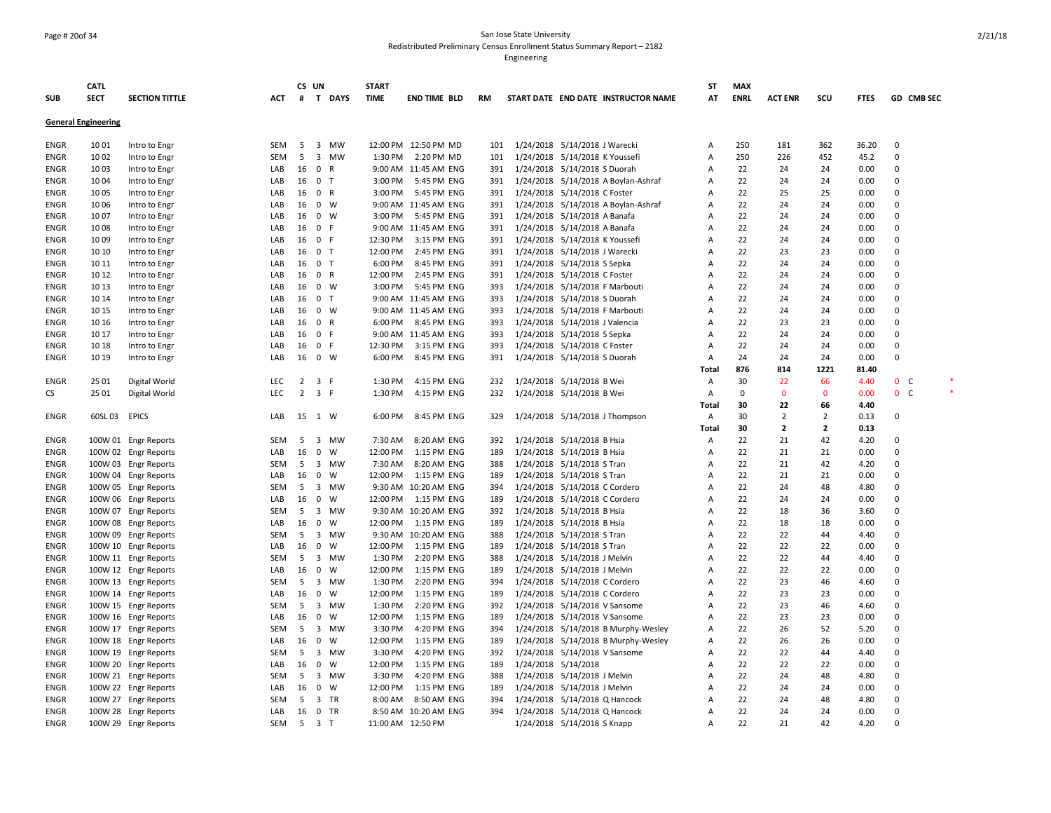San Jose State University
Redistributed Preliminary Census Enrollment Status Summary Report – 2182
Engineering

| SUB | CATL SECT | SECTION TITTLE | ACT | CS # | UN T | DAYS | START TIME | END TIME | BLD | RM | START DATE | END DATE | INSTRUCTOR NAME | ST AT | MAX ENRL | ACT ENR | SCU | FTES | GD | CMB SEC |
|---|---|---|---|---|---|---|---|---|---|---|---|---|---|---|---|---|---|---|---|---|
| **General Engineering** | | | | | | | | | | | | | | | | | | | | |
| ENGR | 10 01 | Intro to Engr | SEM | 5 | 3 | MW | 12:00 PM | 12:50 PM | MD | 101 | 1/24/2018 | 5/14/2018 | J Warecki | A | 250 | 181 | 362 | 36.20 | 0 | |
| ENGR | 10 02 | Intro to Engr | SEM | 5 | 3 | MW | 1:30 PM | 2:20 PM | MD | 101 | 1/24/2018 | 5/14/2018 | K Youssefi | A | 250 | 226 | 452 | 45.2 | 0 | |
| ENGR | 10 03 | Intro to Engr | LAB | 16 | 0 | R | 9:00 AM | 11:45 AM | ENG | 391 | 1/24/2018 | 5/14/2018 | S Duorah | A | 22 | 24 | 24 | 0.00 | 0 | |
| ENGR | 10 04 | Intro to Engr | LAB | 16 | 0 | T | 3:00 PM | 5:45 PM | ENG | 391 | 1/24/2018 | 5/14/2018 | A Boylan-Ashraf | A | 22 | 24 | 24 | 0.00 | 0 | |
| ENGR | 10 05 | Intro to Engr | LAB | 16 | 0 | R | 3:00 PM | 5:45 PM | ENG | 391 | 1/24/2018 | 5/14/2018 | C Foster | A | 22 | 25 | 25 | 0.00 | 0 | |
| ENGR | 10 06 | Intro to Engr | LAB | 16 | 0 | W | 9:00 AM | 11:45 AM | ENG | 391 | 1/24/2018 | 5/14/2018 | A Boylan-Ashraf | A | 22 | 24 | 24 | 0.00 | 0 | |
| ENGR | 10 07 | Intro to Engr | LAB | 16 | 0 | W | 3:00 PM | 5:45 PM | ENG | 391 | 1/24/2018 | 5/14/2018 | A Banafa | A | 22 | 24 | 24 | 0.00 | 0 | |
| ENGR | 10 08 | Intro to Engr | LAB | 16 | 0 | F | 9:00 AM | 11:45 AM | ENG | 391 | 1/24/2018 | 5/14/2018 | A Banafa | A | 22 | 24 | 24 | 0.00 | 0 | |
| ENGR | 10 09 | Intro to Engr | LAB | 16 | 0 | F | 12:30 PM | 3:15 PM | ENG | 391 | 1/24/2018 | 5/14/2018 | K Youssefi | A | 22 | 24 | 24 | 0.00 | 0 | |
| ENGR | 10 10 | Intro to Engr | LAB | 16 | 0 | T | 12:00 PM | 2:45 PM | ENG | 391 | 1/24/2018 | 5/14/2018 | J Warecki | A | 22 | 23 | 23 | 0.00 | 0 | |
| ENGR | 10 11 | Intro to Engr | LAB | 16 | 0 | T | 6:00 PM | 8:45 PM | ENG | 391 | 1/24/2018 | 5/14/2018 | S Sepka | A | 22 | 24 | 24 | 0.00 | 0 | |
| ENGR | 10 12 | Intro to Engr | LAB | 16 | 0 | R | 12:00 PM | 2:45 PM | ENG | 391 | 1/24/2018 | 5/14/2018 | C Foster | A | 22 | 24 | 24 | 0.00 | 0 | |
| ENGR | 10 13 | Intro to Engr | LAB | 16 | 0 | W | 3:00 PM | 5:45 PM | ENG | 393 | 1/24/2018 | 5/14/2018 | F Marbouti | A | 22 | 24 | 24 | 0.00 | 0 | |
| ENGR | 10 14 | Intro to Engr | LAB | 16 | 0 | T | 9:00 AM | 11:45 AM | ENG | 393 | 1/24/2018 | 5/14/2018 | S Duorah | A | 22 | 24 | 24 | 0.00 | 0 | |
| ENGR | 10 15 | Intro to Engr | LAB | 16 | 0 | W | 9:00 AM | 11:45 AM | ENG | 393 | 1/24/2018 | 5/14/2018 | F Marbouti | A | 22 | 24 | 24 | 0.00 | 0 | |
| ENGR | 10 16 | Intro to Engr | LAB | 16 | 0 | R | 6:00 PM | 8:45 PM | ENG | 393 | 1/24/2018 | 5/14/2018 | J Valencia | A | 22 | 23 | 23 | 0.00 | 0 | |
| ENGR | 10 17 | Intro to Engr | LAB | 16 | 0 | F | 9:00 AM | 11:45 AM | ENG | 393 | 1/24/2018 | 5/14/2018 | S Sepka | A | 22 | 24 | 24 | 0.00 | 0 | |
| ENGR | 10 18 | Intro to Engr | LAB | 16 | 0 | F | 12:30 PM | 3:15 PM | ENG | 393 | 1/24/2018 | 5/14/2018 | C Foster | A | 22 | 24 | 24 | 0.00 | 0 | |
| ENGR | 10 19 | Intro to Engr | LAB | 16 | 0 | W | 6:00 PM | 8:45 PM | ENG | 391 | 1/24/2018 | 5/14/2018 | S Duorah | A | 24 | 24 | 24 | 0.00 | 0 | |
| | | | | | | | | | | | | | | **Total** | **876** | **814** | **1221** | **81.40** | | |
| ENGR | 25 01 | Digital World | LEC | 2 | 3 | F | 1:30 PM | 4:15 PM | ENG | 232 | 1/24/2018 | 5/14/2018 | B Wei | A | 30 | 22 | 66 | 4.40 | 0 | C * |
| CS | 25 01 | Digital World | LEC | 2 | 3 | F | 1:30 PM | 4:15 PM | ENG | 232 | 1/24/2018 | 5/14/2018 | B Wei | A | 0 | 0 | 0 | 0.00 | 0 | C * |
| | | | | | | | | | | | | | | **Total** | **30** | **22** | **66** | **4.40** | | |
| ENGR | 60SL 03 | EPICS | LAB | 15 | 1 | W | 6:00 PM | 8:45 PM | ENG | 329 | 1/24/2018 | 5/14/2018 | J Thompson | A | 30 | 2 | 2 | 0.13 | 0 | |
| | | | | | | | | | | | | | | **Total** | **30** | **2** | **2** | **0.13** | | |
| ENGR | 100W 01 | Engr Reports | SEM | 5 | 3 | MW | 7:30 AM | 8:20 AM | ENG | 392 | 1/24/2018 | 5/14/2018 | B Hsia | A | 22 | 21 | 42 | 4.20 | 0 | |
| ENGR | 100W 02 | Engr Reports | LAB | 16 | 0 | W | 12:00 PM | 1:15 PM | ENG | 189 | 1/24/2018 | 5/14/2018 | B Hsia | A | 22 | 21 | 21 | 0.00 | 0 | |
| ENGR | 100W 03 | Engr Reports | SEM | 5 | 3 | MW | 7:30 AM | 8:20 AM | ENG | 388 | 1/24/2018 | 5/14/2018 | S Tran | A | 22 | 21 | 42 | 4.20 | 0 | |
| ENGR | 100W 04 | Engr Reports | LAB | 16 | 0 | W | 12:00 PM | 1:15 PM | ENG | 189 | 1/24/2018 | 5/14/2018 | S Tran | A | 22 | 21 | 21 | 0.00 | 0 | |
| ENGR | 100W 05 | Engr Reports | SEM | 5 | 3 | MW | 9:30 AM | 10:20 AM | ENG | 394 | 1/24/2018 | 5/14/2018 | C Cordero | A | 22 | 24 | 48 | 4.80 | 0 | |
| ENGR | 100W 06 | Engr Reports | LAB | 16 | 0 | W | 12:00 PM | 1:15 PM | ENG | 189 | 1/24/2018 | 5/14/2018 | C Cordero | A | 22 | 24 | 24 | 0.00 | 0 | |
| ENGR | 100W 07 | Engr Reports | SEM | 5 | 3 | MW | 9:30 AM | 10:20 AM | ENG | 392 | 1/24/2018 | 5/14/2018 | B Hsia | A | 22 | 18 | 36 | 3.60 | 0 | |
| ENGR | 100W 08 | Engr Reports | LAB | 16 | 0 | W | 12:00 PM | 1:15 PM | ENG | 189 | 1/24/2018 | 5/14/2018 | B Hsia | A | 22 | 18 | 18 | 0.00 | 0 | |
| ENGR | 100W 09 | Engr Reports | SEM | 5 | 3 | MW | 9:30 AM | 10:20 AM | ENG | 388 | 1/24/2018 | 5/14/2018 | S Tran | A | 22 | 22 | 44 | 4.40 | 0 | |
| ENGR | 100W 10 | Engr Reports | LAB | 16 | 0 | W | 12:00 PM | 1:15 PM | ENG | 189 | 1/24/2018 | 5/14/2018 | S Tran | A | 22 | 22 | 22 | 0.00 | 0 | |
| ENGR | 100W 11 | Engr Reports | SEM | 5 | 3 | MW | 1:30 PM | 2:20 PM | ENG | 388 | 1/24/2018 | 5/14/2018 | J Melvin | A | 22 | 22 | 44 | 4.40 | 0 | |
| ENGR | 100W 12 | Engr Reports | LAB | 16 | 0 | W | 12:00 PM | 1:15 PM | ENG | 189 | 1/24/2018 | 5/14/2018 | J Melvin | A | 22 | 22 | 22 | 0.00 | 0 | |
| ENGR | 100W 13 | Engr Reports | SEM | 5 | 3 | MW | 1:30 PM | 2:20 PM | ENG | 394 | 1/24/2018 | 5/14/2018 | C Cordero | A | 22 | 23 | 46 | 4.60 | 0 | |
| ENGR | 100W 14 | Engr Reports | LAB | 16 | 0 | W | 12:00 PM | 1:15 PM | ENG | 189 | 1/24/2018 | 5/14/2018 | C Cordero | A | 22 | 23 | 23 | 0.00 | 0 | |
| ENGR | 100W 15 | Engr Reports | SEM | 5 | 3 | MW | 1:30 PM | 2:20 PM | ENG | 392 | 1/24/2018 | 5/14/2018 | V Sansome | A | 22 | 23 | 46 | 4.60 | 0 | |
| ENGR | 100W 16 | Engr Reports | LAB | 16 | 0 | W | 12:00 PM | 1:15 PM | ENG | 189 | 1/24/2018 | 5/14/2018 | V Sansome | A | 22 | 23 | 23 | 0.00 | 0 | |
| ENGR | 100W 17 | Engr Reports | SEM | 5 | 3 | MW | 3:30 PM | 4:20 PM | ENG | 394 | 1/24/2018 | 5/14/2018 | B Murphy-Wesley | A | 22 | 26 | 52 | 5.20 | 0 | |
| ENGR | 100W 18 | Engr Reports | LAB | 16 | 0 | W | 12:00 PM | 1:15 PM | ENG | 189 | 1/24/2018 | 5/14/2018 | B Murphy-Wesley | A | 22 | 26 | 26 | 0.00 | 0 | |
| ENGR | 100W 19 | Engr Reports | SEM | 5 | 3 | MW | 3:30 PM | 4:20 PM | ENG | 392 | 1/24/2018 | 5/14/2018 | V Sansome | A | 22 | 22 | 44 | 4.40 | 0 | |
| ENGR | 100W 20 | Engr Reports | LAB | 16 | 0 | W | 12:00 PM | 1:15 PM | ENG | 189 | 1/24/2018 | 5/14/2018 | | A | 22 | 22 | 22 | 0.00 | 0 | |
| ENGR | 100W 21 | Engr Reports | SEM | 5 | 3 | MW | 3:30 PM | 4:20 PM | ENG | 388 | 1/24/2018 | 5/14/2018 | J Melvin | A | 22 | 24 | 48 | 4.80 | 0 | |
| ENGR | 100W 22 | Engr Reports | LAB | 16 | 0 | W | 12:00 PM | 1:15 PM | ENG | 189 | 1/24/2018 | 5/14/2018 | J Melvin | A | 22 | 24 | 24 | 0.00 | 0 | |
| ENGR | 100W 27 | Engr Reports | SEM | 5 | 3 | TR | 8:00 AM | 8:50 AM | ENG | 394 | 1/24/2018 | 5/14/2018 | Q Hancock | A | 22 | 24 | 48 | 4.80 | 0 | |
| ENGR | 100W 28 | Engr Reports | LAB | 16 | 0 | TR | 8:50 AM | 10:20 AM | ENG | 394 | 1/24/2018 | 5/14/2018 | Q Hancock | A | 22 | 24 | 24 | 0.00 | 0 | |
| ENGR | 100W 29 | Engr Reports | SEM | 5 | 3 | T | 11:00 AM | 12:50 PM | | | 1/24/2018 | 5/14/2018 | S Knapp | A | 22 | 21 | 42 | 4.20 | 0 | |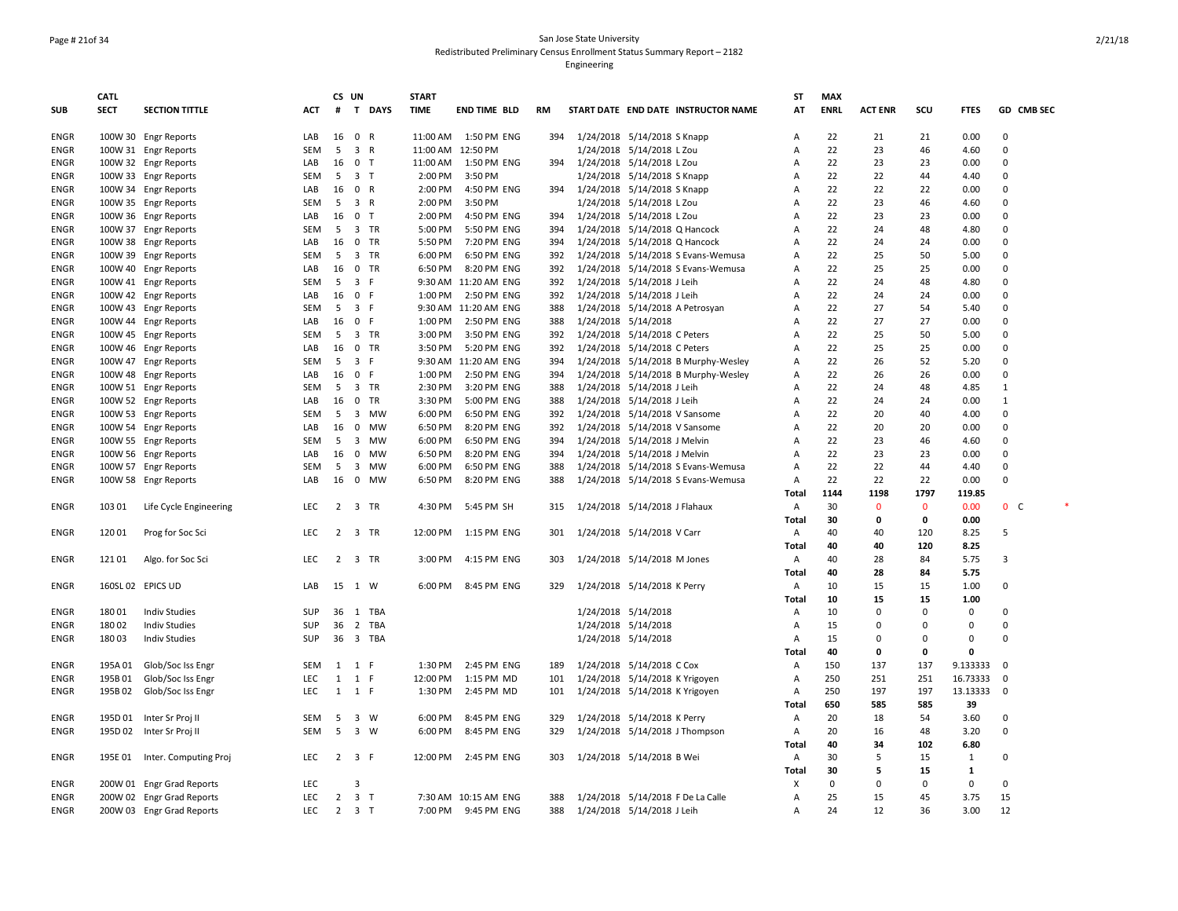San Jose State University
Redistributed Preliminary Census Enrollment Status Summary Report – 2182
Engineering

| SUB | CATL SECT | SECTION TITTLE | ACT | CS # | UN T | DAYS | START TIME | END TIME | BLD | RM | START DATE | END DATE | INSTRUCTOR NAME | ST AT | MAX ENRL | ACT ENR | SCU | FTES | GD | CMB SEC |
|---|---|---|---|---|---|---|---|---|---|---|---|---|---|---|---|---|---|---|---|---|
| ENGR | 100W 30 | Engr Reports | LAB | 16 | 0 | R | 11:00 AM | 1:50 PM | ENG | 394 | 1/24/2018 | 5/14/2018 | S Knapp | A | 22 | 21 | 21 | 0.00 | 0 | |
| ENGR | 100W 31 | Engr Reports | SEM | 5 | 3 | R | 11:00 AM | 12:50 PM | | | 1/24/2018 | 5/14/2018 | L Zou | A | 22 | 23 | 46 | 4.60 | 0 | |
| ENGR | 100W 32 | Engr Reports | LAB | 16 | 0 | T | 11:00 AM | 1:50 PM | ENG | 394 | 1/24/2018 | 5/14/2018 | L Zou | A | 22 | 23 | 23 | 0.00 | 0 | |
| ENGR | 100W 33 | Engr Reports | SEM | 5 | 3 | T | 2:00 PM | 3:50 PM | | | 1/24/2018 | 5/14/2018 | S Knapp | A | 22 | 22 | 44 | 4.40 | 0 | |
| ENGR | 100W 34 | Engr Reports | LAB | 16 | 0 | R | 2:00 PM | 4:50 PM | ENG | 394 | 1/24/2018 | 5/14/2018 | S Knapp | A | 22 | 22 | 22 | 0.00 | 0 | |
| ENGR | 100W 35 | Engr Reports | SEM | 5 | 3 | R | 2:00 PM | 3:50 PM | | | 1/24/2018 | 5/14/2018 | L Zou | A | 22 | 23 | 46 | 4.60 | 0 | |
| ENGR | 100W 36 | Engr Reports | LAB | 16 | 0 | T | 2:00 PM | 4:50 PM | ENG | 394 | 1/24/2018 | 5/14/2018 | L Zou | A | 22 | 23 | 23 | 0.00 | 0 | |
| ENGR | 100W 37 | Engr Reports | SEM | 5 | 3 | TR | 5:00 PM | 5:50 PM | ENG | 394 | 1/24/2018 | 5/14/2018 | Q Hancock | A | 22 | 24 | 48 | 4.80 | 0 | |
| ENGR | 100W 38 | Engr Reports | LAB | 16 | 0 | TR | 5:50 PM | 7:20 PM | ENG | 394 | 1/24/2018 | 5/14/2018 | Q Hancock | A | 22 | 24 | 24 | 0.00 | 0 | |
| ENGR | 100W 39 | Engr Reports | SEM | 5 | 3 | TR | 6:00 PM | 6:50 PM | ENG | 392 | 1/24/2018 | 5/14/2018 | S Evans-Wemusa | A | 22 | 25 | 50 | 5.00 | 0 | |
| ENGR | 100W 40 | Engr Reports | LAB | 16 | 0 | TR | 6:50 PM | 8:20 PM | ENG | 392 | 1/24/2018 | 5/14/2018 | S Evans-Wemusa | A | 22 | 25 | 25 | 0.00 | 0 | |
| ENGR | 100W 41 | Engr Reports | SEM | 5 | 3 | F | 9:30 AM | 11:20 AM | ENG | 392 | 1/24/2018 | 5/14/2018 | J Leih | A | 22 | 24 | 48 | 4.80 | 0 | |
| ENGR | 100W 42 | Engr Reports | LAB | 16 | 0 | F | 1:00 PM | 2:50 PM | ENG | 392 | 1/24/2018 | 5/14/2018 | J Leih | A | 22 | 24 | 24 | 0.00 | 0 | |
| ENGR | 100W 43 | Engr Reports | SEM | 5 | 3 | F | 9:30 AM | 11:20 AM | ENG | 388 | 1/24/2018 | 5/14/2018 | A Petrosyan | A | 22 | 27 | 54 | 5.40 | 0 | |
| ENGR | 100W 44 | Engr Reports | LAB | 16 | 0 | F | 1:00 PM | 2:50 PM | ENG | 388 | 1/24/2018 | 5/14/2018 | | A | 22 | 27 | 27 | 0.00 | 0 | |
| ENGR | 100W 45 | Engr Reports | SEM | 5 | 3 | TR | 3:00 PM | 3:50 PM | ENG | 392 | 1/24/2018 | 5/14/2018 | C Peters | A | 22 | 25 | 50 | 5.00 | 0 | |
| ENGR | 100W 46 | Engr Reports | LAB | 16 | 0 | TR | 3:50 PM | 5:20 PM | ENG | 392 | 1/24/2018 | 5/14/2018 | C Peters | A | 22 | 25 | 25 | 0.00 | 0 | |
| ENGR | 100W 47 | Engr Reports | SEM | 5 | 3 | F | 9:30 AM | 11:20 AM | ENG | 394 | 1/24/2018 | 5/14/2018 | B Murphy-Wesley | A | 22 | 26 | 52 | 5.20 | 0 | |
| ENGR | 100W 48 | Engr Reports | LAB | 16 | 0 | F | 1:00 PM | 2:50 PM | ENG | 394 | 1/24/2018 | 5/14/2018 | B Murphy-Wesley | A | 22 | 26 | 26 | 0.00 | 0 | |
| ENGR | 100W 51 | Engr Reports | SEM | 5 | 3 | TR | 2:30 PM | 3:20 PM | ENG | 388 | 1/24/2018 | 5/14/2018 | J Leih | A | 22 | 24 | 48 | 4.85 | 1 | |
| ENGR | 100W 52 | Engr Reports | LAB | 16 | 0 | TR | 3:30 PM | 5:00 PM | ENG | 388 | 1/24/2018 | 5/14/2018 | J Leih | A | 22 | 24 | 24 | 0.00 | 1 | |
| ENGR | 100W 53 | Engr Reports | SEM | 5 | 3 | MW | 6:00 PM | 6:50 PM | ENG | 392 | 1/24/2018 | 5/14/2018 | V Sansome | A | 22 | 20 | 40 | 4.00 | 0 | |
| ENGR | 100W 54 | Engr Reports | LAB | 16 | 0 | MW | 6:50 PM | 8:20 PM | ENG | 392 | 1/24/2018 | 5/14/2018 | V Sansome | A | 22 | 20 | 20 | 0.00 | 0 | |
| ENGR | 100W 55 | Engr Reports | SEM | 5 | 3 | MW | 6:00 PM | 6:50 PM | ENG | 394 | 1/24/2018 | 5/14/2018 | J Melvin | A | 22 | 23 | 46 | 4.60 | 0 | |
| ENGR | 100W 56 | Engr Reports | LAB | 16 | 0 | MW | 6:50 PM | 8:20 PM | ENG | 394 | 1/24/2018 | 5/14/2018 | J Melvin | A | 22 | 23 | 23 | 0.00 | 0 | |
| ENGR | 100W 57 | Engr Reports | SEM | 5 | 3 | MW | 6:00 PM | 6:50 PM | ENG | 388 | 1/24/2018 | 5/14/2018 | S Evans-Wemusa | A | 22 | 22 | 44 | 4.40 | 0 | |
| ENGR | 100W 58 | Engr Reports | LAB | 16 | 0 | MW | 6:50 PM | 8:20 PM | ENG | 388 | 1/24/2018 | 5/14/2018 | S Evans-Wemusa | A | 22 | 22 | 22 | 0.00 | 0 | |
| | | | | | | | | | | | | | | **Total** | **1144** | **1198** | **1797** | **119.85** | | |
| ENGR | 103 01 | Life Cycle Engineering | LEC | 2 | 3 | TR | 4:30 PM | 5:45 PM | SH | 315 | 1/24/2018 | 5/14/2018 | J Flahaux | A | 30 | 0 | 0 | 0.00 | 0 | C * |
| | | | | | | | | | | | | | | **Total** | **30** | **0** | **0** | **0.00** | | |
| ENGR | 120 01 | Prog for Soc Sci | LEC | 2 | 3 | TR | 12:00 PM | 1:15 PM | ENG | 301 | 1/24/2018 | 5/14/2018 | V Carr | A | 40 | 40 | 120 | 8.25 | 5 | |
| | | | | | | | | | | | | | | **Total** | **40** | **40** | **120** | **8.25** | | |
| ENGR | 121 01 | Algo. for Soc Sci | LEC | 2 | 3 | TR | 3:00 PM | 4:15 PM | ENG | 303 | 1/24/2018 | 5/14/2018 | M Jones | A | 40 | 28 | 84 | 5.75 | 3 | |
| | | | | | | | | | | | | | | **Total** | **40** | **28** | **84** | **5.75** | | |
| ENGR | 160SL 02 | EPICS UD | LAB | 15 | 1 | W | 6:00 PM | 8:45 PM | ENG | 329 | 1/24/2018 | 5/14/2018 | K Perry | A | 10 | 15 | 15 | 1.00 | 0 | |
| | | | | | | | | | | | | | | **Total** | **10** | **15** | **15** | **1.00** | | |
| ENGR | 180 01 | Indiv Studies | SUP | 36 | 1 | TBA | | | | | 1/24/2018 | 5/14/2018 | | A | 10 | 0 | 0 | 0 | 0 | |
| ENGR | 180 02 | Indiv Studies | SUP | 36 | 2 | TBA | | | | | 1/24/2018 | 5/14/2018 | | A | 15 | 0 | 0 | 0 | 0 | |
| ENGR | 180 03 | Indiv Studies | SUP | 36 | 3 | TBA | | | | | 1/24/2018 | 5/14/2018 | | A | 15 | 0 | 0 | 0 | 0 | |
| | | | | | | | | | | | | | | **Total** | **40** | **0** | **0** | **0** | | |
| ENGR | 195A 01 | Glob/Soc Iss Engr | SEM | 1 | 1 | F | 1:30 PM | 2:45 PM | ENG | 189 | 1/24/2018 | 5/14/2018 | C Cox | A | 150 | 137 | 137 | 9.133333 | 0 | |
| ENGR | 195B 01 | Glob/Soc Iss Engr | LEC | 1 | 1 | F | 12:00 PM | 1:15 PM | MD | 101 | 1/24/2018 | 5/14/2018 | K Yrigoyen | A | 250 | 251 | 251 | 16.73333 | 0 | |
| ENGR | 195B 02 | Glob/Soc Iss Engr | LEC | 1 | 1 | F | 1:30 PM | 2:45 PM | MD | 101 | 1/24/2018 | 5/14/2018 | K Yrigoyen | A | 250 | 197 | 197 | 13.13333 | 0 | |
| | | | | | | | | | | | | | | **Total** | **650** | **585** | **585** | **39** | | |
| ENGR | 195D 01 | Inter Sr Proj II | SEM | 5 | 3 | W | 6:00 PM | 8:45 PM | ENG | 329 | 1/24/2018 | 5/14/2018 | K Perry | A | 20 | 18 | 54 | 3.60 | 0 | |
| ENGR | 195D 02 | Inter Sr Proj II | SEM | 5 | 3 | W | 6:00 PM | 8:45 PM | ENG | 329 | 1/24/2018 | 5/14/2018 | J Thompson | A | 20 | 16 | 48 | 3.20 | 0 | |
| | | | | | | | | | | | | | | **Total** | **40** | **34** | **102** | **6.80** | | |
| ENGR | 195E 01 | Inter. Computing Proj | LEC | 2 | 3 | F | 12:00 PM | 2:45 PM | ENG | 303 | 1/24/2018 | 5/14/2018 | B Wei | A | 30 | 5 | 15 | 1 | 0 | |
| | | | | | | | | | | | | | | **Total** | **30** | **5** | **15** | **1** | | |
| ENGR | 200W 01 | Engr Grad Reports | LEC | | 3 | | | | | | | | | X | 0 | 0 | 0 | 0 | 0 | |
| ENGR | 200W 02 | Engr Grad Reports | LEC | 2 | 3 | T | 7:30 AM | 10:15 AM | ENG | 388 | 1/24/2018 | 5/14/2018 | F De La Calle | A | 25 | 15 | 45 | 3.75 | 15 | |
| ENGR | 200W 03 | Engr Grad Reports | LEC | 2 | 3 | T | 7:00 PM | 9:45 PM | ENG | 388 | 1/24/2018 | 5/14/2018 | J Leih | A | 24 | 12 | 36 | 3.00 | 12 | |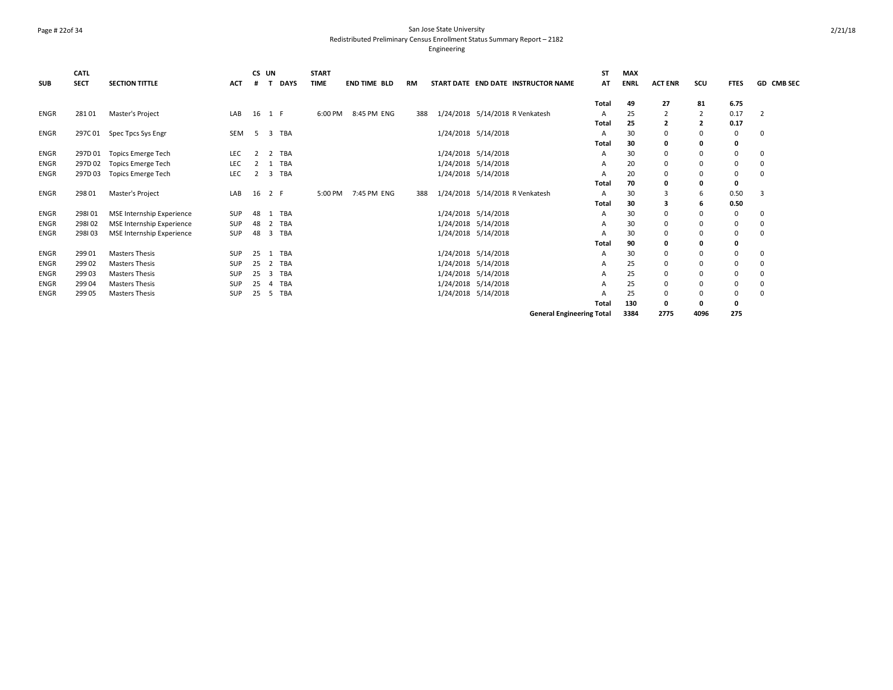San Jose State University
Redistributed Preliminary Census Enrollment Status Summary Report – 2182
Engineering

| SUB | CATL SECT | SECTION TITTLE | ACT | CS # | UN T | DAYS | START TIME | END TIME | BLD | RM | START DATE | END DATE | INSTRUCTOR NAME | ST AT | MAX ENRL | ACT ENR | SCU | FTES | GD | CMB SEC |
|---|---|---|---|---|---|---|---|---|---|---|---|---|---|---|---|---|---|---|---|---|
| | | | | | | | | | | | | | | **Total** | **49** | **27** | **81** | **6.75** | | |
| ENGR | 281 01 | Master's Project | LAB | 16 | 1 | F | 6:00 PM | 8:45 PM | ENG | 388 | 1/24/2018 | 5/14/2018 | R Venkatesh | A | 25 | 2 | 2 | 0.17 | 2 | |
| | | | | | | | | | | | | | | **Total** | **25** | **2** | **2** | **0.17** | | |
| ENGR | 297C 01 | Spec Tpcs Sys Engr | SEM | 5 | 3 | TBA | | | | | 1/24/2018 | 5/14/2018 | | A | 30 | 0 | 0 | 0 | 0 | |
| | | | | | | | | | | | | | | **Total** | **30** | **0** | **0** | **0** | | |
| ENGR | 297D 01 | Topics Emerge Tech | LEC | 2 | 2 | TBA | | | | | 1/24/2018 | 5/14/2018 | | A | 30 | 0 | 0 | 0 | 0 | |
| ENGR | 297D 02 | Topics Emerge Tech | LEC | 2 | 1 | TBA | | | | | 1/24/2018 | 5/14/2018 | | A | 20 | 0 | 0 | 0 | 0 | |
| ENGR | 297D 03 | Topics Emerge Tech | LEC | 2 | 3 | TBA | | | | | 1/24/2018 | 5/14/2018 | | A | 20 | 0 | 0 | 0 | 0 | |
| | | | | | | | | | | | | | | **Total** | **70** | **0** | **0** | **0** | | |
| ENGR | 298 01 | Master's Project | LAB | 16 | 2 | F | 5:00 PM | 7:45 PM | ENG | 388 | 1/24/2018 | 5/14/2018 | R Venkatesh | A | 30 | 3 | 6 | 0.50 | 3 | |
| | | | | | | | | | | | | | | **Total** | **30** | **3** | **6** | **0.50** | | |
| ENGR | 298I 01 | MSE Internship Experience | SUP | 48 | 1 | TBA | | | | | 1/24/2018 | 5/14/2018 | | A | 30 | 0 | 0 | 0 | 0 | |
| ENGR | 298I 02 | MSE Internship Experience | SUP | 48 | 2 | TBA | | | | | 1/24/2018 | 5/14/2018 | | A | 30 | 0 | 0 | 0 | 0 | |
| ENGR | 298I 03 | MSE Internship Experience | SUP | 48 | 3 | TBA | | | | | 1/24/2018 | 5/14/2018 | | A | 30 | 0 | 0 | 0 | 0 | |
| | | | | | | | | | | | | | | **Total** | **90** | **0** | **0** | **0** | | |
| ENGR | 299 01 | Masters Thesis | SUP | 25 | 1 | TBA | | | | | 1/24/2018 | 5/14/2018 | | A | 30 | 0 | 0 | 0 | 0 | |
| ENGR | 299 02 | Masters Thesis | SUP | 25 | 2 | TBA | | | | | 1/24/2018 | 5/14/2018 | | A | 25 | 0 | 0 | 0 | 0 | |
| ENGR | 299 03 | Masters Thesis | SUP | 25 | 3 | TBA | | | | | 1/24/2018 | 5/14/2018 | | A | 25 | 0 | 0 | 0 | 0 | |
| ENGR | 299 04 | Masters Thesis | SUP | 25 | 4 | TBA | | | | | 1/24/2018 | 5/14/2018 | | A | 25 | 0 | 0 | 0 | 0 | |
| ENGR | 299 05 | Masters Thesis | SUP | 25 | 5 | TBA | | | | | 1/24/2018 | 5/14/2018 | | A | 25 | 0 | 0 | 0 | 0 | |
| | | | | | | | | | | | | | | **Total** | **130** | **0** | **0** | **0** | | |
| | | | | | | | | | | | | | **General Engineering Total** | | **3384** | **2775** | **4096** | **275** | | |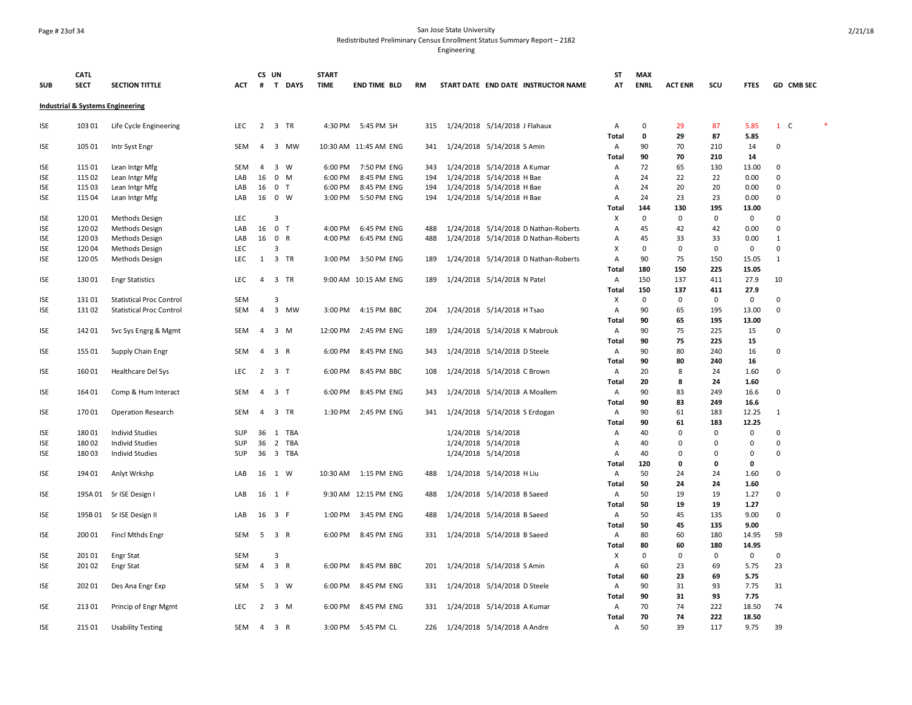San Jose State University
Redistributed Preliminary Census Enrollment Status Summary Report – 2182
Engineering

| SUB | CATL SECT | SECTION TITTLE | ACT | CS # | UN T | DAYS | START TIME | END TIME | BLD | RM | START DATE | END DATE | INSTRUCTOR NAME | ST AT | MAX ENRL | ACT ENR | SCU | FTES | GD | CMB SEC |
|---|---|---|---|---|---|---|---|---|---|---|---|---|---|---|---|---|---|---|---|---|
| **Industrial & Systems Engineering** | | | | | | | | | | | | | | | | | | | | |
| ISE | 103 01 | Life Cycle Engineering | LEC | 2 | 3 | TR | 4:30 PM | 5:45 PM | SH | 315 | 1/24/2018 | 5/14/2018 | J Flahaux | A | 0 | 29 | 87 | 5.85 | 1 | C * |
| | | | | | | | | | | | | | | Total | **0** | **29** | **87** | **5.85** | | |
| ISE | 105 01 | Intr Syst Engr | SEM | 4 | 3 | MW | 10:30 AM | 11:45 AM | ENG | 341 | 1/24/2018 | 5/14/2018 | S Amin | A | 90 | 70 | 210 | 14 | 0 | |
| | | | | | | | | | | | | | | Total | **90** | **70** | **210** | **14** | | |
| ISE | 115 01 | Lean Intgr Mfg | SEM | 4 | 3 | W | 6:00 PM | 7:50 PM | ENG | 343 | 1/24/2018 | 5/14/2018 | A Kumar | A | 72 | 65 | 130 | 13.00 | 0 | |
| ISE | 115 02 | Lean Intgr Mfg | LAB | 16 | 0 | M | 6:00 PM | 8:45 PM | ENG | 194 | 1/24/2018 | 5/14/2018 | H Bae | A | 24 | 22 | 22 | 0.00 | 0 | |
| ISE | 115 03 | Lean Intgr Mfg | LAB | 16 | 0 | T | 6:00 PM | 8:45 PM | ENG | 194 | 1/24/2018 | 5/14/2018 | H Bae | A | 24 | 20 | 20 | 0.00 | 0 | |
| ISE | 115 04 | Lean Intgr Mfg | LAB | 16 | 0 | W | 3:00 PM | 5:50 PM | ENG | 194 | 1/24/2018 | 5/14/2018 | H Bae | A | 24 | 23 | 23 | 0.00 | 0 | |
| | | | | | | | | | | | | | | Total | **144** | **130** | **195** | **13.00** | | |
| ISE | 120 01 | Methods Design | LEC | | 3 | | | | | | | | | X | 0 | 0 | 0 | 0 | 0 | |
| ISE | 120 02 | Methods Design | LAB | 16 | 0 | T | 4:00 PM | 6:45 PM | ENG | 488 | 1/24/2018 | 5/14/2018 | D Nathan-Roberts | A | 45 | 42 | 42 | 0.00 | 0 | |
| ISE | 120 03 | Methods Design | LAB | 16 | 0 | R | 4:00 PM | 6:45 PM | ENG | 488 | 1/24/2018 | 5/14/2018 | D Nathan-Roberts | A | 45 | 33 | 33 | 0.00 | 1 | |
| ISE | 120 04 | Methods Design | LEC | | 3 | | | | | | | | | X | 0 | 0 | 0 | 0 | 0 | |
| ISE | 120 05 | Methods Design | LEC | 1 | 3 | TR | 3:00 PM | 3:50 PM | ENG | 189 | 1/24/2018 | 5/14/2018 | D Nathan-Roberts | A | 90 | 75 | 150 | 15.05 | 1 | |
| | | | | | | | | | | | | | | Total | **180** | **150** | **225** | **15.05** | | |
| ISE | 130 01 | Engr Statistics | LEC | 4 | 3 | TR | 9:00 AM | 10:15 AM | ENG | 189 | 1/24/2018 | 5/14/2018 | N Patel | A | 150 | 137 | 411 | 27.9 | 10 | |
| | | | | | | | | | | | | | | Total | **150** | **137** | **411** | **27.9** | | |
| ISE | 131 01 | Statistical Proc Control | SEM | | 3 | | | | | | | | | X | 0 | 0 | 0 | 0 | 0 | |
| ISE | 131 02 | Statistical Proc Control | SEM | 4 | 3 | MW | 3:00 PM | 4:15 PM | BBC | 204 | 1/24/2018 | 5/14/2018 | H Tsao | A | 90 | 65 | 195 | 13.00 | 0 | |
| | | | | | | | | | | | | | | Total | **90** | **65** | **195** | **13.00** | | |
| ISE | 142 01 | Svc Sys Engrg & Mgmt | SEM | 4 | 3 | M | 12:00 PM | 2:45 PM | ENG | 189 | 1/24/2018 | 5/14/2018 | K Mabrouk | A | 90 | 75 | 225 | 15 | 0 | |
| | | | | | | | | | | | | | | Total | **90** | **75** | **225** | **15** | | |
| ISE | 155 01 | Supply Chain Engr | SEM | 4 | 3 | R | 6:00 PM | 8:45 PM | ENG | 343 | 1/24/2018 | 5/14/2018 | D Steele | A | 90 | 80 | 240 | 16 | 0 | |
| | | | | | | | | | | | | | | Total | **90** | **80** | **240** | **16** | | |
| ISE | 160 01 | Healthcare Del Sys | LEC | 2 | 3 | T | 6:00 PM | 8:45 PM | BBC | 108 | 1/24/2018 | 5/14/2018 | C Brown | A | 20 | 8 | 24 | 1.60 | 0 | |
| | | | | | | | | | | | | | | Total | **20** | **8** | **24** | **1.60** | | |
| ISE | 164 01 | Comp & Hum Interact | SEM | 4 | 3 | T | 6:00 PM | 8:45 PM | ENG | 343 | 1/24/2018 | 5/14/2018 | A Moallem | A | 90 | 83 | 249 | 16.6 | 0 | |
| | | | | | | | | | | | | | | Total | **90** | **83** | **249** | **16.6** | | |
| ISE | 170 01 | Operation Research | SEM | 4 | 3 | TR | 1:30 PM | 2:45 PM | ENG | 341 | 1/24/2018 | 5/14/2018 | S Erdogan | A | 90 | 61 | 183 | 12.25 | 1 | |
| | | | | | | | | | | | | | | Total | **90** | **61** | **183** | **12.25** | | |
| ISE | 180 01 | Individ Studies | SUP | 36 | 1 | TBA | | | | | 1/24/2018 | 5/14/2018 | | A | 40 | 0 | 0 | 0 | 0 | |
| ISE | 180 02 | Individ Studies | SUP | 36 | 2 | TBA | | | | | 1/24/2018 | 5/14/2018 | | A | 40 | 0 | 0 | 0 | 0 | |
| ISE | 180 03 | Individ Studies | SUP | 36 | 3 | TBA | | | | | 1/24/2018 | 5/14/2018 | | A | 40 | 0 | 0 | 0 | 0 | |
| | | | | | | | | | | | | | | Total | **120** | **0** | **0** | **0** | | |
| ISE | 194 01 | Anlyt Wrkshp | LAB | 16 | 1 | W | 10:30 AM | 1:15 PM | ENG | 488 | 1/24/2018 | 5/14/2018 | H Liu | A | 50 | 24 | 24 | 1.60 | 0 | |
| | | | | | | | | | | | | | | Total | **50** | **24** | **24** | **1.60** | | |
| ISE | 195A 01 | Sr ISE Design I | LAB | 16 | 1 | F | 9:30 AM | 12:15 PM | ENG | 488 | 1/24/2018 | 5/14/2018 | B Saeed | A | 50 | 19 | 19 | 1.27 | 0 | |
| | | | | | | | | | | | | | | Total | **50** | **19** | **19** | **1.27** | | |
| ISE | 195B 01 | Sr ISE Design II | LAB | 16 | 3 | F | 1:00 PM | 3:45 PM | ENG | 488 | 1/24/2018 | 5/14/2018 | B Saeed | A | 50 | 45 | 135 | 9.00 | 0 | |
| | | | | | | | | | | | | | | Total | **50** | **45** | **135** | **9.00** | | |
| ISE | 200 01 | Fincl Mthds Engr | SEM | 5 | 3 | R | 6:00 PM | 8:45 PM | ENG | 331 | 1/24/2018 | 5/14/2018 | B Saeed | A | 80 | 60 | 180 | 14.95 | 59 | |
| | | | | | | | | | | | | | | Total | **80** | **60** | **180** | **14.95** | | |
| ISE | 201 01 | Engr Stat | SEM | | 3 | | | | | | | | | X | 0 | 0 | 0 | 0 | 0 | |
| ISE | 201 02 | Engr Stat | SEM | 4 | 3 | R | 6:00 PM | 8:45 PM | BBC | 201 | 1/24/2018 | 5/14/2018 | S Amin | A | 60 | 23 | 69 | 5.75 | 23 | |
| | | | | | | | | | | | | | | Total | **60** | **23** | **69** | **5.75** | | |
| ISE | 202 01 | Des Ana Engr Exp | SEM | 5 | 3 | W | 6:00 PM | 8:45 PM | ENG | 331 | 1/24/2018 | 5/14/2018 | D Steele | A | 90 | 31 | 93 | 7.75 | 31 | |
| | | | | | | | | | | | | | | Total | **90** | **31** | **93** | **7.75** | | |
| ISE | 213 01 | Princip of Engr Mgmt | LEC | 2 | 3 | M | 6:00 PM | 8:45 PM | ENG | 331 | 1/24/2018 | 5/14/2018 | A Kumar | A | 70 | 74 | 222 | 18.50 | 74 | |
| | | | | | | | | | | | | | | Total | **70** | **74** | **222** | **18.50** | | |
| ISE | 215 01 | Usability Testing | SEM | 4 | 3 | R | 3:00 PM | 5:45 PM | CL | 226 | 1/24/2018 | 5/14/2018 | A Andre | A | 50 | 39 | 117 | 9.75 | 39 | |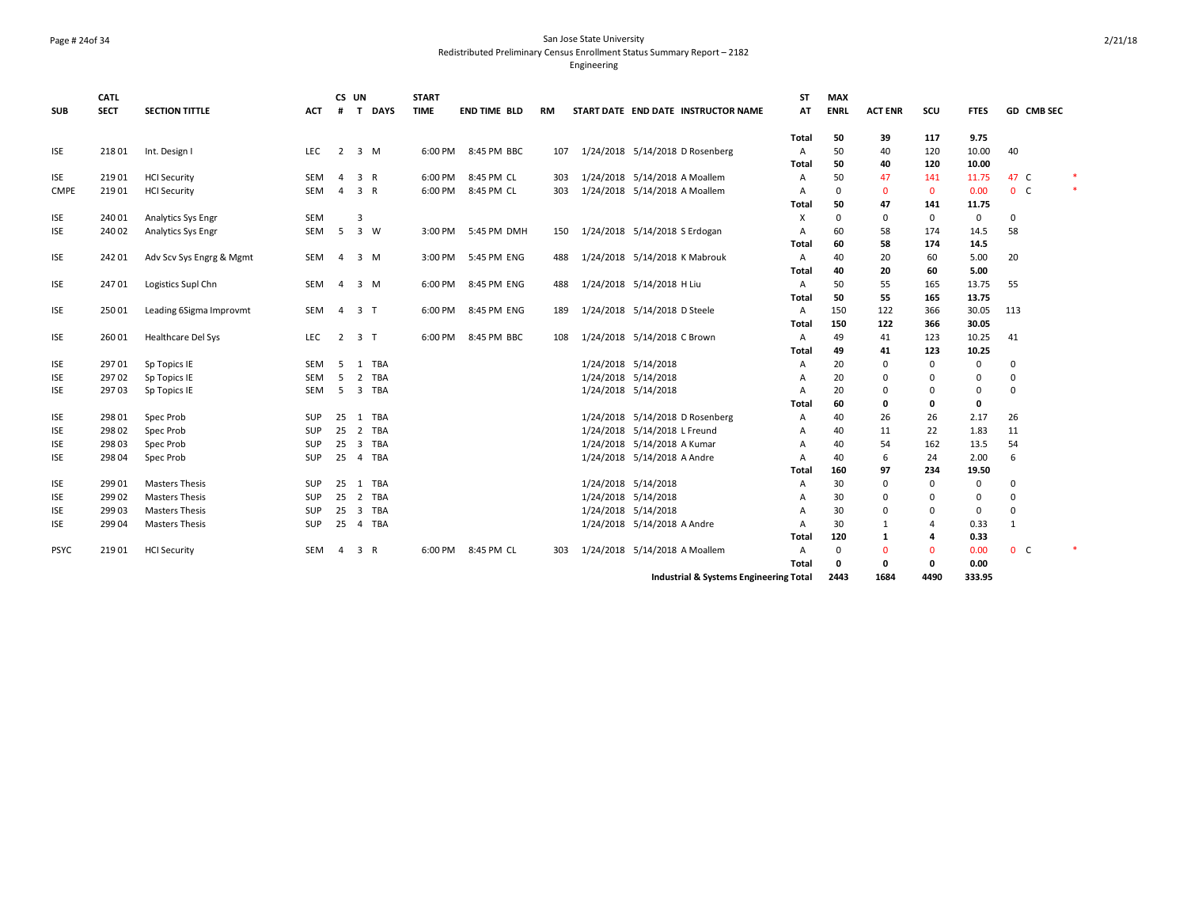San Jose State University
Redistributed Preliminary Census Enrollment Status Summary Report – 2182
Engineering

| SUB | CATL SECT | SECTION TITTLE | ACT | CS # | UN T | DAYS | START TIME | END TIME | BLD | RM | START DATE | END DATE | INSTRUCTOR NAME | ST AT | MAX ENRL | ACT ENR | SCU | FTES | GD | CMB SEC | |
|---|---|---|---|---|---|---|---|---|---|---|---|---|---|---|---|---|---|---|---|---|---|
| | | | | | | | | | | | | | | **Total** | **50** | **39** | **117** | **9.75** | | | |
| ISE | 218 01 | Int. Design I | LEC | 2 | 3 | M | 6:00 PM | 8:45 PM | BBC | 107 | 1/24/2018 | 5/14/2018 | D Rosenberg | A | 50 | 40 | 120 | 10.00 | 40 | | |
| | | | | | | | | | | | | | | **Total** | **50** | **40** | **120** | **10.00** | | | |
| ISE | 219 01 | HCI Security | SEM | 4 | 3 | R | 6:00 PM | 8:45 PM | CL | 303 | 1/24/2018 | 5/14/2018 | A Moallem | A | 50 | 47 | 141 | 11.75 | 47 | C | * |
| CMPE | 219 01 | HCI Security | SEM | 4 | 3 | R | 6:00 PM | 8:45 PM | CL | 303 | 1/24/2018 | 5/14/2018 | A Moallem | A | 0 | 0 | 0 | 0.00 | 0 | C | * |
| | | | | | | | | | | | | | | **Total** | **50** | **47** | **141** | **11.75** | | | |
| ISE | 240 01 | Analytics Sys Engr | SEM | | 3 | | | | | | | | | X | 0 | 0 | 0 | 0 | 0 | | |
| ISE | 240 02 | Analytics Sys Engr | SEM | 5 | 3 | W | 3:00 PM | 5:45 PM | DMH | 150 | 1/24/2018 | 5/14/2018 | S Erdogan | A | 60 | 58 | 174 | 14.5 | 58 | | |
| | | | | | | | | | | | | | | **Total** | **60** | **58** | **174** | **14.5** | | | |
| ISE | 242 01 | Adv Scv Sys Engrg & Mgmt | SEM | 4 | 3 | M | 3:00 PM | 5:45 PM | ENG | 488 | 1/24/2018 | 5/14/2018 | K Mabrouk | A | 40 | 20 | 60 | 5.00 | 20 | | |
| | | | | | | | | | | | | | | **Total** | **40** | **20** | **60** | **5.00** | | | |
| ISE | 247 01 | Logistics Supl Chn | SEM | 4 | 3 | M | 6:00 PM | 8:45 PM | ENG | 488 | 1/24/2018 | 5/14/2018 | H Liu | A | 50 | 55 | 165 | 13.75 | 55 | | |
| | | | | | | | | | | | | | | **Total** | **50** | **55** | **165** | **13.75** | | | |
| ISE | 250 01 | Leading 6Sigma Improvmt | SEM | 4 | 3 | T | 6:00 PM | 8:45 PM | ENG | 189 | 1/24/2018 | 5/14/2018 | D Steele | A | 150 | 122 | 366 | 30.05 | 113 | | |
| | | | | | | | | | | | | | | **Total** | **150** | **122** | **366** | **30.05** | | | |
| ISE | 260 01 | Healthcare Del Sys | LEC | 2 | 3 | T | 6:00 PM | 8:45 PM | BBC | 108 | 1/24/2018 | 5/14/2018 | C Brown | A | 49 | 41 | 123 | 10.25 | 41 | | |
| | | | | | | | | | | | | | | **Total** | **49** | **41** | **123** | **10.25** | | | |
| ISE | 297 01 | Sp Topics IE | SEM | 5 | 1 | TBA | | | | | 1/24/2018 | 5/14/2018 | | A | 20 | 0 | 0 | 0 | 0 | | |
| ISE | 297 02 | Sp Topics IE | SEM | 5 | 2 | TBA | | | | | 1/24/2018 | 5/14/2018 | | A | 20 | 0 | 0 | 0 | 0 | | |
| ISE | 297 03 | Sp Topics IE | SEM | 5 | 3 | TBA | | | | | 1/24/2018 | 5/14/2018 | | A | 20 | 0 | 0 | 0 | 0 | | |
| | | | | | | | | | | | | | | **Total** | **60** | **0** | **0** | **0** | | | |
| ISE | 298 01 | Spec Prob | SUP | 25 | 1 | TBA | | | | | 1/24/2018 | 5/14/2018 | D Rosenberg | A | 40 | 26 | 26 | 2.17 | 26 | | |
| ISE | 298 02 | Spec Prob | SUP | 25 | 2 | TBA | | | | | 1/24/2018 | 5/14/2018 | L Freund | A | 40 | 11 | 22 | 1.83 | 11 | | |
| ISE | 298 03 | Spec Prob | SUP | 25 | 3 | TBA | | | | | 1/24/2018 | 5/14/2018 | A Kumar | A | 40 | 54 | 162 | 13.5 | 54 | | |
| ISE | 298 04 | Spec Prob | SUP | 25 | 4 | TBA | | | | | 1/24/2018 | 5/14/2018 | A Andre | A | 40 | 6 | 24 | 2.00 | 6 | | |
| | | | | | | | | | | | | | | **Total** | **160** | **97** | **234** | **19.50** | | | |
| ISE | 299 01 | Masters Thesis | SUP | 25 | 1 | TBA | | | | | 1/24/2018 | 5/14/2018 | | A | 30 | 0 | 0 | 0 | 0 | | |
| ISE | 299 02 | Masters Thesis | SUP | 25 | 2 | TBA | | | | | 1/24/2018 | 5/14/2018 | | A | 30 | 0 | 0 | 0 | 0 | | |
| ISE | 299 03 | Masters Thesis | SUP | 25 | 3 | TBA | | | | | 1/24/2018 | 5/14/2018 | | A | 30 | 0 | 0 | 0 | 0 | | |
| ISE | 299 04 | Masters Thesis | SUP | 25 | 4 | TBA | | | | | 1/24/2018 | 5/14/2018 | A Andre | A | 30 | 1 | 4 | 0.33 | 1 | | |
| | | | | | | | | | | | | | | **Total** | **120** | **1** | **4** | **0.33** | | | |
| PSYC | 219 01 | HCI Security | SEM | 4 | 3 | R | 6:00 PM | 8:45 PM | CL | 303 | 1/24/2018 | 5/14/2018 | A Moallem | A | 0 | 0 | 0 | 0.00 | 0 | C | * |
| | | | | | | | | | | | | | | **Total** | **0** | **0** | **0** | **0.00** | | | |
| | | | | | | | | | | | | | **Industrial & Systems Engineering Total** | | **2443** | **1684** | **4490** | **333.95** | | | |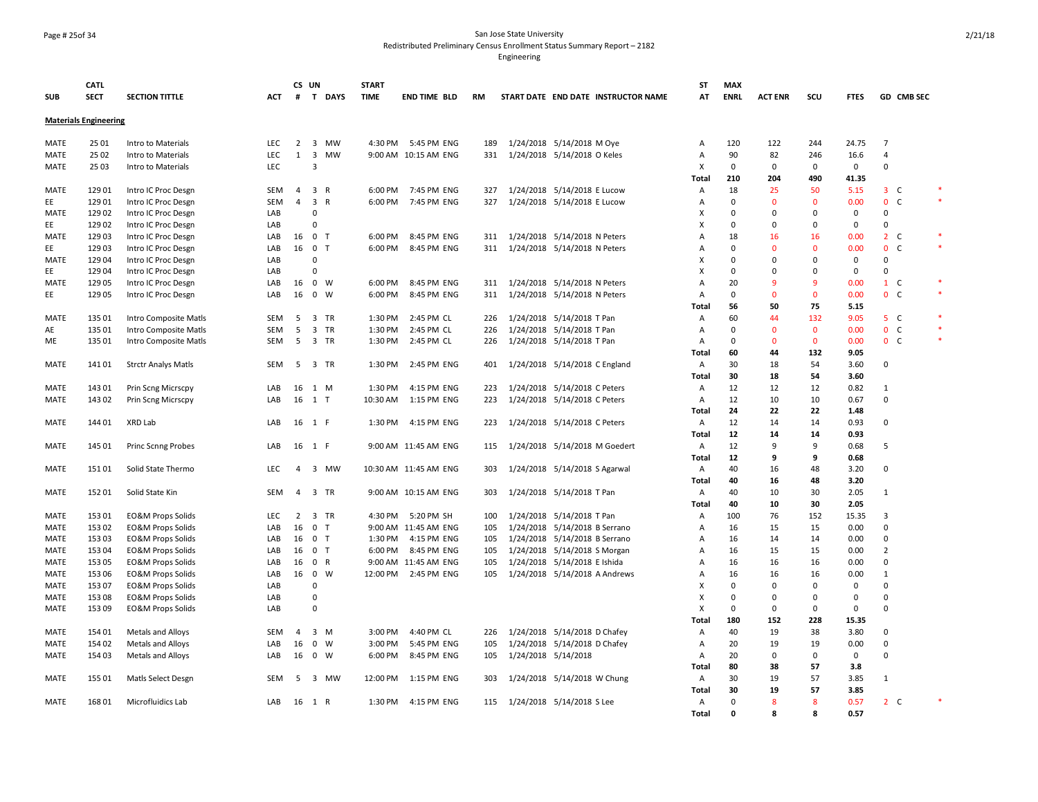San Jose State University
Redistributed Preliminary Census Enrollment Status Summary Report – 2182
Engineering

**Materials Engineering**

| SUB | CATL SECT | SECTION TITTLE | ACT | CS # | UN T | DAYS | START TIME | END TIME | BLD | RM | START DATE | END DATE | INSTRUCTOR NAME | ST AT | MAX ENRL | ACT ENR | SCU | FTES | GD | CMB SEC | |
|---|---|---|---|---|---|---|---|---|---|---|---|---|---|---|---|---|---|---|---|---|---|
| MATE | 25 01 | Intro to Materials | LEC | 2 | 3 | MW | 4:30 PM | 5:45 PM | ENG | 189 | 1/24/2018 | 5/14/2018 | M Oye | A | 120 | 122 | 244 | 24.75 | 7 | | |
| MATE | 25 02 | Intro to Materials | LEC | 1 | 3 | MW | 9:00 AM | 10:15 AM | ENG | 331 | 1/24/2018 | 5/14/2018 | O Keles | A | 90 | 82 | 246 | 16.6 | 4 | | |
| MATE | 25 03 | Intro to Materials | LEC | | 3 | | | | | | | | | X | 0 | 0 | 0 | 0 | 0 | | |
| | | | | | | | | | | | | | | Total | 210 | 204 | 490 | 41.35 | | | |
| MATE | 129 01 | Intro IC Proc Desgn | SEM | 4 | 3 | R | 6:00 PM | 7:45 PM | ENG | 327 | 1/24/2018 | 5/14/2018 | E Lucow | A | 18 | 25 | 50 | 5.15 | 3 | C | * |
| EE | 129 01 | Intro IC Proc Desgn | SEM | 4 | 3 | R | 6:00 PM | 7:45 PM | ENG | 327 | 1/24/2018 | 5/14/2018 | E Lucow | A | 0 | 0 | 0 | 0.00 | 0 | C | * |
| MATE | 129 02 | Intro IC Proc Desgn | LAB | | 0 | | | | | | | | | X | 0 | 0 | 0 | 0 | 0 | | |
| EE | 129 02 | Intro IC Proc Desgn | LAB | | 0 | | | | | | | | | X | 0 | 0 | 0 | 0 | 0 | | |
| MATE | 129 03 | Intro IC Proc Desgn | LAB | 16 | 0 | T | 6:00 PM | 8:45 PM | ENG | 311 | 1/24/2018 | 5/14/2018 | N Peters | A | 18 | 16 | 16 | 0.00 | 2 | C | * |
| EE | 129 03 | Intro IC Proc Desgn | LAB | 16 | 0 | T | 6:00 PM | 8:45 PM | ENG | 311 | 1/24/2018 | 5/14/2018 | N Peters | A | 0 | 0 | 0 | 0.00 | 0 | C | * |
| MATE | 129 04 | Intro IC Proc Desgn | LAB | | 0 | | | | | | | | | X | 0 | 0 | 0 | 0 | 0 | | |
| EE | 129 04 | Intro IC Proc Desgn | LAB | | 0 | | | | | | | | | X | 0 | 0 | 0 | 0 | 0 | | |
| MATE | 129 05 | Intro IC Proc Desgn | LAB | 16 | 0 | W | 6:00 PM | 8:45 PM | ENG | 311 | 1/24/2018 | 5/14/2018 | N Peters | A | 20 | 9 | 9 | 0.00 | 1 | C | * |
| EE | 129 05 | Intro IC Proc Desgn | LAB | 16 | 0 | W | 6:00 PM | 8:45 PM | ENG | 311 | 1/24/2018 | 5/14/2018 | N Peters | A | 0 | 0 | 0 | 0.00 | 0 | C | * |
| | | | | | | | | | | | | | | Total | 56 | 50 | 75 | 5.15 | | | |
| MATE | 135 01 | Intro Composite Matls | SEM | 5 | 3 | TR | 1:30 PM | 2:45 PM | CL | 226 | 1/24/2018 | 5/14/2018 | T Pan | A | 60 | 44 | 132 | 9.05 | 5 | C | * |
| AE | 135 01 | Intro Composite Matls | SEM | 5 | 3 | TR | 1:30 PM | 2:45 PM | CL | 226 | 1/24/2018 | 5/14/2018 | T Pan | A | 0 | 0 | 0 | 0.00 | 0 | C | * |
| ME | 135 01 | Intro Composite Matls | SEM | 5 | 3 | TR | 1:30 PM | 2:45 PM | CL | 226 | 1/24/2018 | 5/14/2018 | T Pan | A | 0 | 0 | 0 | 0.00 | 0 | C | * |
| | | | | | | | | | | | | | | Total | 60 | 44 | 132 | 9.05 | | | |
| MATE | 141 01 | Strctr Analys Matls | SEM | 5 | 3 | TR | 1:30 PM | 2:45 PM | ENG | 401 | 1/24/2018 | 5/14/2018 | C England | A | 30 | 18 | 54 | 3.60 | 0 | | |
| | | | | | | | | | | | | | | Total | 30 | 18 | 54 | 3.60 | | | |
| MATE | 143 01 | Prin Scng Micrscpy | LAB | 16 | 1 | M | 1:30 PM | 4:15 PM | ENG | 223 | 1/24/2018 | 5/14/2018 | C Peters | A | 12 | 12 | 12 | 0.82 | 1 | | |
| MATE | 143 02 | Prin Scng Micrscpy | LAB | 16 | 1 | T | 10:30 AM | 1:15 PM | ENG | 223 | 1/24/2018 | 5/14/2018 | C Peters | A | 12 | 10 | 10 | 0.67 | 0 | | |
| | | | | | | | | | | | | | | Total | 24 | 22 | 22 | 1.48 | | | |
| MATE | 144 01 | XRD Lab | LAB | 16 | 1 | F | 1:30 PM | 4:15 PM | ENG | 223 | 1/24/2018 | 5/14/2018 | C Peters | A | 12 | 14 | 14 | 0.93 | 0 | | |
| | | | | | | | | | | | | | | Total | 12 | 14 | 14 | 0.93 | | | |
| MATE | 145 01 | Princ Scnng Probes | LAB | 16 | 1 | F | 9:00 AM | 11:45 AM | ENG | 115 | 1/24/2018 | 5/14/2018 | M Goedert | A | 12 | 9 | 9 | 0.68 | 5 | | |
| | | | | | | | | | | | | | | Total | 12 | 9 | 9 | 0.68 | | | |
| MATE | 151 01 | Solid State Thermo | LEC | 4 | 3 | MW | 10:30 AM | 11:45 AM | ENG | 303 | 1/24/2018 | 5/14/2018 | S Agarwal | A | 40 | 16 | 48 | 3.20 | 0 | | |
| | | | | | | | | | | | | | | Total | 40 | 16 | 48 | 3.20 | | | |
| MATE | 152 01 | Solid State Kin | SEM | 4 | 3 | TR | 9:00 AM | 10:15 AM | ENG | 303 | 1/24/2018 | 5/14/2018 | T Pan | A | 40 | 10 | 30 | 2.05 | 1 | | |
| | | | | | | | | | | | | | | Total | 40 | 10 | 30 | 2.05 | | | |
| MATE | 153 01 | EO&M Props Solids | LEC | 2 | 3 | TR | 4:30 PM | 5:20 PM | SH | 100 | 1/24/2018 | 5/14/2018 | T Pan | A | 100 | 76 | 152 | 15.35 | 3 | | |
| MATE | 153 02 | EO&M Props Solids | LAB | 16 | 0 | T | 9:00 AM | 11:45 AM | ENG | 105 | 1/24/2018 | 5/14/2018 | B Serrano | A | 16 | 15 | 15 | 0.00 | 0 | | |
| MATE | 153 03 | EO&M Props Solids | LAB | 16 | 0 | T | 1:30 PM | 4:15 PM | ENG | 105 | 1/24/2018 | 5/14/2018 | B Serrano | A | 16 | 14 | 14 | 0.00 | 0 | | |
| MATE | 153 04 | EO&M Props Solids | LAB | 16 | 0 | T | 6:00 PM | 8:45 PM | ENG | 105 | 1/24/2018 | 5/14/2018 | S Morgan | A | 16 | 15 | 15 | 0.00 | 2 | | |
| MATE | 153 05 | EO&M Props Solids | LAB | 16 | 0 | R | 9:00 AM | 11:45 AM | ENG | 105 | 1/24/2018 | 5/14/2018 | E Ishida | A | 16 | 16 | 16 | 0.00 | 0 | | |
| MATE | 153 06 | EO&M Props Solids | LAB | 16 | 0 | W | 12:00 PM | 2:45 PM | ENG | 105 | 1/24/2018 | 5/14/2018 | A Andrews | A | 16 | 16 | 16 | 0.00 | 1 | | |
| MATE | 153 07 | EO&M Props Solids | LAB | | 0 | | | | | | | | | X | 0 | 0 | 0 | 0 | 0 | | |
| MATE | 153 08 | EO&M Props Solids | LAB | | 0 | | | | | | | | | X | 0 | 0 | 0 | 0 | 0 | | |
| MATE | 153 09 | EO&M Props Solids | LAB | | 0 | | | | | | | | | X | 0 | 0 | 0 | 0 | 0 | | |
| | | | | | | | | | | | | | | Total | 180 | 152 | 228 | 15.35 | | | |
| MATE | 154 01 | Metals and Alloys | SEM | 4 | 3 | M | 3:00 PM | 4:40 PM | CL | 226 | 1/24/2018 | 5/14/2018 | D Chafey | A | 40 | 19 | 38 | 3.80 | 0 | | |
| MATE | 154 02 | Metals and Alloys | LAB | 16 | 0 | W | 3:00 PM | 5:45 PM | ENG | 105 | 1/24/2018 | 5/14/2018 | D Chafey | A | 20 | 19 | 19 | 0.00 | 0 | | |
| MATE | 154 03 | Metals and Alloys | LAB | 16 | 0 | W | 6:00 PM | 8:45 PM | ENG | 105 | 1/24/2018 | 5/14/2018 | | A | 20 | 0 | 0 | 0 | 0 | | |
| | | | | | | | | | | | | | | Total | 80 | 38 | 57 | 3.8 | | | |
| MATE | 155 01 | Matls Select Desgn | SEM | 5 | 3 | MW | 12:00 PM | 1:15 PM | ENG | 303 | 1/24/2018 | 5/14/2018 | W Chung | A | 30 | 19 | 57 | 3.85 | 1 | | |
| | | | | | | | | | | | | | | Total | 30 | 19 | 57 | 3.85 | | | |
| MATE | 168 01 | Microfluidics Lab | LAB | 16 | 1 | R | 1:30 PM | 4:15 PM | ENG | 115 | 1/24/2018 | 5/14/2018 | S Lee | A | 0 | 8 | 8 | 0.57 | 2 | C | * |
| | | | | | | | | | | | | | | Total | 0 | 8 | 8 | 0.57 | | | |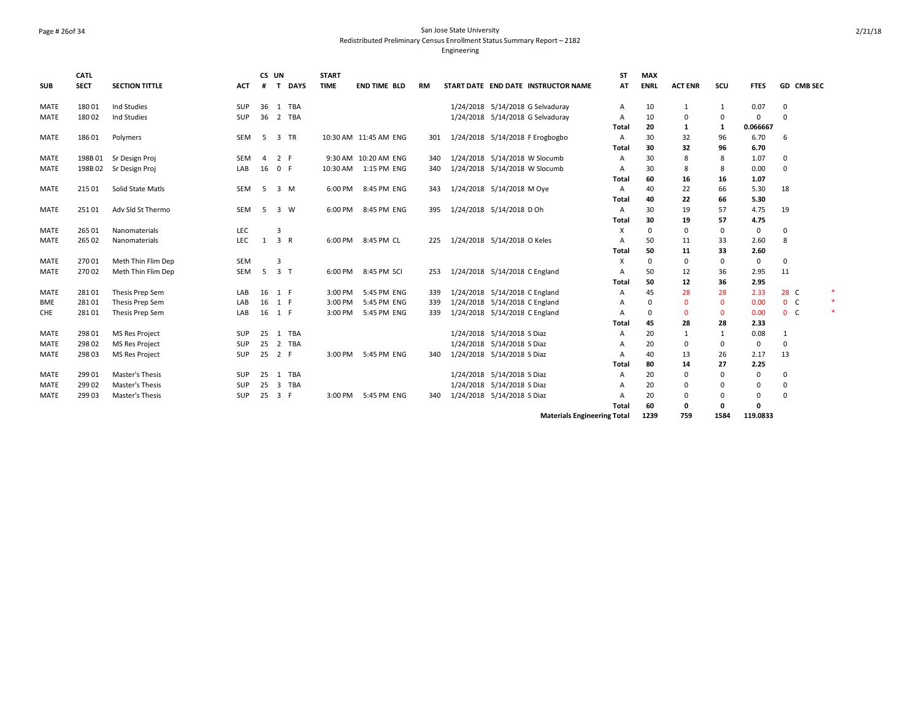San Jose State University
Redistributed Preliminary Census Enrollment Status Summary Report – 2182
Engineering

| SUB | CATL SECT | SECTION TITTLE | ACT | CS # | UN T | DAYS | START TIME | END TIME | BLD | RM | START DATE | END DATE | INSTRUCTOR NAME | ST AT | MAX ENRL | ACT ENR | SCU | FTES | GD | CMB SEC | |
|---|---|---|---|---|---|---|---|---|---|---|---|---|---|---|---|---|---|---|---|---|---|
| MATE | 180 01 | Ind Studies | SUP | 36 | 1 | TBA | | | | | 1/24/2018 | 5/14/2018 | G Selvaduray | A | 10 | 1 | 1 | 0.07 | 0 | | |
| MATE | 180 02 | Ind Studies | SUP | 36 | 2 | TBA | | | | | 1/24/2018 | 5/14/2018 | G Selvaduray | A | 10 | 0 | 0 | 0 | 0 | | |
| | | | | | | | | | | | | | | **Total** | **20** | **1** | **1** | **0.066667** | | | |
| MATE | 186 01 | Polymers | SEM | 5 | 3 | TR | 10:30 AM | 11:45 AM | ENG | 301 | 1/24/2018 | 5/14/2018 | F Erogbogbo | A | 30 | 32 | 96 | 6.70 | 6 | | |
| | | | | | | | | | | | | | | **Total** | **30** | **32** | **96** | **6.70** | | | |
| MATE | 198B 01 | Sr Design Proj | SEM | 4 | 2 | F | 9:30 AM | 10:20 AM | ENG | 340 | 1/24/2018 | 5/14/2018 | W Slocumb | A | 30 | 8 | 8 | 1.07 | 0 | | |
| MATE | 198B 02 | Sr Design Proj | LAB | 16 | 0 | F | 10:30 AM | 1:15 PM | ENG | 340 | 1/24/2018 | 5/14/2018 | W Slocumb | A | 30 | 8 | 8 | 0.00 | 0 | | |
| | | | | | | | | | | | | | | **Total** | **60** | **16** | **16** | **1.07** | | | |
| MATE | 215 01 | Solid State Matls | SEM | 5 | 3 | M | 6:00 PM | 8:45 PM | ENG | 343 | 1/24/2018 | 5/14/2018 | M Oye | A | 40 | 22 | 66 | 5.30 | 18 | | |
| | | | | | | | | | | | | | | **Total** | **40** | **22** | **66** | **5.30** | | | |
| MATE | 251 01 | Adv Sld St Thermo | SEM | 5 | 3 | W | 6:00 PM | 8:45 PM | ENG | 395 | 1/24/2018 | 5/14/2018 | D Oh | A | 30 | 19 | 57 | 4.75 | 19 | | |
| | | | | | | | | | | | | | | **Total** | **30** | **19** | **57** | **4.75** | | | |
| MATE | 265 01 | Nanomaterials | LEC | | 3 | | | | | | | | | X | 0 | 0 | 0 | 0 | 0 | | |
| MATE | 265 02 | Nanomaterials | LEC | 1 | 3 | R | 6:00 PM | 8:45 PM | CL | 225 | 1/24/2018 | 5/14/2018 | O Keles | A | 50 | 11 | 33 | 2.60 | 8 | | |
| | | | | | | | | | | | | | | **Total** | **50** | **11** | **33** | **2.60** | | | |
| MATE | 270 01 | Meth Thin Flim Dep | SEM | | 3 | | | | | | | | | X | 0 | 0 | 0 | 0 | 0 | | |
| MATE | 270 02 | Meth Thin Flim Dep | SEM | 5 | 3 | T | 6:00 PM | 8:45 PM | SCI | 253 | 1/24/2018 | 5/14/2018 | C England | A | 50 | 12 | 36 | 2.95 | 11 | | |
| | | | | | | | | | | | | | | **Total** | **50** | **12** | **36** | **2.95** | | | |
| MATE | 281 01 | Thesis Prep Sem | LAB | 16 | 1 | F | 3:00 PM | 5:45 PM | ENG | 339 | 1/24/2018 | 5/14/2018 | C England | A | 45 | 28 | 28 | 2.33 | 28 | C | * |
| BME | 281 01 | Thesis Prep Sem | LAB | 16 | 1 | F | 3:00 PM | 5:45 PM | ENG | 339 | 1/24/2018 | 5/14/2018 | C England | A | 0 | 0 | 0 | 0.00 | 0 | C | * |
| CHE | 281 01 | Thesis Prep Sem | LAB | 16 | 1 | F | 3:00 PM | 5:45 PM | ENG | 339 | 1/24/2018 | 5/14/2018 | C England | A | 0 | 0 | 0 | 0.00 | 0 | C | * |
| | | | | | | | | | | | | | | **Total** | **45** | **28** | **28** | **2.33** | | | |
| MATE | 298 01 | MS Res Project | SUP | 25 | 1 | TBA | | | | | 1/24/2018 | 5/14/2018 | S Diaz | A | 20 | 1 | 1 | 0.08 | 1 | | |
| MATE | 298 02 | MS Res Project | SUP | 25 | 2 | TBA | | | | | 1/24/2018 | 5/14/2018 | S Diaz | A | 20 | 0 | 0 | 0 | 0 | | |
| MATE | 298 03 | MS Res Project | SUP | 25 | 2 | F | 3:00 PM | 5:45 PM | ENG | 340 | 1/24/2018 | 5/14/2018 | S Diaz | A | 40 | 13 | 26 | 2.17 | 13 | | |
| | | | | | | | | | | | | | | **Total** | **80** | **14** | **27** | **2.25** | | | |
| MATE | 299 01 | Master's Thesis | SUP | 25 | 1 | TBA | | | | | 1/24/2018 | 5/14/2018 | S Diaz | A | 20 | 0 | 0 | 0 | 0 | | |
| MATE | 299 02 | Master's Thesis | SUP | 25 | 3 | TBA | | | | | 1/24/2018 | 5/14/2018 | S Diaz | A | 20 | 0 | 0 | 0 | 0 | | |
| MATE | 299 03 | Master's Thesis | SUP | 25 | 3 | F | 3:00 PM | 5:45 PM | ENG | 340 | 1/24/2018 | 5/14/2018 | S Diaz | A | 20 | 0 | 0 | 0 | 0 | | |
| | | | | | | | | | | | | | | **Total** | **60** | **0** | **0** | **0** | | | |
| | | | | | | | | | | | | | **Materials Engineering Total** | | **1239** | **759** | **1584** | **119.0833** | | | |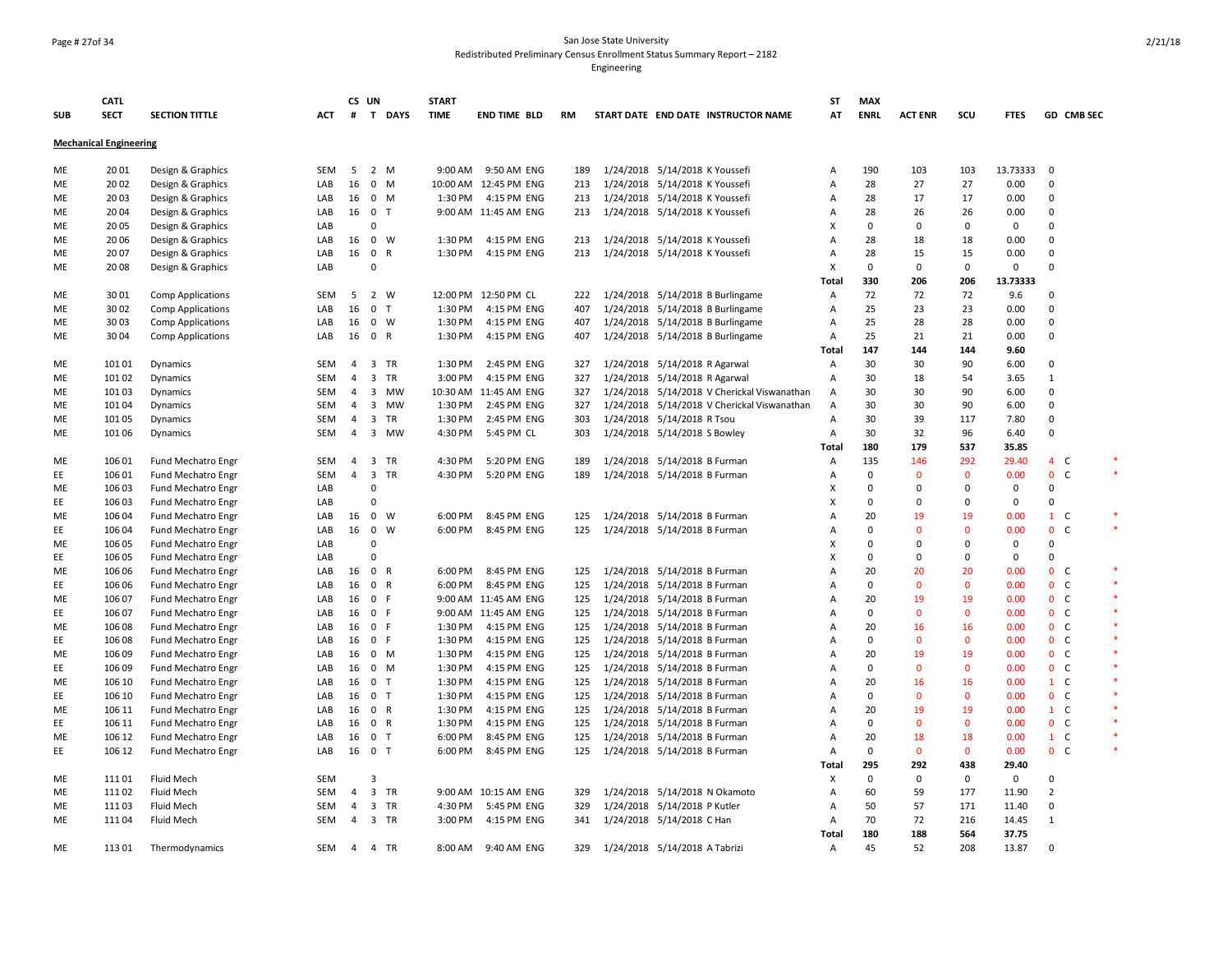San Jose State University
Redistributed Preliminary Census Enrollment Status Summary Report – 2182
Engineering

| SUB | CATL SECT | SECTION TITTLE | ACT | CS # | UN T | DAYS | START TIME | END TIME | BLD | RM | START DATE | END DATE | INSTRUCTOR NAME | ST AT | MAX ENRL | ACT ENR | SCU | FTES | GD | CMB SEC | |
|---|---|---|---|---|---|---|---|---|---|---|---|---|---|---|---|---|---|---|---|---|---|
| **Mechanical Engineering** | | | | | | | | | | | | | | | | | | | | | |
| ME | 20 01 | Design & Graphics | SEM | 5 | 2 | M | 9:00 AM | 9:50 AM | ENG | 189 | 1/24/2018 | 5/14/2018 | K Youssefi | A | 190 | 103 | 103 | 13.73333 | 0 | | |
| ME | 20 02 | Design & Graphics | LAB | 16 | 0 | M | 10:00 AM | 12:45 PM | ENG | 213 | 1/24/2018 | 5/14/2018 | K Youssefi | A | 28 | 27 | 27 | 0.00 | 0 | | |
| ME | 20 03 | Design & Graphics | LAB | 16 | 0 | M | 1:30 PM | 4:15 PM | ENG | 213 | 1/24/2018 | 5/14/2018 | K Youssefi | A | 28 | 17 | 17 | 0.00 | 0 | | |
| ME | 20 04 | Design & Graphics | LAB | 16 | 0 | T | 9:00 AM | 11:45 AM | ENG | 213 | 1/24/2018 | 5/14/2018 | K Youssefi | A | 28 | 26 | 26 | 0.00 | 0 | | |
| ME | 20 05 | Design & Graphics | LAB | | 0 | | | | | | | | | X | 0 | 0 | 0 | 0 | 0 | | |
| ME | 20 06 | Design & Graphics | LAB | 16 | 0 | W | 1:30 PM | 4:15 PM | ENG | 213 | 1/24/2018 | 5/14/2018 | K Youssefi | A | 28 | 18 | 18 | 0.00 | 0 | | |
| ME | 20 07 | Design & Graphics | LAB | 16 | 0 | R | 1:30 PM | 4:15 PM | ENG | 213 | 1/24/2018 | 5/14/2018 | K Youssefi | A | 28 | 15 | 15 | 0.00 | 0 | | |
| ME | 20 08 | Design & Graphics | LAB | | 0 | | | | | | | | | X | 0 | 0 | 0 | 0 | 0 | | |
| | | | | | | | | | | | | | | **Total** | **330** | **206** | **206** | **13.73333** | | | |
| ME | 30 01 | Comp Applications | SEM | 5 | 2 | W | 12:00 PM | 12:50 PM | CL | 222 | 1/24/2018 | 5/14/2018 | B Burlingame | A | 72 | 72 | 72 | 9.6 | 0 | | |
| ME | 30 02 | Comp Applications | LAB | 16 | 0 | T | 1:30 PM | 4:15 PM | ENG | 407 | 1/24/2018 | 5/14/2018 | B Burlingame | A | 25 | 23 | 23 | 0.00 | 0 | | |
| ME | 30 03 | Comp Applications | LAB | 16 | 0 | W | 1:30 PM | 4:15 PM | ENG | 407 | 1/24/2018 | 5/14/2018 | B Burlingame | A | 25 | 28 | 28 | 0.00 | 0 | | |
| ME | 30 04 | Comp Applications | LAB | 16 | 0 | R | 1:30 PM | 4:15 PM | ENG | 407 | 1/24/2018 | 5/14/2018 | B Burlingame | A | 25 | 21 | 21 | 0.00 | 0 | | |
| | | | | | | | | | | | | | | **Total** | **147** | **144** | **144** | **9.60** | | | |
| ME | 101 01 | Dynamics | SEM | 4 | 3 | TR | 1:30 PM | 2:45 PM | ENG | 327 | 1/24/2018 | 5/14/2018 | R Agarwal | A | 30 | 30 | 90 | 6.00 | 0 | | |
| ME | 101 02 | Dynamics | SEM | 4 | 3 | TR | 3:00 PM | 4:15 PM | ENG | 327 | 1/24/2018 | 5/14/2018 | R Agarwal | A | 30 | 18 | 54 | 3.65 | 1 | | |
| ME | 101 03 | Dynamics | SEM | 4 | 3 | MW | 10:30 AM | 11:45 AM | ENG | 327 | 1/24/2018 | 5/14/2018 | V Cherickal Viswanathan | A | 30 | 30 | 90 | 6.00 | 0 | | |
| ME | 101 04 | Dynamics | SEM | 4 | 3 | MW | 1:30 PM | 2:45 PM | ENG | 327 | 1/24/2018 | 5/14/2018 | V Cherickal Viswanathan | A | 30 | 30 | 90 | 6.00 | 0 | | |
| ME | 101 05 | Dynamics | SEM | 4 | 3 | TR | 1:30 PM | 2:45 PM | ENG | 303 | 1/24/2018 | 5/14/2018 | R Tsou | A | 30 | 39 | 117 | 7.80 | 0 | | |
| ME | 101 06 | Dynamics | SEM | 4 | 3 | MW | 4:30 PM | 5:45 PM | CL | 303 | 1/24/2018 | 5/14/2018 | S Bowley | A | 30 | 32 | 96 | 6.40 | 0 | | |
| | | | | | | | | | | | | | | **Total** | **180** | **179** | **537** | **35.85** | | | |
| ME | 106 01 | Fund Mechatro Engr | SEM | 4 | 3 | TR | 4:30 PM | 5:20 PM | ENG | 189 | 1/24/2018 | 5/14/2018 | B Furman | A | 135 | 146 | 292 | 29.40 | 4 | C | * |
| EE | 106 01 | Fund Mechatro Engr | SEM | 4 | 3 | TR | 4:30 PM | 5:20 PM | ENG | 189 | 1/24/2018 | 5/14/2018 | B Furman | A | 0 | 0 | 0 | 0.00 | 0 | C | * |
| ME | 106 03 | Fund Mechatro Engr | LAB | | 0 | | | | | | | | | X | 0 | 0 | 0 | 0 | 0 | | |
| EE | 106 03 | Fund Mechatro Engr | LAB | | 0 | | | | | | | | | X | 0 | 0 | 0 | 0 | 0 | | |
| ME | 106 04 | Fund Mechatro Engr | LAB | 16 | 0 | W | 6:00 PM | 8:45 PM | ENG | 125 | 1/24/2018 | 5/14/2018 | B Furman | A | 20 | 19 | 19 | 0.00 | 1 | C | * |
| EE | 106 04 | Fund Mechatro Engr | LAB | 16 | 0 | W | 6:00 PM | 8:45 PM | ENG | 125 | 1/24/2018 | 5/14/2018 | B Furman | A | 0 | 0 | 0 | 0.00 | 0 | C | * |
| ME | 106 05 | Fund Mechatro Engr | LAB | | 0 | | | | | | | | | X | 0 | 0 | 0 | 0 | 0 | | |
| EE | 106 05 | Fund Mechatro Engr | LAB | | 0 | | | | | | | | | X | 0 | 0 | 0 | 0 | 0 | | |
| ME | 106 06 | Fund Mechatro Engr | LAB | 16 | 0 | R | 6:00 PM | 8:45 PM | ENG | 125 | 1/24/2018 | 5/14/2018 | B Furman | A | 20 | 20 | 20 | 0.00 | 0 | C | * |
| EE | 106 06 | Fund Mechatro Engr | LAB | 16 | 0 | R | 6:00 PM | 8:45 PM | ENG | 125 | 1/24/2018 | 5/14/2018 | B Furman | A | 0 | 0 | 0 | 0.00 | 0 | C | * |
| ME | 106 07 | Fund Mechatro Engr | LAB | 16 | 0 | F | 9:00 AM | 11:45 AM | ENG | 125 | 1/24/2018 | 5/14/2018 | B Furman | A | 20 | 19 | 19 | 0.00 | 0 | C | * |
| EE | 106 07 | Fund Mechatro Engr | LAB | 16 | 0 | F | 9:00 AM | 11:45 AM | ENG | 125 | 1/24/2018 | 5/14/2018 | B Furman | A | 0 | 0 | 0 | 0.00 | 0 | C | * |
| ME | 106 08 | Fund Mechatro Engr | LAB | 16 | 0 | F | 1:30 PM | 4:15 PM | ENG | 125 | 1/24/2018 | 5/14/2018 | B Furman | A | 20 | 16 | 16 | 0.00 | 0 | C | * |
| EE | 106 08 | Fund Mechatro Engr | LAB | 16 | 0 | F | 1:30 PM | 4:15 PM | ENG | 125 | 1/24/2018 | 5/14/2018 | B Furman | A | 0 | 0 | 0 | 0.00 | 0 | C | * |
| ME | 106 09 | Fund Mechatro Engr | LAB | 16 | 0 | M | 1:30 PM | 4:15 PM | ENG | 125 | 1/24/2018 | 5/14/2018 | B Furman | A | 20 | 19 | 19 | 0.00 | 0 | C | * |
| EE | 106 09 | Fund Mechatro Engr | LAB | 16 | 0 | M | 1:30 PM | 4:15 PM | ENG | 125 | 1/24/2018 | 5/14/2018 | B Furman | A | 0 | 0 | 0 | 0.00 | 0 | C | * |
| ME | 106 10 | Fund Mechatro Engr | LAB | 16 | 0 | T | 1:30 PM | 4:15 PM | ENG | 125 | 1/24/2018 | 5/14/2018 | B Furman | A | 20 | 16 | 16 | 0.00 | 1 | C | * |
| EE | 106 10 | Fund Mechatro Engr | LAB | 16 | 0 | T | 1:30 PM | 4:15 PM | ENG | 125 | 1/24/2018 | 5/14/2018 | B Furman | A | 0 | 0 | 0 | 0.00 | 0 | C | * |
| ME | 106 11 | Fund Mechatro Engr | LAB | 16 | 0 | R | 1:30 PM | 4:15 PM | ENG | 125 | 1/24/2018 | 5/14/2018 | B Furman | A | 20 | 19 | 19 | 0.00 | 1 | C | * |
| EE | 106 11 | Fund Mechatro Engr | LAB | 16 | 0 | R | 1:30 PM | 4:15 PM | ENG | 125 | 1/24/2018 | 5/14/2018 | B Furman | A | 0 | 0 | 0 | 0.00 | 0 | C | * |
| ME | 106 12 | Fund Mechatro Engr | LAB | 16 | 0 | T | 6:00 PM | 8:45 PM | ENG | 125 | 1/24/2018 | 5/14/2018 | B Furman | A | 20 | 18 | 18 | 0.00 | 1 | C | * |
| EE | 106 12 | Fund Mechatro Engr | LAB | 16 | 0 | T | 6:00 PM | 8:45 PM | ENG | 125 | 1/24/2018 | 5/14/2018 | B Furman | A | 0 | 0 | 0 | 0.00 | 0 | C | * |
| | | | | | | | | | | | | | | **Total** | **295** | **292** | **438** | **29.40** | | | |
| ME | 111 01 | Fluid Mech | SEM | | 3 | | | | | | | | | X | 0 | 0 | 0 | 0 | 0 | | |
| ME | 111 02 | Fluid Mech | SEM | 4 | 3 | TR | 9:00 AM | 10:15 AM | ENG | 329 | 1/24/2018 | 5/14/2018 | N Okamoto | A | 60 | 59 | 177 | 11.90 | 2 | | |
| ME | 111 03 | Fluid Mech | SEM | 4 | 3 | TR | 4:30 PM | 5:45 PM | ENG | 329 | 1/24/2018 | 5/14/2018 | P Kutler | A | 50 | 57 | 171 | 11.40 | 0 | | |
| ME | 111 04 | Fluid Mech | SEM | 4 | 3 | TR | 3:00 PM | 4:15 PM | ENG | 341 | 1/24/2018 | 5/14/2018 | C Han | A | 70 | 72 | 216 | 14.45 | 1 | | |
| | | | | | | | | | | | | | | **Total** | **180** | **188** | **564** | **37.75** | | | |
| ME | 113 01 | Thermodynamics | SEM | 4 | 4 | TR | 8:00 AM | 9:40 AM | ENG | 329 | 1/24/2018 | 5/14/2018 | A Tabrizi | A | 45 | 52 | 208 | 13.87 | 0 | | |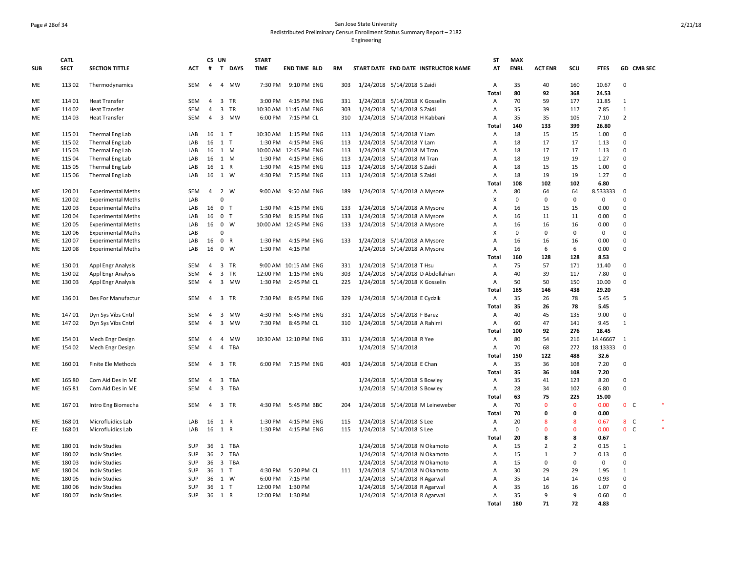San Jose State University
Redistributed Preliminary Census Enrollment Status Summary Report – 2182
Engineering

| SUB | CATL SECT | SECTION TITTLE | ACT | CS # | UN T | DAYS | START TIME | END TIME | BLD | RM | START DATE | END DATE | INSTRUCTOR NAME | ST AT | MAX ENRL | ACT ENR | SCU | FTES | GD | CMB SEC |  |
|---|---|---|---|---|---|---|---|---|---|---|---|---|---|---|---|---|---|---|---|---|---|
| ME | 113 02 | Thermodynamics | SEM | 4 | 4 | MW | 7:30 PM | 9:10 PM | ENG | 303 | 1/24/2018 | 5/14/2018 | S Zaidi | A | 35 | 40 | 160 | 10.67 | 0 |  |  |
|  |  |  |  |  |  |  |  |  |  |  |  |  |  | **Total** | **80** | **92** | **368** | **24.53** |  |  |  |
| ME | 114 01 | Heat Transfer | SEM | 4 | 3 | TR | 3:00 PM | 4:15 PM | ENG | 331 | 1/24/2018 | 5/14/2018 | K Gosselin | A | 70 | 59 | 177 | 11.85 | 1 |  |  |
| ME | 114 02 | Heat Transfer | SEM | 4 | 3 | TR | 10:30 AM | 11:45 AM | ENG | 303 | 1/24/2018 | 5/14/2018 | S Zaidi | A | 35 | 39 | 117 | 7.85 | 1 |  |  |
| ME | 114 03 | Heat Transfer | SEM | 4 | 3 | MW | 6:00 PM | 7:15 PM | CL | 310 | 1/24/2018 | 5/14/2018 | H Kabbani | A | 35 | 35 | 105 | 7.10 | 2 |  |  |
|  |  |  |  |  |  |  |  |  |  |  |  |  |  | **Total** | **140** | **133** | **399** | **26.80** |  |  |  |
| ME | 115 01 | Thermal Eng Lab | LAB | 16 | 1 | T | 10:30 AM | 1:15 PM | ENG | 113 | 1/24/2018 | 5/14/2018 | Y Lam | A | 18 | 15 | 15 | 1.00 | 0 |  |  |
| ME | 115 02 | Thermal Eng Lab | LAB | 16 | 1 | T | 1:30 PM | 4:15 PM | ENG | 113 | 1/24/2018 | 5/14/2018 | Y Lam | A | 18 | 17 | 17 | 1.13 | 0 |  |  |
| ME | 115 03 | Thermal Eng Lab | LAB | 16 | 1 | M | 10:00 AM | 12:45 PM | ENG | 113 | 1/24/2018 | 5/14/2018 | M Tran | A | 18 | 17 | 17 | 1.13 | 0 |  |  |
| ME | 115 04 | Thermal Eng Lab | LAB | 16 | 1 | M | 1:30 PM | 4:15 PM | ENG | 113 | 1/24/2018 | 5/14/2018 | M Tran | A | 18 | 19 | 19 | 1.27 | 0 |  |  |
| ME | 115 05 | Thermal Eng Lab | LAB | 16 | 1 | R | 1:30 PM | 4:15 PM | ENG | 113 | 1/24/2018 | 5/14/2018 | S Zaidi | A | 18 | 15 | 15 | 1.00 | 0 |  |  |
| ME | 115 06 | Thermal Eng Lab | LAB | 16 | 1 | W | 4:30 PM | 7:15 PM | ENG | 113 | 1/24/2018 | 5/14/2018 | S Zaidi | A | 18 | 19 | 19 | 1.27 | 0 |  |  |
|  |  |  |  |  |  |  |  |  |  |  |  |  |  | **Total** | **108** | **102** | **102** | **6.80** |  |  |  |
| ME | 120 01 | Experimental Meths | SEM | 4 | 2 | W | 9:00 AM | 9:50 AM | ENG | 189 | 1/24/2018 | 5/14/2018 | A Mysore | A | 80 | 64 | 64 | 8.533333 | 0 |  |  |
| ME | 120 02 | Experimental Meths | LAB |  | 0 |  |  |  |  |  |  |  |  | X | 0 | 0 | 0 | 0 | 0 |  |  |
| ME | 120 03 | Experimental Meths | LAB | 16 | 0 | T | 1:30 PM | 4:15 PM | ENG | 133 | 1/24/2018 | 5/14/2018 | A Mysore | A | 16 | 15 | 15 | 0.00 | 0 |  |  |
| ME | 120 04 | Experimental Meths | LAB | 16 | 0 | T | 5:30 PM | 8:15 PM | ENG | 133 | 1/24/2018 | 5/14/2018 | A Mysore | A | 16 | 11 | 11 | 0.00 | 0 |  |  |
| ME | 120 05 | Experimental Meths | LAB | 16 | 0 | W | 10:00 AM | 12:45 PM | ENG | 133 | 1/24/2018 | 5/14/2018 | A Mysore | A | 16 | 16 | 16 | 0.00 | 0 |  |  |
| ME | 120 06 | Experimental Meths | LAB |  | 0 |  |  |  |  |  |  |  |  | X | 0 | 0 | 0 | 0 | 0 |  |  |
| ME | 120 07 | Experimental Meths | LAB | 16 | 0 | R | 1:30 PM | 4:15 PM | ENG | 133 | 1/24/2018 | 5/14/2018 | A Mysore | A | 16 | 16 | 16 | 0.00 | 0 |  |  |
| ME | 120 08 | Experimental Meths | LAB | 16 | 0 | W | 1:30 PM | 4:15 PM |  |  | 1/24/2018 | 5/14/2018 | A Mysore | A | 16 | 6 | 6 | 0.00 | 0 |  |  |
|  |  |  |  |  |  |  |  |  |  |  |  |  |  | **Total** | **160** | **128** | **128** | **8.53** |  |  |  |
| ME | 130 01 | Appl Engr Analysis | SEM | 4 | 3 | TR | 9:00 AM | 10:15 AM | ENG | 331 | 1/24/2018 | 5/14/2018 | T Hsu | A | 75 | 57 | 171 | 11.40 | 0 |  |  |
| ME | 130 02 | Appl Engr Analysis | SEM | 4 | 3 | TR | 12:00 PM | 1:15 PM | ENG | 303 | 1/24/2018 | 5/14/2018 | D Abdollahian | A | 40 | 39 | 117 | 7.80 | 0 |  |  |
| ME | 130 03 | Appl Engr Analysis | SEM | 4 | 3 | MW | 1:30 PM | 2:45 PM | CL | 225 | 1/24/2018 | 5/14/2018 | K Gosselin | A | 50 | 50 | 150 | 10.00 | 0 |  |  |
|  |  |  |  |  |  |  |  |  |  |  |  |  |  | **Total** | **165** | **146** | **438** | **29.20** |  |  |  |
| ME | 136 01 | Des For Manufactur | SEM | 4 | 3 | TR | 7:30 PM | 8:45 PM | ENG | 329 | 1/24/2018 | 5/14/2018 | E Cydzik | A | 35 | 26 | 78 | 5.45 | 5 |  |  |
|  |  |  |  |  |  |  |  |  |  |  |  |  |  | **Total** | **35** | **26** | **78** | **5.45** |  |  |  |
| ME | 147 01 | Dyn Sys Vibs Cntrl | SEM | 4 | 3 | MW | 4:30 PM | 5:45 PM | ENG | 331 | 1/24/2018 | 5/14/2018 | F Barez | A | 40 | 45 | 135 | 9.00 | 0 |  |  |
| ME | 147 02 | Dyn Sys Vibs Cntrl | SEM | 4 | 3 | MW | 7:30 PM | 8:45 PM | CL | 310 | 1/24/2018 | 5/14/2018 | A Rahimi | A | 60 | 47 | 141 | 9.45 | 1 |  |  |
|  |  |  |  |  |  |  |  |  |  |  |  |  |  | **Total** | **100** | **92** | **276** | **18.45** |  |  |  |
| ME | 154 01 | Mech Engr Design | SEM | 4 | 4 | MW | 10:30 AM | 12:10 PM | ENG | 331 | 1/24/2018 | 5/14/2018 | R Yee | A | 80 | 54 | 216 | 14.46667 | 1 |  |  |
| ME | 154 02 | Mech Engr Design | SEM | 4 | 4 | TBA |  |  |  |  | 1/24/2018 | 5/14/2018 |  | A | 70 | 68 | 272 | 18.13333 | 0 |  |  |
|  |  |  |  |  |  |  |  |  |  |  |  |  |  | **Total** | **150** | **122** | **488** | **32.6** |  |  |  |
| ME | 160 01 | Finite Ele Methods | SEM | 4 | 3 | TR | 6:00 PM | 7:15 PM | ENG | 403 | 1/24/2018 | 5/14/2018 | E Chan | A | 35 | 36 | 108 | 7.20 | 0 |  |  |
|  |  |  |  |  |  |  |  |  |  |  |  |  |  | **Total** | **35** | **36** | **108** | **7.20** |  |  |  |
| ME | 165 80 | Com Aid Des in ME | SEM | 4 | 3 | TBA |  |  |  |  | 1/24/2018 | 5/14/2018 | S Bowley | A | 35 | 41 | 123 | 8.20 | 0 |  |  |
| ME | 165 81 | Com Aid Des in ME | SEM | 4 | 3 | TBA |  |  |  |  | 1/24/2018 | 5/14/2018 | S Bowley | A | 28 | 34 | 102 | 6.80 | 0 |  |  |
|  |  |  |  |  |  |  |  |  |  |  |  |  |  | **Total** | **63** | **75** | **225** | **15.00** |  |  |  |
| ME | 167 01 | Intro Eng Biomecha | SEM | 4 | 3 | TR | 4:30 PM | 5:45 PM | BBC | 204 | 1/24/2018 | 5/14/2018 | M Leineweber | A | 70 | 0 | 0 | 0.00 | 0 | C | * |
|  |  |  |  |  |  |  |  |  |  |  |  |  |  | **Total** | **70** | **0** | **0** | **0.00** |  |  |  |
| ME | 168 01 | Microfluidics Lab | LAB | 16 | 1 | R | 1:30 PM | 4:15 PM | ENG | 115 | 1/24/2018 | 5/14/2018 | S Lee | A | 20 | 8 | 8 | 0.67 | 8 | C | * |
| EE | 168 01 | Microfluidics Lab | LAB | 16 | 1 | R | 1:30 PM | 4:15 PM | ENG | 115 | 1/24/2018 | 5/14/2018 | S Lee | A | 0 | 0 | 0 | 0.00 | 0 | C | * |
|  |  |  |  |  |  |  |  |  |  |  |  |  |  | **Total** | **20** | **8** | **8** | **0.67** |  |  |  |
| ME | 180 01 | Indiv Studies | SUP | 36 | 1 | TBA |  |  |  |  | 1/24/2018 | 5/14/2018 | N Okamoto | A | 15 | 2 | 2 | 0.15 | 1 |  |  |
| ME | 180 02 | Indiv Studies | SUP | 36 | 2 | TBA |  |  |  |  | 1/24/2018 | 5/14/2018 | N Okamoto | A | 15 | 1 | 2 | 0.13 | 0 |  |  |
| ME | 180 03 | Indiv Studies | SUP | 36 | 3 | TBA |  |  |  |  | 1/24/2018 | 5/14/2018 | N Okamoto | A | 15 | 0 | 0 | 0 | 0 |  |  |
| ME | 180 04 | Indiv Studies | SUP | 36 | 1 | T | 4:30 PM | 5:20 PM | CL | 111 | 1/24/2018 | 5/14/2018 | N Okamoto | A | 30 | 29 | 29 | 1.95 | 1 |  |  |
| ME | 180 05 | Indiv Studies | SUP | 36 | 1 | W | 6:00 PM | 7:15 PM |  |  | 1/24/2018 | 5/14/2018 | R Agarwal | A | 35 | 14 | 14 | 0.93 | 0 |  |  |
| ME | 180 06 | Indiv Studies | SUP | 36 | 1 | T | 12:00 PM | 1:30 PM |  |  | 1/24/2018 | 5/14/2018 | R Agarwal | A | 35 | 16 | 16 | 1.07 | 0 |  |  |
| ME | 180 07 | Indiv Studies | SUP | 36 | 1 | R | 12:00 PM | 1:30 PM |  |  | 1/24/2018 | 5/14/2018 | R Agarwal | A | 35 | 9 | 9 | 0.60 | 0 |  |  |
|  |  |  |  |  |  |  |  |  |  |  |  |  |  | **Total** | **180** | **71** | **72** | **4.83** |  |  |  |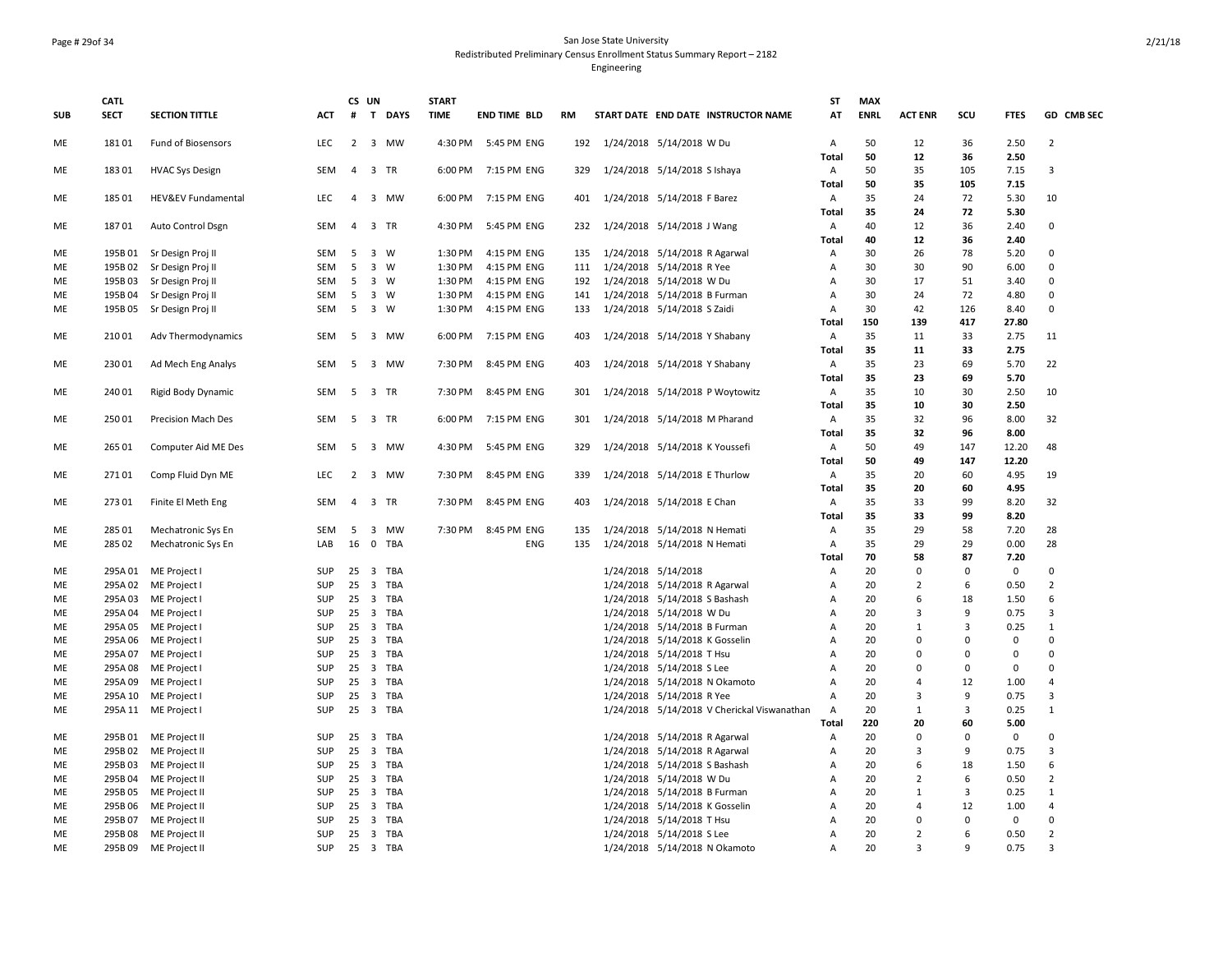San Jose State University
Redistributed Preliminary Census Enrollment Status Summary Report – 2182
Engineering

| SUB | CATL SECT | SECTION TITTLE | ACT | CS # | UN T | DAYS | START TIME | END TIME | BLD | RM | START DATE | END DATE | INSTRUCTOR NAME | ST AT | MAX ENRL | ACT ENR | SCU | FTES | GD | CMB SEC |
|---|---|---|---|---|---|---|---|---|---|---|---|---|---|---|---|---|---|---|---|---|
| ME | 181 01 | Fund of Biosensors | LEC | 2 | 3 | MW | 4:30 PM | 5:45 PM | ENG | 192 | 1/24/2018 | 5/14/2018 | W Du | A | 50 | 12 | 36 | 2.50 | 2 | |
| | | | | | | | | | | | | | | Total | 50 | 12 | 36 | 2.50 | | |
| ME | 183 01 | HVAC Sys Design | SEM | 4 | 3 | TR | 6:00 PM | 7:15 PM | ENG | 329 | 1/24/2018 | 5/14/2018 | S Ishaya | A | 50 | 35 | 105 | 7.15 | 3 | |
| | | | | | | | | | | | | | | Total | 50 | 35 | 105 | 7.15 | | |
| ME | 185 01 | HEV&EV Fundamental | LEC | 4 | 3 | MW | 6:00 PM | 7:15 PM | ENG | 401 | 1/24/2018 | 5/14/2018 | F Barez | A | 35 | 24 | 72 | 5.30 | 10 | |
| | | | | | | | | | | | | | | Total | 35 | 24 | 72 | 5.30 | | |
| ME | 187 01 | Auto Control Dsgn | SEM | 4 | 3 | TR | 4:30 PM | 5:45 PM | ENG | 232 | 1/24/2018 | 5/14/2018 | J Wang | A | 40 | 12 | 36 | 2.40 | 0 | |
| | | | | | | | | | | | | | | Total | 40 | 12 | 36 | 2.40 | | |
| ME | 195B 01 | Sr Design Proj II | SEM | 5 | 3 | W | 1:30 PM | 4:15 PM | ENG | 135 | 1/24/2018 | 5/14/2018 | R Agarwal | A | 30 | 26 | 78 | 5.20 | 0 | |
| ME | 195B 02 | Sr Design Proj II | SEM | 5 | 3 | W | 1:30 PM | 4:15 PM | ENG | 111 | 1/24/2018 | 5/14/2018 | R Yee | A | 30 | 30 | 90 | 6.00 | 0 | |
| ME | 195B 03 | Sr Design Proj II | SEM | 5 | 3 | W | 1:30 PM | 4:15 PM | ENG | 192 | 1/24/2018 | 5/14/2018 | W Du | A | 30 | 17 | 51 | 3.40 | 0 | |
| ME | 195B 04 | Sr Design Proj II | SEM | 5 | 3 | W | 1:30 PM | 4:15 PM | ENG | 141 | 1/24/2018 | 5/14/2018 | B Furman | A | 30 | 24 | 72 | 4.80 | 0 | |
| ME | 195B 05 | Sr Design Proj II | SEM | 5 | 3 | W | 1:30 PM | 4:15 PM | ENG | 133 | 1/24/2018 | 5/14/2018 | S Zaidi | A | 30 | 42 | 126 | 8.40 | 0 | |
| | | | | | | | | | | | | | | Total | 150 | 139 | 417 | 27.80 | | |
| ME | 210 01 | Adv Thermodynamics | SEM | 5 | 3 | MW | 6:00 PM | 7:15 PM | ENG | 403 | 1/24/2018 | 5/14/2018 | Y Shabany | A | 35 | 11 | 33 | 2.75 | 11 | |
| | | | | | | | | | | | | | | Total | 35 | 11 | 33 | 2.75 | | |
| ME | 230 01 | Ad Mech Eng Analys | SEM | 5 | 3 | MW | 7:30 PM | 8:45 PM | ENG | 403 | 1/24/2018 | 5/14/2018 | Y Shabany | A | 35 | 23 | 69 | 5.70 | 22 | |
| | | | | | | | | | | | | | | Total | 35 | 23 | 69 | 5.70 | | |
| ME | 240 01 | Rigid Body Dynamic | SEM | 5 | 3 | TR | 7:30 PM | 8:45 PM | ENG | 301 | 1/24/2018 | 5/14/2018 | P Woytowitz | A | 35 | 10 | 30 | 2.50 | 10 | |
| | | | | | | | | | | | | | | Total | 35 | 10 | 30 | 2.50 | | |
| ME | 250 01 | Precision Mach Des | SEM | 5 | 3 | TR | 6:00 PM | 7:15 PM | ENG | 301 | 1/24/2018 | 5/14/2018 | M Pharand | A | 35 | 32 | 96 | 8.00 | 32 | |
| | | | | | | | | | | | | | | Total | 35 | 32 | 96 | 8.00 | | |
| ME | 265 01 | Computer Aid ME Des | SEM | 5 | 3 | MW | 4:30 PM | 5:45 PM | ENG | 329 | 1/24/2018 | 5/14/2018 | K Youssefi | A | 50 | 49 | 147 | 12.20 | 48 | |
| | | | | | | | | | | | | | | Total | 50 | 49 | 147 | 12.20 | | |
| ME | 271 01 | Comp Fluid Dyn ME | LEC | 2 | 3 | MW | 7:30 PM | 8:45 PM | ENG | 339 | 1/24/2018 | 5/14/2018 | E Thurlow | A | 35 | 20 | 60 | 4.95 | 19 | |
| | | | | | | | | | | | | | | Total | 35 | 20 | 60 | 4.95 | | |
| ME | 273 01 | Finite El Meth Eng | SEM | 4 | 3 | TR | 7:30 PM | 8:45 PM | ENG | 403 | 1/24/2018 | 5/14/2018 | E Chan | A | 35 | 33 | 99 | 8.20 | 32 | |
| | | | | | | | | | | | | | | Total | 35 | 33 | 99 | 8.20 | | |
| ME | 285 01 | Mechatronic Sys En | SEM | 5 | 3 | MW | 7:30 PM | 8:45 PM | ENG | 135 | 1/24/2018 | 5/14/2018 | N Hemati | A | 35 | 29 | 58 | 7.20 | 28 | |
| ME | 285 02 | Mechatronic Sys En | LAB | 16 | 0 | TBA | | | ENG | 135 | 1/24/2018 | 5/14/2018 | N Hemati | A | 35 | 29 | 29 | 0.00 | 28 | |
| | | | | | | | | | | | | | | Total | 70 | 58 | 87 | 7.20 | | |
| ME | 295A 01 | ME Project I | SUP | 25 | 3 | TBA | | | | | 1/24/2018 | 5/14/2018 | | A | 20 | 0 | 0 | 0 | 0 | |
| ME | 295A 02 | ME Project I | SUP | 25 | 3 | TBA | | | | | 1/24/2018 | 5/14/2018 | R Agarwal | A | 20 | 2 | 6 | 0.50 | 2 | |
| ME | 295A 03 | ME Project I | SUP | 25 | 3 | TBA | | | | | 1/24/2018 | 5/14/2018 | S Bashash | A | 20 | 6 | 18 | 1.50 | 6 | |
| ME | 295A 04 | ME Project I | SUP | 25 | 3 | TBA | | | | | 1/24/2018 | 5/14/2018 | W Du | A | 20 | 3 | 9 | 0.75 | 3 | |
| ME | 295A 05 | ME Project I | SUP | 25 | 3 | TBA | | | | | 1/24/2018 | 5/14/2018 | B Furman | A | 20 | 1 | 3 | 0.25 | 1 | |
| ME | 295A 06 | ME Project I | SUP | 25 | 3 | TBA | | | | | 1/24/2018 | 5/14/2018 | K Gosselin | A | 20 | 0 | 0 | 0 | 0 | |
| ME | 295A 07 | ME Project I | SUP | 25 | 3 | TBA | | | | | 1/24/2018 | 5/14/2018 | T Hsu | A | 20 | 0 | 0 | 0 | 0 | |
| ME | 295A 08 | ME Project I | SUP | 25 | 3 | TBA | | | | | 1/24/2018 | 5/14/2018 | S Lee | A | 20 | 0 | 0 | 0 | 0 | |
| ME | 295A 09 | ME Project I | SUP | 25 | 3 | TBA | | | | | 1/24/2018 | 5/14/2018 | N Okamoto | A | 20 | 4 | 12 | 1.00 | 4 | |
| ME | 295A 10 | ME Project I | SUP | 25 | 3 | TBA | | | | | 1/24/2018 | 5/14/2018 | R Yee | A | 20 | 3 | 9 | 0.75 | 3 | |
| ME | 295A 11 | ME Project I | SUP | 25 | 3 | TBA | | | | | 1/24/2018 | 5/14/2018 | V Cherickal Viswanathan | A | 20 | 1 | 3 | 0.25 | 1 | |
| | | | | | | | | | | | | | | Total | 220 | 20 | 60 | 5.00 | | |
| ME | 295B 01 | ME Project II | SUP | 25 | 3 | TBA | | | | | 1/24/2018 | 5/14/2018 | R Agarwal | A | 20 | 0 | 0 | 0 | 0 | |
| ME | 295B 02 | ME Project II | SUP | 25 | 3 | TBA | | | | | 1/24/2018 | 5/14/2018 | R Agarwal | A | 20 | 3 | 9 | 0.75 | 3 | |
| ME | 295B 03 | ME Project II | SUP | 25 | 3 | TBA | | | | | 1/24/2018 | 5/14/2018 | S Bashash | A | 20 | 6 | 18 | 1.50 | 6 | |
| ME | 295B 04 | ME Project II | SUP | 25 | 3 | TBA | | | | | 1/24/2018 | 5/14/2018 | W Du | A | 20 | 2 | 6 | 0.50 | 2 | |
| ME | 295B 05 | ME Project II | SUP | 25 | 3 | TBA | | | | | 1/24/2018 | 5/14/2018 | B Furman | A | 20 | 1 | 3 | 0.25 | 1 | |
| ME | 295B 06 | ME Project II | SUP | 25 | 3 | TBA | | | | | 1/24/2018 | 5/14/2018 | K Gosselin | A | 20 | 4 | 12 | 1.00 | 4 | |
| ME | 295B 07 | ME Project II | SUP | 25 | 3 | TBA | | | | | 1/24/2018 | 5/14/2018 | T Hsu | A | 20 | 0 | 0 | 0 | 0 | |
| ME | 295B 08 | ME Project II | SUP | 25 | 3 | TBA | | | | | 1/24/2018 | 5/14/2018 | S Lee | A | 20 | 2 | 6 | 0.50 | 2 | |
| ME | 295B 09 | ME Project II | SUP | 25 | 3 | TBA | | | | | 1/24/2018 | 5/14/2018 | N Okamoto | A | 20 | 3 | 9 | 0.75 | 3 | |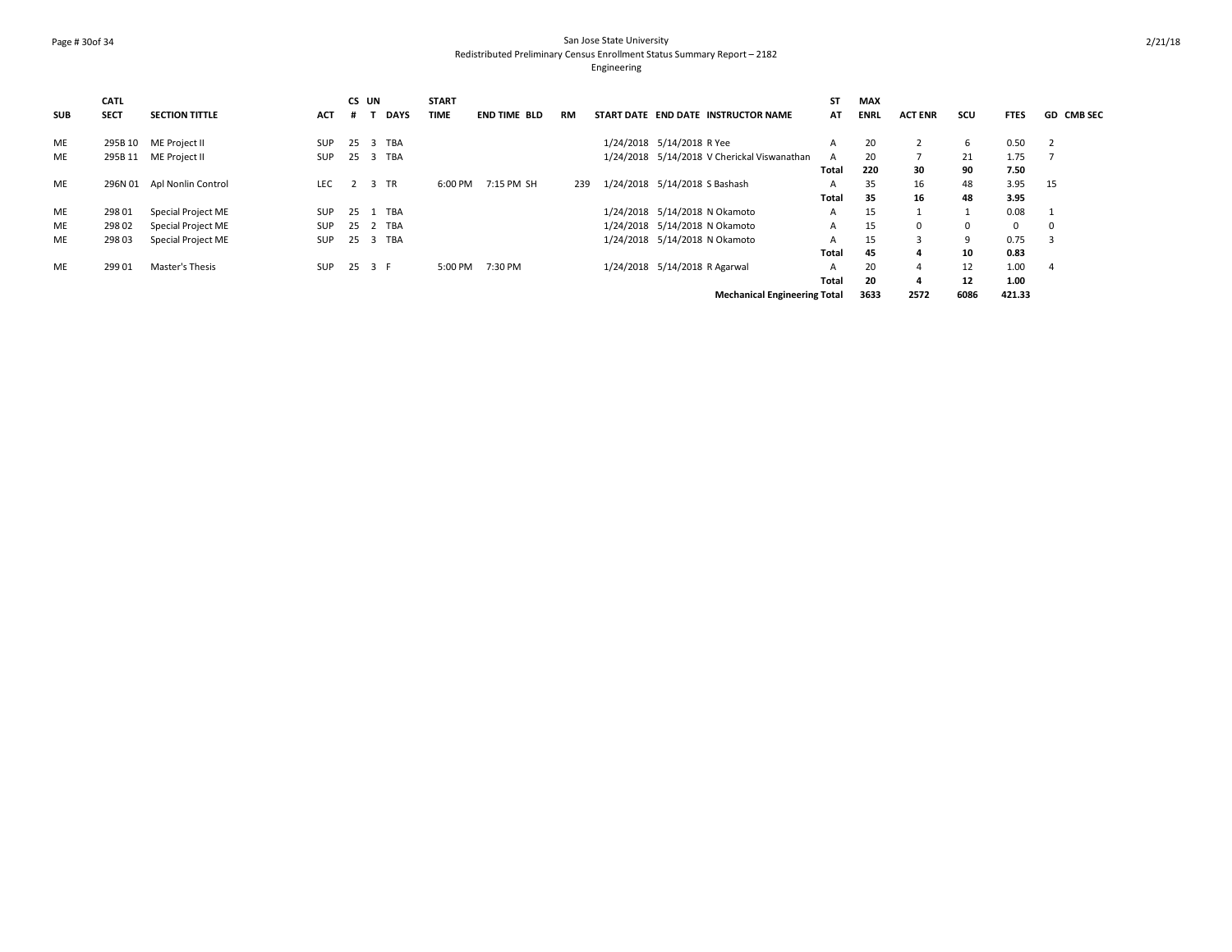San Jose State University
Redistributed Preliminary Census Enrollment Status Summary Report – 2182
Engineering

| SUB | CATL SECT | SECTION TITTLE | ACT | CS # | UN T | DAYS | START TIME | END TIME | BLD | RM | START DATE | END DATE | INSTRUCTOR NAME | ST AT | MAX ENRL | ACT ENR | SCU | FTES | GD | CMB SEC |
|---|---|---|---|---|---|---|---|---|---|---|---|---|---|---|---|---|---|---|---|---|
| ME | 295B 10 | ME Project II | SUP | 25 | 3 | TBA | | | | | 1/24/2018 | 5/14/2018 | R Yee | A | 20 | 2 | 6 | 0.50 | 2 | |
| ME | 295B 11 | ME Project II | SUP | 25 | 3 | TBA | | | | | 1/24/2018 | 5/14/2018 | V Cherickal Viswanathan | A | 20 | 7 | 21 | 1.75 | 7 | |
| | | | | | | | | | | | | | | **Total** | **220** | **30** | **90** | **7.50** | | |
| ME | 296N 01 | Apl Nonlin Control | LEC | 2 | 3 | TR | 6:00 PM | 7:15 PM | SH | 239 | 1/24/2018 | 5/14/2018 | S Bashash | A | 35 | 16 | 48 | 3.95 | 15 | |
| | | | | | | | | | | | | | | **Total** | **35** | **16** | **48** | **3.95** | | |
| ME | 298 01 | Special Project ME | SUP | 25 | 1 | TBA | | | | | 1/24/2018 | 5/14/2018 | N Okamoto | A | 15 | 1 | 1 | 0.08 | 1 | |
| ME | 298 02 | Special Project ME | SUP | 25 | 2 | TBA | | | | | 1/24/2018 | 5/14/2018 | N Okamoto | A | 15 | 0 | 0 | 0 | 0 | |
| ME | 298 03 | Special Project ME | SUP | 25 | 3 | TBA | | | | | 1/24/2018 | 5/14/2018 | N Okamoto | A | 15 | 3 | 9 | 0.75 | 3 | |
| | | | | | | | | | | | | | | **Total** | **45** | **4** | **10** | **0.83** | | |
| ME | 299 01 | Master's Thesis | SUP | 25 | 3 | F | 5:00 PM | 7:30 PM | | | 1/24/2018 | 5/14/2018 | R Agarwal | A | 20 | 4 | 12 | 1.00 | 4 | |
| | | | | | | | | | | | | | | **Total** | **20** | **4** | **12** | **1.00** | | |
| | | | | | | | | | | | | | **Mechanical Engineering Total** | | **3633** | **2572** | **6086** | **421.33** | | |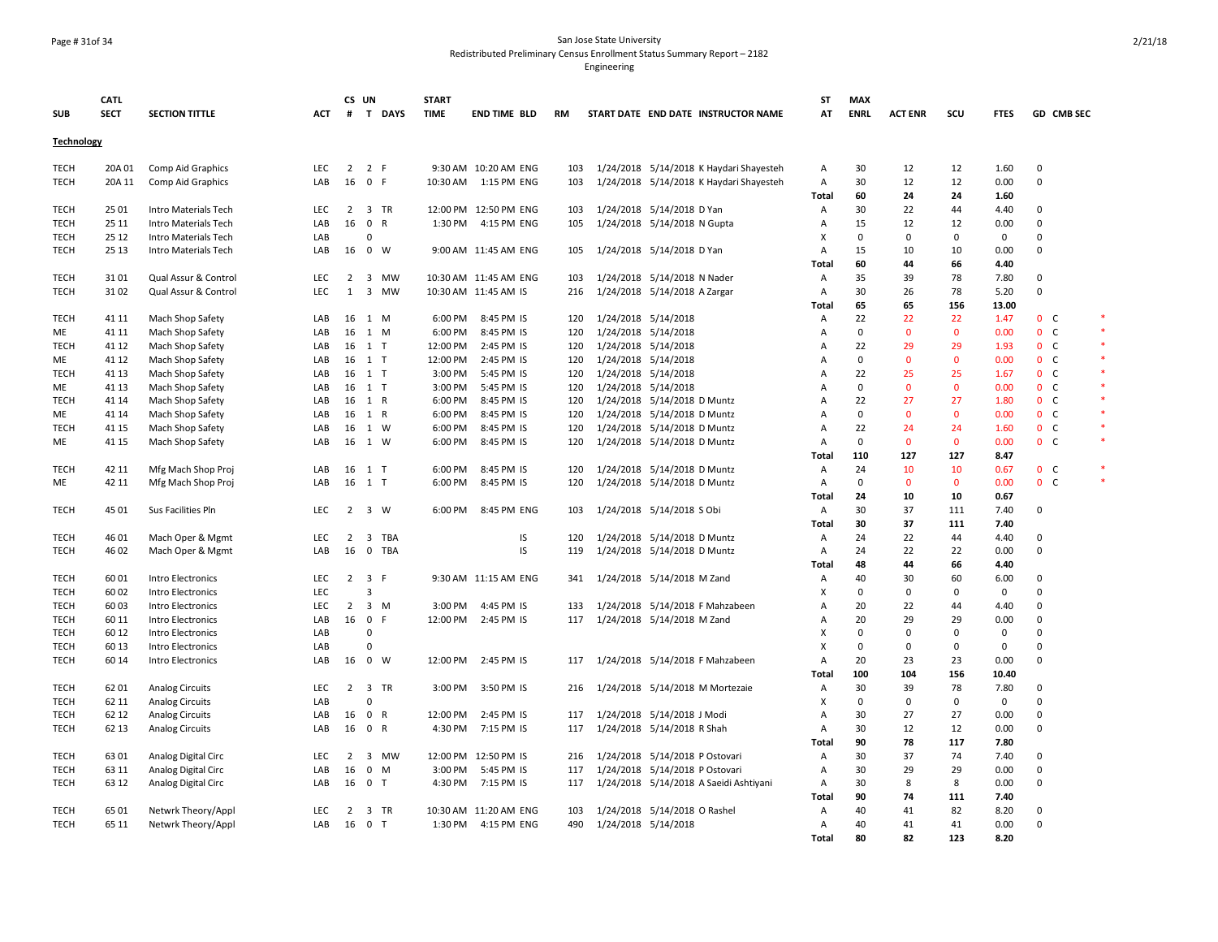San Jose State University
Redistributed Preliminary Census Enrollment Status Summary Report – 2182
Engineering

| SUB | CATL SECT | SECTION TITTLE | ACT | CS # | UN T | DAYS | START TIME | END TIME | BLD | RM | START DATE | END DATE | INSTRUCTOR NAME | ST AT | MAX ENRL | ACT ENR | SCU | FTES | GD | CMB SEC | |
|---|---|---|---|---|---|---|---|---|---|---|---|---|---|---|---|---|---|---|---|---|---|
| **Technology** | | | | | | | | | | | | | | | | | | | | | |
| TECH | 20A 01 | Comp Aid Graphics | LEC | 2 | 2 | F | 9:30 AM | 10:20 AM | ENG | 103 | 1/24/2018 | 5/14/2018 | K Haydari Shayesteh | A | 30 | 12 | 12 | 1.60 | 0 | | |
| TECH | 20A 11 | Comp Aid Graphics | LAB | 16 | 0 | F | 10:30 AM | 1:15 PM | ENG | 103 | 1/24/2018 | 5/14/2018 | K Haydari Shayesteh | A | 30 | 12 | 12 | 0.00 | 0 | | |
| | | | | | | | | | | | | | | **Total** | **60** | **24** | **24** | **1.60** | | | |
| TECH | 25 01 | Intro Materials Tech | LEC | 2 | 3 | TR | 12:00 PM | 12:50 PM | ENG | 103 | 1/24/2018 | 5/14/2018 | D Yan | A | 30 | 22 | 44 | 4.40 | 0 | | |
| TECH | 25 11 | Intro Materials Tech | LAB | 16 | 0 | R | 1:30 PM | 4:15 PM | ENG | 105 | 1/24/2018 | 5/14/2018 | N Gupta | A | 15 | 12 | 12 | 0.00 | 0 | | |
| TECH | 25 12 | Intro Materials Tech | LAB | | 0 | | | | | | | | | X | 0 | 0 | 0 | 0 | 0 | | |
| TECH | 25 13 | Intro Materials Tech | LAB | 16 | 0 | W | 9:00 AM | 11:45 AM | ENG | 105 | 1/24/2018 | 5/14/2018 | D Yan | A | 15 | 10 | 10 | 0.00 | 0 | | |
| | | | | | | | | | | | | | | **Total** | **60** | **44** | **66** | **4.40** | | | |
| TECH | 31 01 | Qual Assur & Control | LEC | 2 | 3 | MW | 10:30 AM | 11:45 AM | ENG | 103 | 1/24/2018 | 5/14/2018 | N Nader | A | 35 | 39 | 78 | 7.80 | 0 | | |
| TECH | 31 02 | Qual Assur & Control | LEC | 1 | 3 | MW | 10:30 AM | 11:45 AM | IS | 216 | 1/24/2018 | 5/14/2018 | A Zargar | A | 30 | 26 | 78 | 5.20 | 0 | | |
| | | | | | | | | | | | | | | **Total** | **65** | **65** | **156** | **13.00** | | | |
| TECH | 41 11 | Mach Shop Safety | LAB | 16 | 1 | M | 6:00 PM | 8:45 PM | IS | 120 | 1/24/2018 | 5/14/2018 | | A | 22 | 22 | 22 | 1.47 | 0 | C | * |
| ME | 41 11 | Mach Shop Safety | LAB | 16 | 1 | M | 6:00 PM | 8:45 PM | IS | 120 | 1/24/2018 | 5/14/2018 | | A | 0 | 0 | 0 | 0.00 | 0 | C | * |
| TECH | 41 12 | Mach Shop Safety | LAB | 16 | 1 | T | 12:00 PM | 2:45 PM | IS | 120 | 1/24/2018 | 5/14/2018 | | A | 22 | 29 | 29 | 1.93 | 0 | C | * |
| ME | 41 12 | Mach Shop Safety | LAB | 16 | 1 | T | 12:00 PM | 2:45 PM | IS | 120 | 1/24/2018 | 5/14/2018 | | A | 0 | 0 | 0 | 0.00 | 0 | C | * |
| TECH | 41 13 | Mach Shop Safety | LAB | 16 | 1 | T | 3:00 PM | 5:45 PM | IS | 120 | 1/24/2018 | 5/14/2018 | | A | 22 | 25 | 25 | 1.67 | 0 | C | * |
| ME | 41 13 | Mach Shop Safety | LAB | 16 | 1 | T | 3:00 PM | 5:45 PM | IS | 120 | 1/24/2018 | 5/14/2018 | | A | 0 | 0 | 0 | 0.00 | 0 | C | * |
| TECH | 41 14 | Mach Shop Safety | LAB | 16 | 1 | R | 6:00 PM | 8:45 PM | IS | 120 | 1/24/2018 | 5/14/2018 | D Muntz | A | 22 | 27 | 27 | 1.80 | 0 | C | * |
| ME | 41 14 | Mach Shop Safety | LAB | 16 | 1 | R | 6:00 PM | 8:45 PM | IS | 120 | 1/24/2018 | 5/14/2018 | D Muntz | A | 0 | 0 | 0 | 0.00 | 0 | C | * |
| TECH | 41 15 | Mach Shop Safety | LAB | 16 | 1 | W | 6:00 PM | 8:45 PM | IS | 120 | 1/24/2018 | 5/14/2018 | D Muntz | A | 22 | 24 | 24 | 1.60 | 0 | C | * |
| ME | 41 15 | Mach Shop Safety | LAB | 16 | 1 | W | 6:00 PM | 8:45 PM | IS | 120 | 1/24/2018 | 5/14/2018 | D Muntz | A | 0 | 0 | 0 | 0.00 | 0 | C | * |
| | | | | | | | | | | | | | | **Total** | **110** | **127** | **127** | **8.47** | | | |
| TECH | 42 11 | Mfg Mach Shop Proj | LAB | 16 | 1 | T | 6:00 PM | 8:45 PM | IS | 120 | 1/24/2018 | 5/14/2018 | D Muntz | A | 24 | 10 | 10 | 0.67 | 0 | C | * |
| ME | 42 11 | Mfg Mach Shop Proj | LAB | 16 | 1 | T | 6:00 PM | 8:45 PM | IS | 120 | 1/24/2018 | 5/14/2018 | D Muntz | A | 0 | 0 | 0 | 0.00 | 0 | C | * |
| | | | | | | | | | | | | | | **Total** | **24** | **10** | **10** | **0.67** | | | |
| TECH | 45 01 | Sus Facilities Pln | LEC | 2 | 3 | W | 6:00 PM | 8:45 PM | ENG | 103 | 1/24/2018 | 5/14/2018 | S Obi | A | 30 | 37 | 111 | 7.40 | 0 | | |
| | | | | | | | | | | | | | | **Total** | **30** | **37** | **111** | **7.40** | | | |
| TECH | 46 01 | Mach Oper & Mgmt | LEC | 2 | 3 | TBA | | | IS | 120 | 1/24/2018 | 5/14/2018 | D Muntz | A | 24 | 22 | 44 | 4.40 | 0 | | |
| TECH | 46 02 | Mach Oper & Mgmt | LAB | 16 | 0 | TBA | | | IS | 119 | 1/24/2018 | 5/14/2018 | D Muntz | A | 24 | 22 | 22 | 0.00 | 0 | | |
| | | | | | | | | | | | | | | **Total** | **48** | **44** | **66** | **4.40** | | | |
| TECH | 60 01 | Intro Electronics | LEC | 2 | 3 | F | 9:30 AM | 11:15 AM | ENG | 341 | 1/24/2018 | 5/14/2018 | M Zand | A | 40 | 30 | 60 | 6.00 | 0 | | |
| TECH | 60 02 | Intro Electronics | LEC | | 3 | | | | | | | | | X | 0 | 0 | 0 | 0 | 0 | | |
| TECH | 60 03 | Intro Electronics | LEC | 2 | 3 | M | 3:00 PM | 4:45 PM | IS | 133 | 1/24/2018 | 5/14/2018 | F Mahzabeen | A | 20 | 22 | 44 | 4.40 | 0 | | |
| TECH | 60 11 | Intro Electronics | LAB | 16 | 0 | F | 12:00 PM | 2:45 PM | IS | 117 | 1/24/2018 | 5/14/2018 | M Zand | A | 20 | 29 | 29 | 0.00 | 0 | | |
| TECH | 60 12 | Intro Electronics | LAB | | 0 | | | | | | | | | X | 0 | 0 | 0 | 0 | 0 | | |
| TECH | 60 13 | Intro Electronics | LAB | | 0 | | | | | | | | | X | 0 | 0 | 0 | 0 | 0 | | |
| TECH | 60 14 | Intro Electronics | LAB | 16 | 0 | W | 12:00 PM | 2:45 PM | IS | 117 | 1/24/2018 | 5/14/2018 | F Mahzabeen | A | 20 | 23 | 23 | 0.00 | 0 | | |
| | | | | | | | | | | | | | | **Total** | **100** | **104** | **156** | **10.40** | | | |
| TECH | 62 01 | Analog Circuits | LEC | 2 | 3 | TR | 3:00 PM | 3:50 PM | IS | 216 | 1/24/2018 | 5/14/2018 | M Mortezaie | A | 30 | 39 | 78 | 7.80 | 0 | | |
| TECH | 62 11 | Analog Circuits | LAB | | 0 | | | | | | | | | X | 0 | 0 | 0 | 0 | 0 | | |
| TECH | 62 12 | Analog Circuits | LAB | 16 | 0 | R | 12:00 PM | 2:45 PM | IS | 117 | 1/24/2018 | 5/14/2018 | J Modi | A | 30 | 27 | 27 | 0.00 | 0 | | |
| TECH | 62 13 | Analog Circuits | LAB | 16 | 0 | R | 4:30 PM | 7:15 PM | IS | 117 | 1/24/2018 | 5/14/2018 | R Shah | A | 30 | 12 | 12 | 0.00 | 0 | | |
| | | | | | | | | | | | | | | **Total** | **90** | **78** | **117** | **7.80** | | | |
| TECH | 63 01 | Analog Digital Circ | LEC | 2 | 3 | MW | 12:00 PM | 12:50 PM | IS | 216 | 1/24/2018 | 5/14/2018 | P Ostovari | A | 30 | 37 | 74 | 7.40 | 0 | | |
| TECH | 63 11 | Analog Digital Circ | LAB | 16 | 0 | M | 3:00 PM | 5:45 PM | IS | 117 | 1/24/2018 | 5/14/2018 | P Ostovari | A | 30 | 29 | 29 | 0.00 | 0 | | |
| TECH | 63 12 | Analog Digital Circ | LAB | 16 | 0 | T | 4:30 PM | 7:15 PM | IS | 117 | 1/24/2018 | 5/14/2018 | A Saeidi Ashtiyani | A | 30 | 8 | 8 | 0.00 | 0 | | |
| | | | | | | | | | | | | | | **Total** | **90** | **74** | **111** | **7.40** | | | |
| TECH | 65 01 | Netwrk Theory/Appl | LEC | 2 | 3 | TR | 10:30 AM | 11:20 AM | ENG | 103 | 1/24/2018 | 5/14/2018 | O Rashel | A | 40 | 41 | 82 | 8.20 | 0 | | |
| TECH | 65 11 | Netwrk Theory/Appl | LAB | 16 | 0 | T | 1:30 PM | 4:15 PM | ENG | 490 | 1/24/2018 | 5/14/2018 | | A | 40 | 41 | 41 | 0.00 | 0 | | |
| | | | | | | | | | | | | | | **Total** | **80** | **82** | **123** | **8.20** | | | |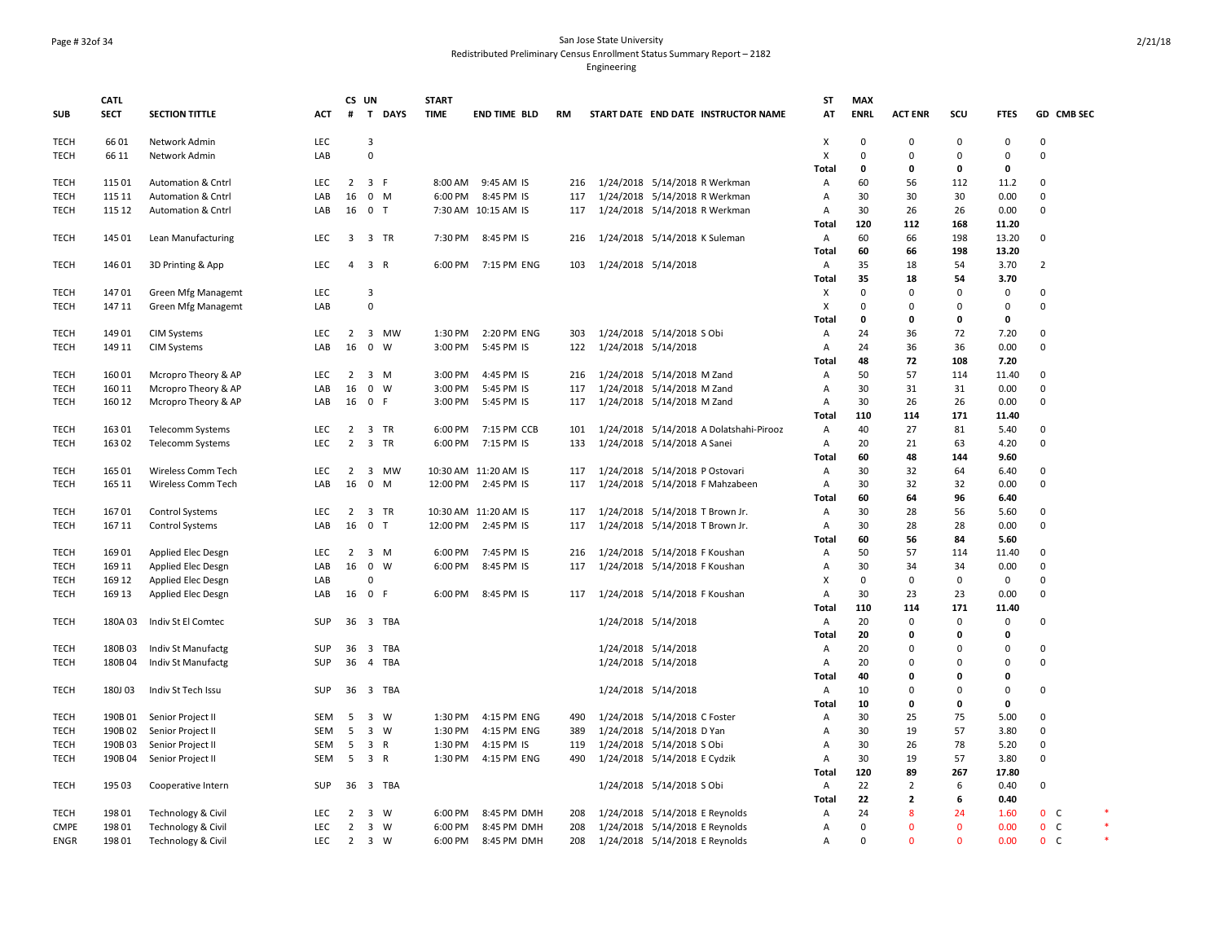San Jose State University
Redistributed Preliminary Census Enrollment Status Summary Report – 2182
Engineering

| SUB | CATL SECT | SECTION TITTLE | ACT | CS # | UN T | DAYS | START TIME | END TIME | BLD | RM | START DATE | END DATE | INSTRUCTOR NAME | ST AT | MAX ENRL | ACT ENR | SCU | FTES | GD | CMB SEC |  |
|---|---|---|---|---|---|---|---|---|---|---|---|---|---|---|---|---|---|---|---|---|---|
| TECH | 66 01 | Network Admin | LEC | | 3 | | | | | | | | | X | 0 | 0 | 0 | 0 | 0 | | |
| TECH | 66 11 | Network Admin | LAB | | 0 | | | | | | | | | X | 0 | 0 | 0 | 0 | 0 | | |
| | | | | | | | | | | | | | | Total | 0 | 0 | 0 | 0 | | | |
| TECH | 115 01 | Automation & Cntrl | LEC | 2 | 3 | F | 8:00 AM | 9:45 AM | IS | 216 | 1/24/2018 | 5/14/2018 | R Werkman | A | 60 | 56 | 112 | 11.2 | 0 | | |
| TECH | 115 11 | Automation & Cntrl | LAB | 16 | 0 | M | 6:00 PM | 8:45 PM | IS | 117 | 1/24/2018 | 5/14/2018 | R Werkman | A | 30 | 30 | 30 | 0.00 | 0 | | |
| TECH | 115 12 | Automation & Cntrl | LAB | 16 | 0 | T | 7:30 AM | 10:15 AM | IS | 117 | 1/24/2018 | 5/14/2018 | R Werkman | A | 30 | 26 | 26 | 0.00 | 0 | | |
| | | | | | | | | | | | | | | Total | 120 | 112 | 168 | 11.20 | | | |
| TECH | 145 01 | Lean Manufacturing | LEC | 3 | 3 | TR | 7:30 PM | 8:45 PM | IS | 216 | 1/24/2018 | 5/14/2018 | K Suleman | A | 60 | 66 | 198 | 13.20 | 0 | | |
| | | | | | | | | | | | | | | Total | 60 | 66 | 198 | 13.20 | | | |
| TECH | 146 01 | 3D Printing & App | LEC | 4 | 3 | R | 6:00 PM | 7:15 PM | ENG | 103 | 1/24/2018 | 5/14/2018 | | A | 35 | 18 | 54 | 3.70 | 2 | | |
| | | | | | | | | | | | | | | Total | 35 | 18 | 54 | 3.70 | | | |
| TECH | 147 01 | Green Mfg Managemt | LEC | | 3 | | | | | | | | | X | 0 | 0 | 0 | 0 | 0 | | |
| TECH | 147 11 | Green Mfg Managemt | LAB | | 0 | | | | | | | | | X | 0 | 0 | 0 | 0 | 0 | | |
| | | | | | | | | | | | | | | Total | 0 | 0 | 0 | 0 | | | |
| TECH | 149 01 | CIM Systems | LEC | 2 | 3 | MW | 1:30 PM | 2:20 PM | ENG | 303 | 1/24/2018 | 5/14/2018 | S Obi | A | 24 | 36 | 72 | 7.20 | 0 | | |
| TECH | 149 11 | CIM Systems | LAB | 16 | 0 | W | 3:00 PM | 5:45 PM | IS | 122 | 1/24/2018 | 5/14/2018 | | A | 24 | 36 | 36 | 0.00 | 0 | | |
| | | | | | | | | | | | | | | Total | 48 | 72 | 108 | 7.20 | | | |
| TECH | 160 01 | Mcropro Theory & AP | LEC | 2 | 3 | M | 3:00 PM | 4:45 PM | IS | 216 | 1/24/2018 | 5/14/2018 | M Zand | A | 50 | 57 | 114 | 11.40 | 0 | | |
| TECH | 160 11 | Mcropro Theory & AP | LAB | 16 | 0 | W | 3:00 PM | 5:45 PM | IS | 117 | 1/24/2018 | 5/14/2018 | M Zand | A | 30 | 31 | 31 | 0.00 | 0 | | |
| TECH | 160 12 | Mcropro Theory & AP | LAB | 16 | 0 | F | 3:00 PM | 5:45 PM | IS | 117 | 1/24/2018 | 5/14/2018 | M Zand | A | 30 | 26 | 26 | 0.00 | 0 | | |
| | | | | | | | | | | | | | | Total | 110 | 114 | 171 | 11.40 | | | |
| TECH | 163 01 | Telecomm Systems | LEC | 2 | 3 | TR | 6:00 PM | 7:15 PM | CCB | 101 | 1/24/2018 | 5/14/2018 | A Dolatshahi-Pirooz | A | 40 | 27 | 81 | 5.40 | 0 | | |
| TECH | 163 02 | Telecomm Systems | LEC | 2 | 3 | TR | 6:00 PM | 7:15 PM | IS | 133 | 1/24/2018 | 5/14/2018 | A Sanei | A | 20 | 21 | 63 | 4.20 | 0 | | |
| | | | | | | | | | | | | | | Total | 60 | 48 | 144 | 9.60 | | | |
| TECH | 165 01 | Wireless Comm Tech | LEC | 2 | 3 | MW | 10:30 AM | 11:20 AM | IS | 117 | 1/24/2018 | 5/14/2018 | P Ostovari | A | 30 | 32 | 64 | 6.40 | 0 | | |
| TECH | 165 11 | Wireless Comm Tech | LAB | 16 | 0 | M | 12:00 PM | 2:45 PM | IS | 117 | 1/24/2018 | 5/14/2018 | F Mahzabeen | A | 30 | 32 | 32 | 0.00 | 0 | | |
| | | | | | | | | | | | | | | Total | 60 | 64 | 96 | 6.40 | | | |
| TECH | 167 01 | Control Systems | LEC | 2 | 3 | TR | 10:30 AM | 11:20 AM | IS | 117 | 1/24/2018 | 5/14/2018 | T Brown Jr. | A | 30 | 28 | 56 | 5.60 | 0 | | |
| TECH | 167 11 | Control Systems | LAB | 16 | 0 | T | 12:00 PM | 2:45 PM | IS | 117 | 1/24/2018 | 5/14/2018 | T Brown Jr. | A | 30 | 28 | 28 | 0.00 | 0 | | |
| | | | | | | | | | | | | | | Total | 60 | 56 | 84 | 5.60 | | | |
| TECH | 169 01 | Applied Elec Desgn | LEC | 2 | 3 | M | 6:00 PM | 7:45 PM | IS | 216 | 1/24/2018 | 5/14/2018 | F Koushan | A | 50 | 57 | 114 | 11.40 | 0 | | |
| TECH | 169 11 | Applied Elec Desgn | LAB | 16 | 0 | W | 6:00 PM | 8:45 PM | IS | 117 | 1/24/2018 | 5/14/2018 | F Koushan | A | 30 | 34 | 34 | 0.00 | 0 | | |
| TECH | 169 12 | Applied Elec Desgn | LAB | | 0 | | | | | | | | | X | 0 | 0 | 0 | 0 | 0 | | |
| TECH | 169 13 | Applied Elec Desgn | LAB | 16 | 0 | F | 6:00 PM | 8:45 PM | IS | 117 | 1/24/2018 | 5/14/2018 | F Koushan | A | 30 | 23 | 23 | 0.00 | 0 | | |
| | | | | | | | | | | | | | | Total | 110 | 114 | 171 | 11.40 | | | |
| TECH | 180A 03 | Indiv St El Comtec | SUP | 36 | 3 | TBA | | | | | 1/24/2018 | 5/14/2018 | | A | 20 | 0 | 0 | 0 | 0 | | |
| | | | | | | | | | | | | | | Total | 20 | 0 | 0 | 0 | | | |
| TECH | 180B 03 | Indiv St Manufactg | SUP | 36 | 3 | TBA | | | | | 1/24/2018 | 5/14/2018 | | A | 20 | 0 | 0 | 0 | 0 | | |
| TECH | 180B 04 | Indiv St Manufactg | SUP | 36 | 4 | TBA | | | | | 1/24/2018 | 5/14/2018 | | A | 20 | 0 | 0 | 0 | 0 | | |
| | | | | | | | | | | | | | | Total | 40 | 0 | 0 | 0 | | | |
| TECH | 180J 03 | Indiv St Tech Issu | SUP | 36 | 3 | TBA | | | | | 1/24/2018 | 5/14/2018 | | A | 10 | 0 | 0 | 0 | 0 | | |
| | | | | | | | | | | | | | | Total | 10 | 0 | 0 | 0 | | | |
| TECH | 190B 01 | Senior Project II | SEM | 5 | 3 | W | 1:30 PM | 4:15 PM | ENG | 490 | 1/24/2018 | 5/14/2018 | C Foster | A | 30 | 25 | 75 | 5.00 | 0 | | |
| TECH | 190B 02 | Senior Project II | SEM | 5 | 3 | W | 1:30 PM | 4:15 PM | ENG | 389 | 1/24/2018 | 5/14/2018 | D Yan | A | 30 | 19 | 57 | 3.80 | 0 | | |
| TECH | 190B 03 | Senior Project II | SEM | 5 | 3 | R | 1:30 PM | 4:15 PM | IS | 119 | 1/24/2018 | 5/14/2018 | S Obi | A | 30 | 26 | 78 | 5.20 | 0 | | |
| TECH | 190B 04 | Senior Project II | SEM | 5 | 3 | R | 1:30 PM | 4:15 PM | ENG | 490 | 1/24/2018 | 5/14/2018 | E Cydzik | A | 30 | 19 | 57 | 3.80 | 0 | | |
| | | | | | | | | | | | | | | Total | 120 | 89 | 267 | 17.80 | | | |
| TECH | 195 03 | Cooperative Intern | SUP | 36 | 3 | TBA | | | | | 1/24/2018 | 5/14/2018 | S Obi | A | 22 | 2 | 6 | 0.40 | 0 | | |
| | | | | | | | | | | | | | | Total | 22 | 2 | 6 | 0.40 | | | |
| TECH | 198 01 | Technology & Civil | LEC | 2 | 3 | W | 6:00 PM | 8:45 PM | DMH | 208 | 1/24/2018 | 5/14/2018 | E Reynolds | A | 24 | 8 | 24 | 1.60 | 0 | C | * |
| CMPE | 198 01 | Technology & Civil | LEC | 2 | 3 | W | 6:00 PM | 8:45 PM | DMH | 208 | 1/24/2018 | 5/14/2018 | E Reynolds | A | 0 | 0 | 0 | 0.00 | 0 | C | * |
| ENGR | 198 01 | Technology & Civil | LEC | 2 | 3 | W | 6:00 PM | 8:45 PM | DMH | 208 | 1/24/2018 | 5/14/2018 | E Reynolds | A | 0 | 0 | 0 | 0.00 | 0 | C | * |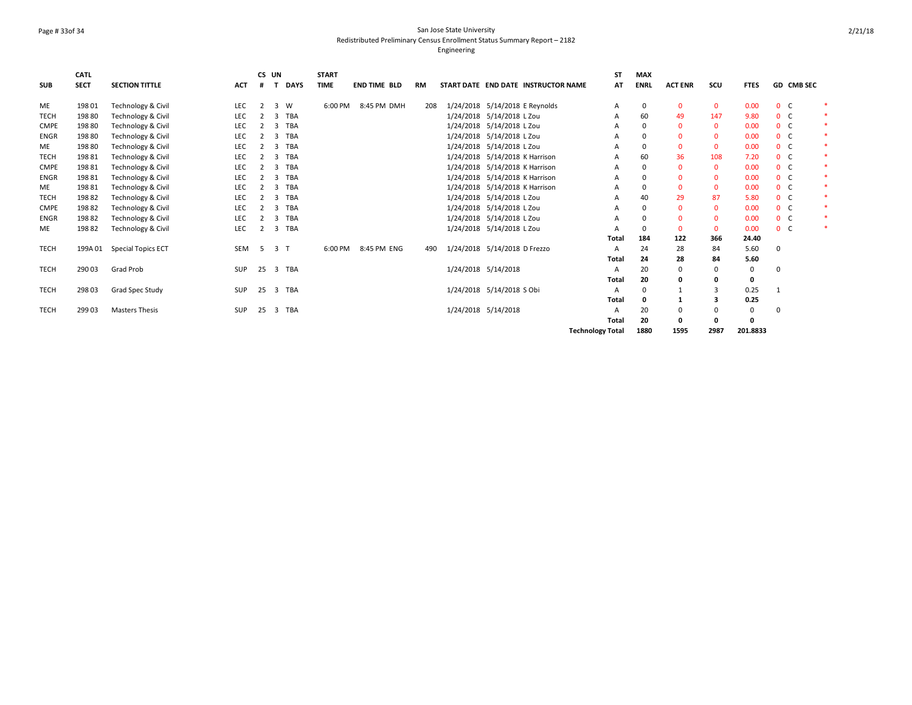San Jose State University
Redistributed Preliminary Census Enrollment Status Summary Report – 2182
Engineering

| SUB | CATL SECT | SECTION TITTLE | ACT | CS # | UN T | DAYS | START TIME | END TIME | BLD | RM | START DATE | END DATE | INSTRUCTOR NAME | ST AT | MAX ENRL | ACT ENR | SCU | FTES | GD | CMB SEC | |
|---|---|---|---|---|---|---|---|---|---|---|---|---|---|---|---|---|---|---|---|---|---|
| ME | 198 01 | Technology & Civil | LEC | 2 | 3 | W | 6:00 PM | 8:45 PM | DMH | 208 | 1/24/2018 | 5/14/2018 | E Reynolds | A | 0 | 0 | 0 | 0.00 | 0 | C | * |
| TECH | 198 80 | Technology & Civil | LEC | 2 | 3 | TBA | | | | | 1/24/2018 | 5/14/2018 | L Zou | A | 60 | 49 | 147 | 9.80 | 0 | C | * |
| CMPE | 198 80 | Technology & Civil | LEC | 2 | 3 | TBA | | | | | 1/24/2018 | 5/14/2018 | L Zou | A | 0 | 0 | 0 | 0.00 | 0 | C | * |
| ENGR | 198 80 | Technology & Civil | LEC | 2 | 3 | TBA | | | | | 1/24/2018 | 5/14/2018 | L Zou | A | 0 | 0 | 0 | 0.00 | 0 | C | * |
| ME | 198 80 | Technology & Civil | LEC | 2 | 3 | TBA | | | | | 1/24/2018 | 5/14/2018 | L Zou | A | 0 | 0 | 0 | 0.00 | 0 | C | * |
| TECH | 198 81 | Technology & Civil | LEC | 2 | 3 | TBA | | | | | 1/24/2018 | 5/14/2018 | K Harrison | A | 60 | 36 | 108 | 7.20 | 0 | C | * |
| CMPE | 198 81 | Technology & Civil | LEC | 2 | 3 | TBA | | | | | 1/24/2018 | 5/14/2018 | K Harrison | A | 0 | 0 | 0 | 0.00 | 0 | C | * |
| ENGR | 198 81 | Technology & Civil | LEC | 2 | 3 | TBA | | | | | 1/24/2018 | 5/14/2018 | K Harrison | A | 0 | 0 | 0 | 0.00 | 0 | C | * |
| ME | 198 81 | Technology & Civil | LEC | 2 | 3 | TBA | | | | | 1/24/2018 | 5/14/2018 | K Harrison | A | 0 | 0 | 0 | 0.00 | 0 | C | * |
| TECH | 198 82 | Technology & Civil | LEC | 2 | 3 | TBA | | | | | 1/24/2018 | 5/14/2018 | L Zou | A | 40 | 29 | 87 | 5.80 | 0 | C | * |
| CMPE | 198 82 | Technology & Civil | LEC | 2 | 3 | TBA | | | | | 1/24/2018 | 5/14/2018 | L Zou | A | 0 | 0 | 0 | 0.00 | 0 | C | * |
| ENGR | 198 82 | Technology & Civil | LEC | 2 | 3 | TBA | | | | | 1/24/2018 | 5/14/2018 | L Zou | A | 0 | 0 | 0 | 0.00 | 0 | C | * |
| ME | 198 82 | Technology & Civil | LEC | 2 | 3 | TBA | | | | | 1/24/2018 | 5/14/2018 | L Zou | A | 0 | 0 | 0 | 0.00 | 0 | C | * |
| | | | | | | | | | | | | | | **Total** | **184** | **122** | **366** | **24.40** | | | |
| TECH | 199A 01 | Special Topics ECT | SEM | 5 | 3 | T | 6:00 PM | 8:45 PM | ENG | 490 | 1/24/2018 | 5/14/2018 | D Frezzo | A | 24 | 28 | 84 | 5.60 | 0 | | |
| | | | | | | | | | | | | | | **Total** | **24** | **28** | **84** | **5.60** | | | |
| TECH | 290 03 | Grad Prob | SUP | 25 | 3 | TBA | | | | | 1/24/2018 | 5/14/2018 | | A | 20 | 0 | 0 | 0 | 0 | | |
| | | | | | | | | | | | | | | **Total** | **20** | **0** | **0** | **0** | | | |
| TECH | 298 03 | Grad Spec Study | SUP | 25 | 3 | TBA | | | | | 1/24/2018 | 5/14/2018 | S Obi | A | 0 | 1 | 3 | 0.25 | 1 | | |
| | | | | | | | | | | | | | | **Total** | **0** | **1** | **3** | **0.25** | | | |
| TECH | 299 03 | Masters Thesis | SUP | 25 | 3 | TBA | | | | | 1/24/2018 | 5/14/2018 | | A | 20 | 0 | 0 | 0 | 0 | | |
| | | | | | | | | | | | | | | **Total** | **20** | **0** | **0** | **0** | | | |
| | | | | | | | | | | | | | | **Technology Total** | **1880** | **1595** | **2987** | **201.8833** | | | |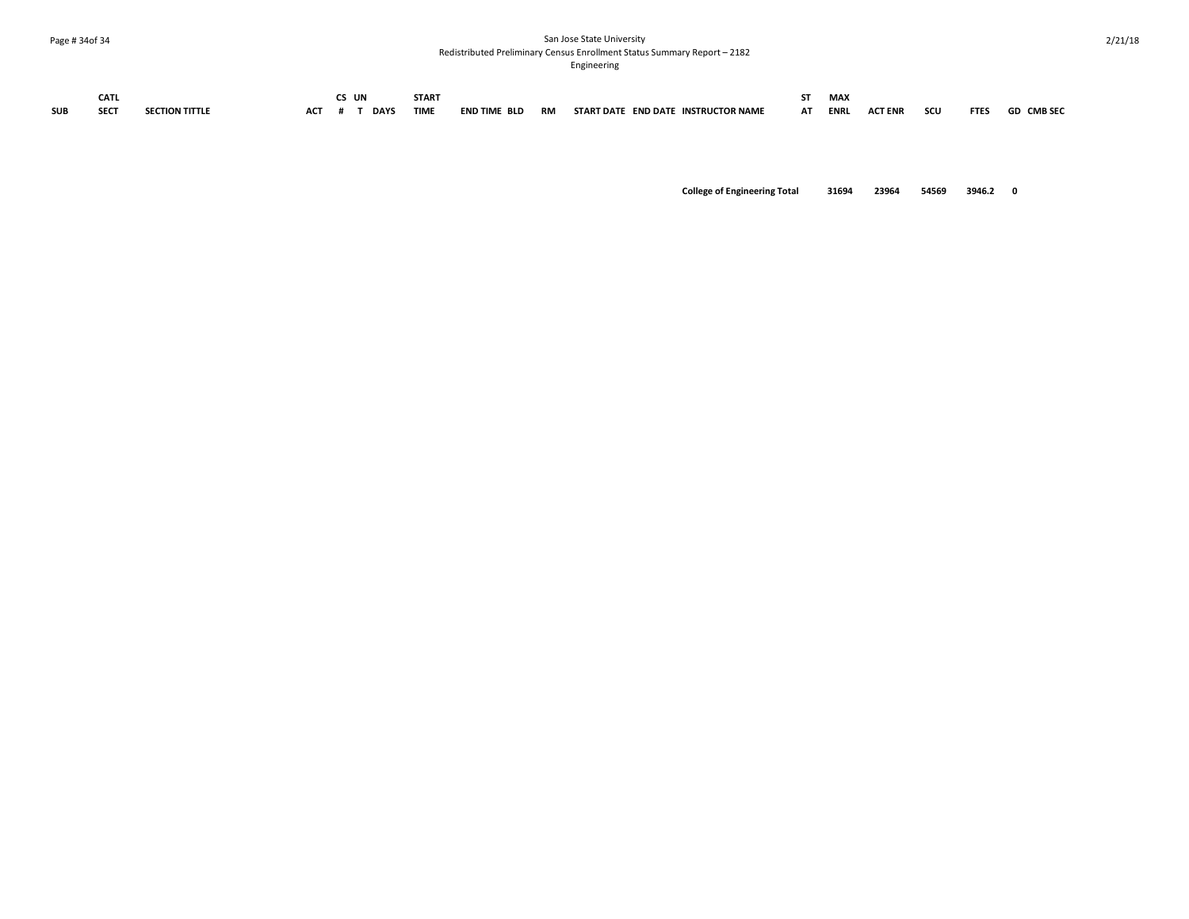| SUB | CATL SECT | SECTION TITTLE | ACT | CS # | UNT | DAYS | START TIME | END TIME | BLD | RM | START DATE | END DATE | INSTRUCTOR NAME | STAT | MAX ENRL | ACT ENR | SCU | FTES | GD | CMB SEC |
|---|---|---|---|---|---|---|---|---|---|---|---|---|---|---|---|---|---|---|---|---|
| | | | | | | | | | | | | | **College of Engineering Total** | | **31694** | **23964** | **54569** | **3946.2** | **0** | |